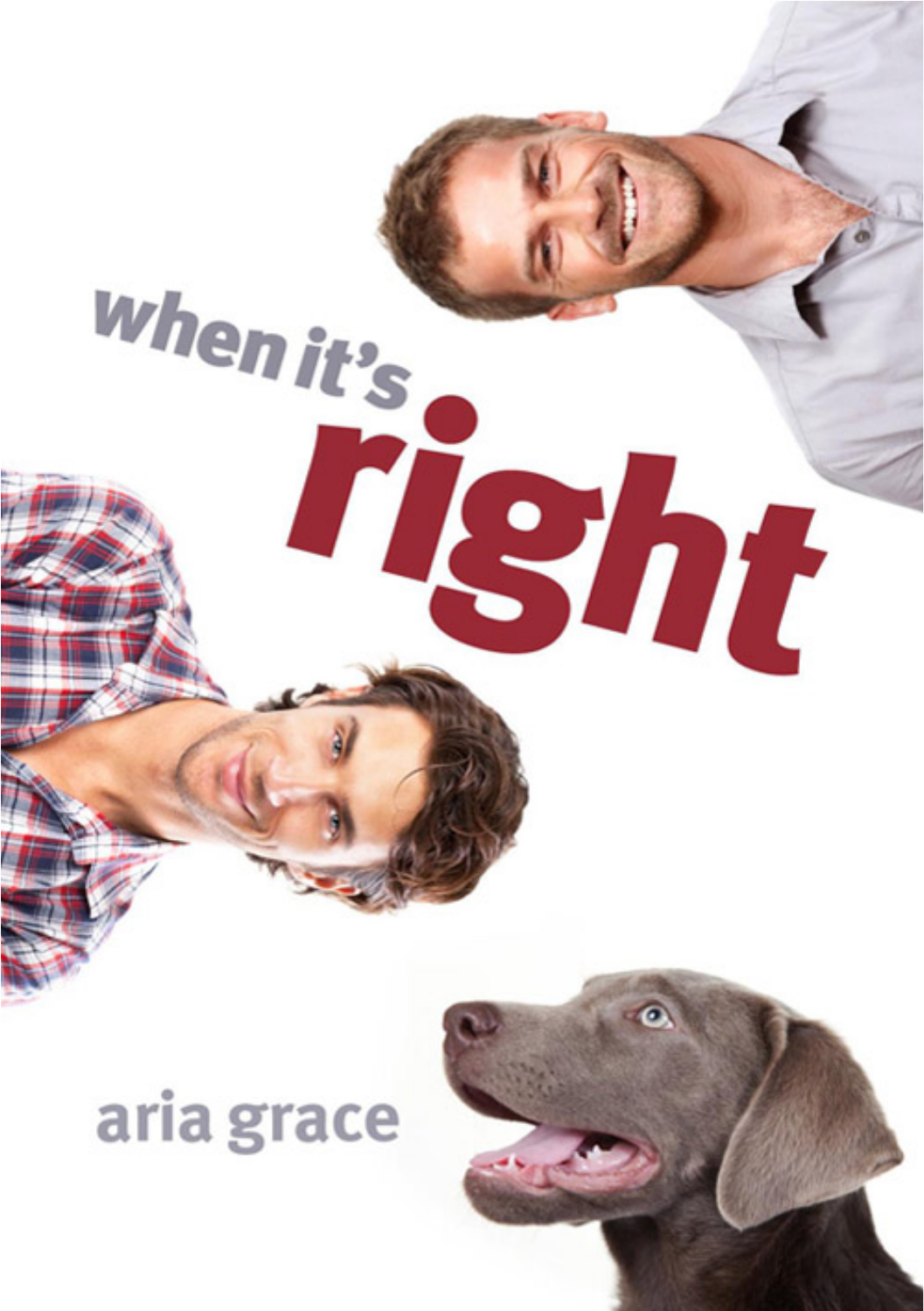# when it's right

aria grace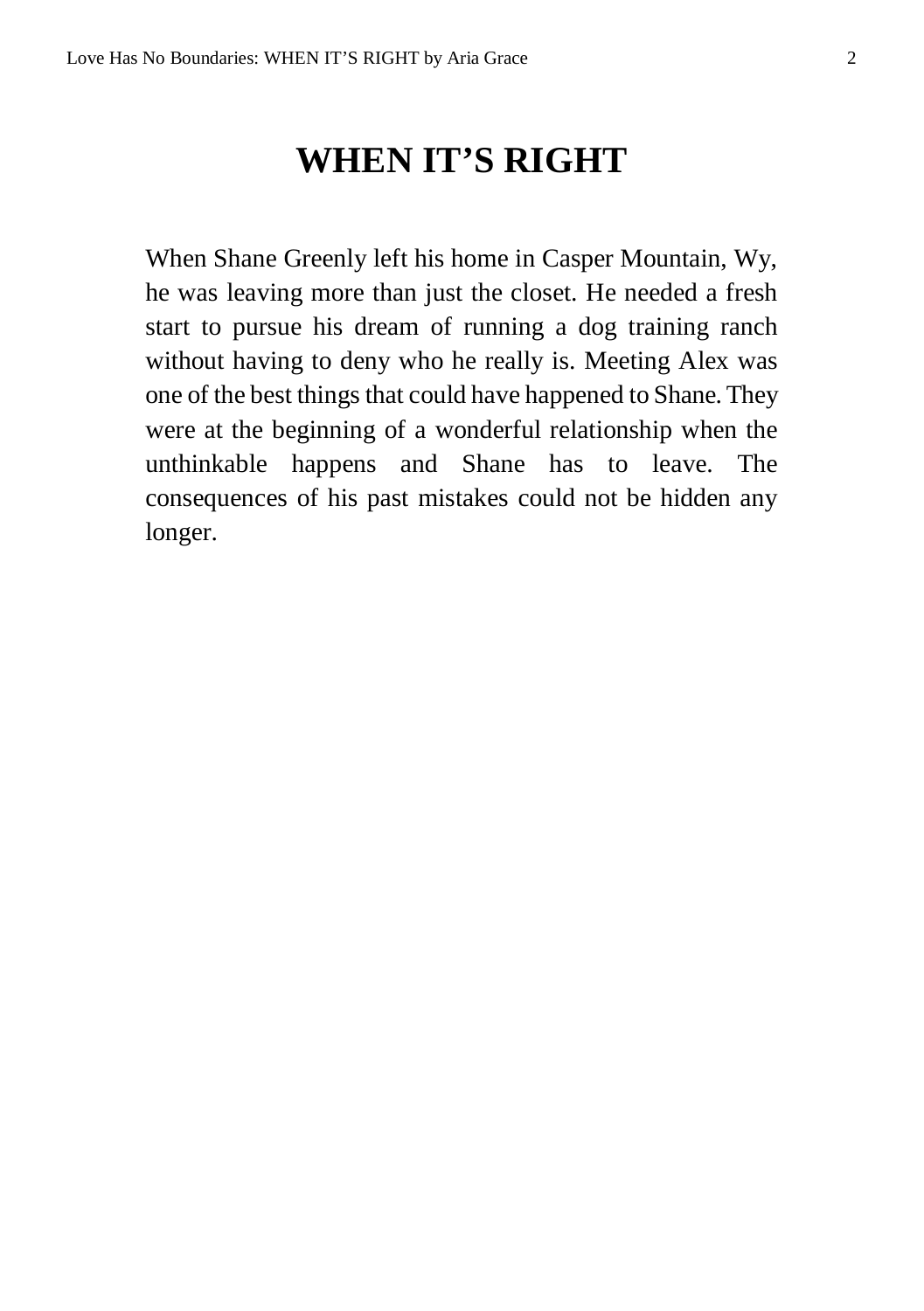# WHEN IT'S RIGHT

When Shane Greenly left his home in Casper Mountain, Wy, he was leaving more than just the closet. He needed a fresh start to pursue his dream of running a dog training ranch without having to deny who he really is. Meeting Alex was one of the best things that could have happened to Shane. They were at the beginning of a wonderful relationship when the unthinkable happens and Shane has to leave. The consequences of his past mistakes could not be hidden any longer.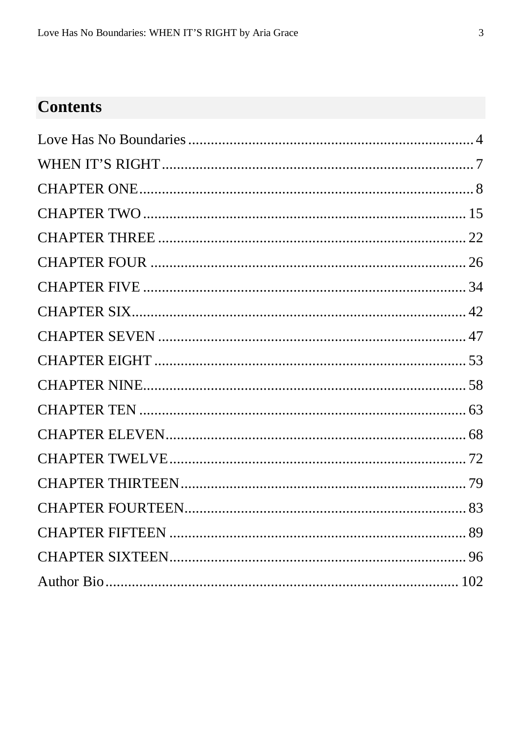## Contents

Love Has No Boundaries ........................................................................ 4

WHEN IT'S RIGHT ................................................................................ 7

CHAPTER ONE ...................................................................................... 8

CHAPTER TWO .................................................................................... 15

CHAPTER THREE ................................................................................ 22

CHAPTER FOUR .................................................................................. 26

CHAPTER FIVE .................................................................................... 34

CHAPTER SIX ....................................................................................... 42

CHAPTER SEVEN ................................................................................ 47

CHAPTER EIGHT ................................................................................. 53

CHAPTER NINE .................................................................................... 58

CHAPTER TEN ..................................................................................... 63

CHAPTER ELEVEN .............................................................................. 68

CHAPTER TWELVE .............................................................................. 72

CHAPTER THIRTEEN .......................................................................... 79

CHAPTER FOURTEEN .......................................................................... 83

CHAPTER FIFTEEN .............................................................................. 89

CHAPTER SIXTEEN .............................................................................. 96

Author Bio ............................................................................................. 102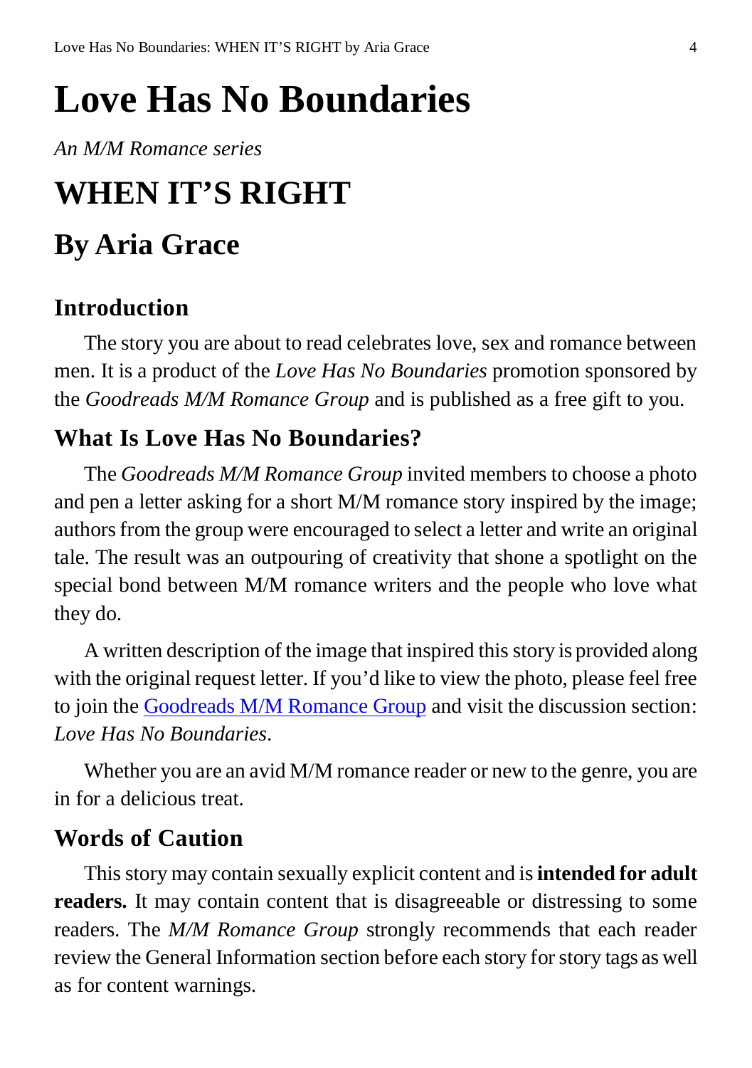# Love Has No Boundaries

*An M/M Romance series*

# WHEN IT'S RIGHT

## By Aria Grace

### Introduction

The story you are about to read celebrates love, sex and romance between men. It is a product of the *Love Has No Boundaries* promotion sponsored by the *Goodreads M/M Romance Group* and is published as a free gift to you.

### What Is Love Has No Boundaries?

The *Goodreads M/M Romance Group* invited members to choose a photo and pen a letter asking for a short M/M romance story inspired by the image; authors from the group were encouraged to select a letter and write an original tale. The result was an outpouring of creativity that shone a spotlight on the special bond between M/M romance writers and the people who love what they do.

A written description of the image that inspired this story is provided along with the original request letter. If you'd like to view the photo, please feel free to join the Goodreads M/M Romance Group and visit the discussion section: *Love Has No Boundaries*.

Whether you are an avid M/M romance reader or new to the genre, you are in for a delicious treat.

### Words of Caution

This story may contain sexually explicit content and is **intended for adult readers.** It may contain content that is disagreeable or distressing to some readers. The *M/M Romance Group* strongly recommends that each reader review the General Information section before each story for story tags as well as for content warnings.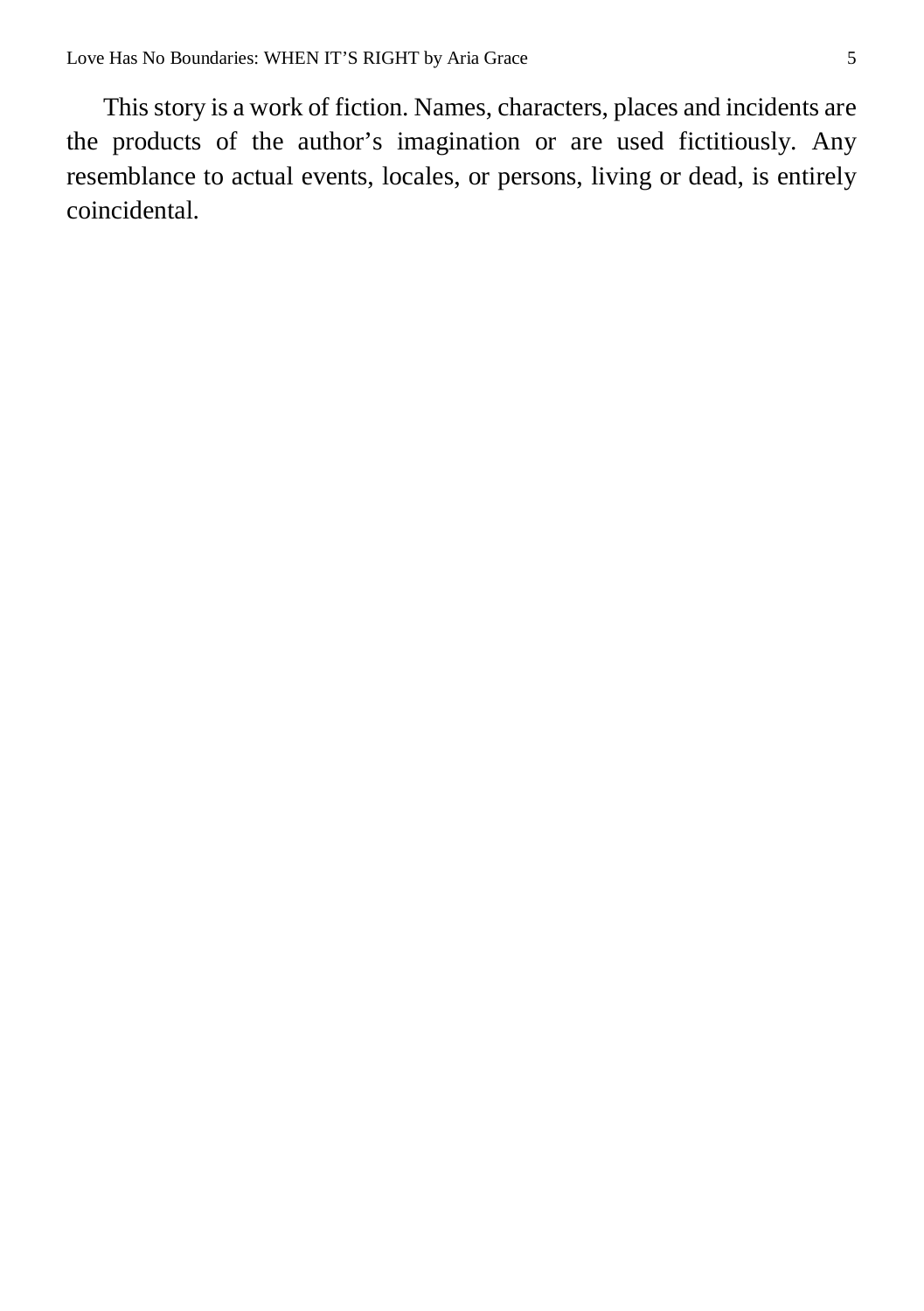This story is a work of fiction. Names, characters, places and incidents are the products of the author's imagination or are used fictitiously. Any resemblance to actual events, locales, or persons, living or dead, is entirely coincidental.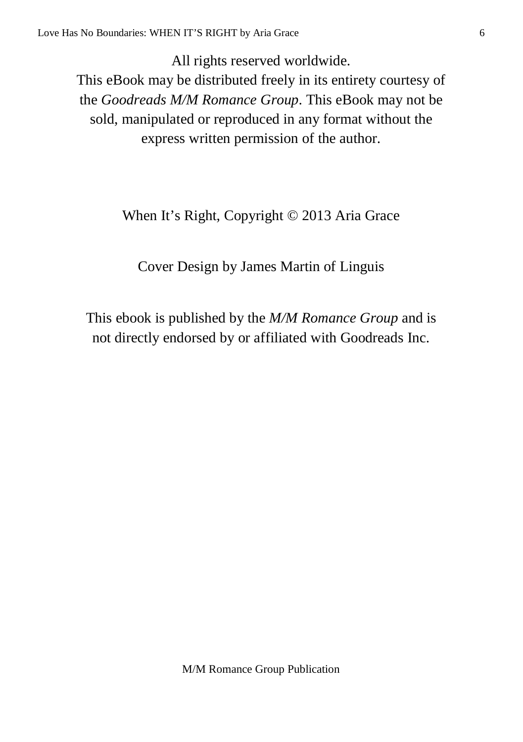All rights reserved worldwide.
This eBook may be distributed freely in its entirety courtesy of the *Goodreads M/M Romance Group*. This eBook may not be sold, manipulated or reproduced in any format without the express written permission of the author.

When It's Right, Copyright © 2013 Aria Grace

Cover Design by James Martin of Linguis

This ebook is published by the *M/M Romance Group* and is not directly endorsed by or affiliated with Goodreads Inc.

M/M Romance Group Publication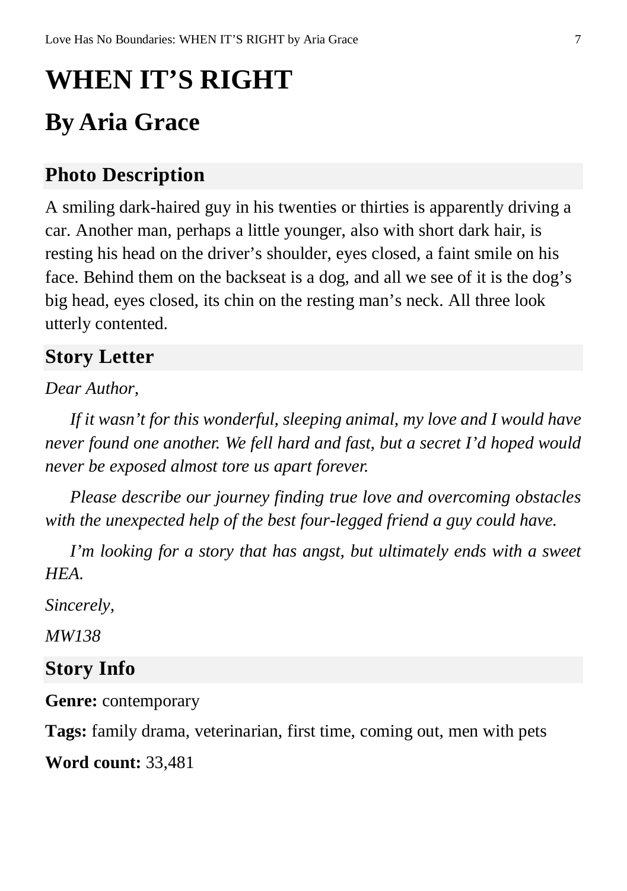# WHEN IT'S RIGHT

# By Aria Grace

## Photo Description

A smiling dark-haired guy in his twenties or thirties is apparently driving a car. Another man, perhaps a little younger, also with short dark hair, is resting his head on the driver's shoulder, eyes closed, a faint smile on his face. Behind them on the backseat is a dog, and all we see of it is the dog's big head, eyes closed, its chin on the resting man's neck. All three look utterly contented.

## Story Letter

*Dear Author,*

*If it wasn't for this wonderful, sleeping animal, my love and I would have never found one another. We fell hard and fast, but a secret I'd hoped would never be exposed almost tore us apart forever.*

*Please describe our journey finding true love and overcoming obstacles with the unexpected help of the best four-legged friend a guy could have.*

*I'm looking for a story that has angst, but ultimately ends with a sweet HEA.*

*Sincerely,*

*MW138*

## Story Info

**Genre:** contemporary

**Tags:** family drama, veterinarian, first time, coming out, men with pets

**Word count:** 33,481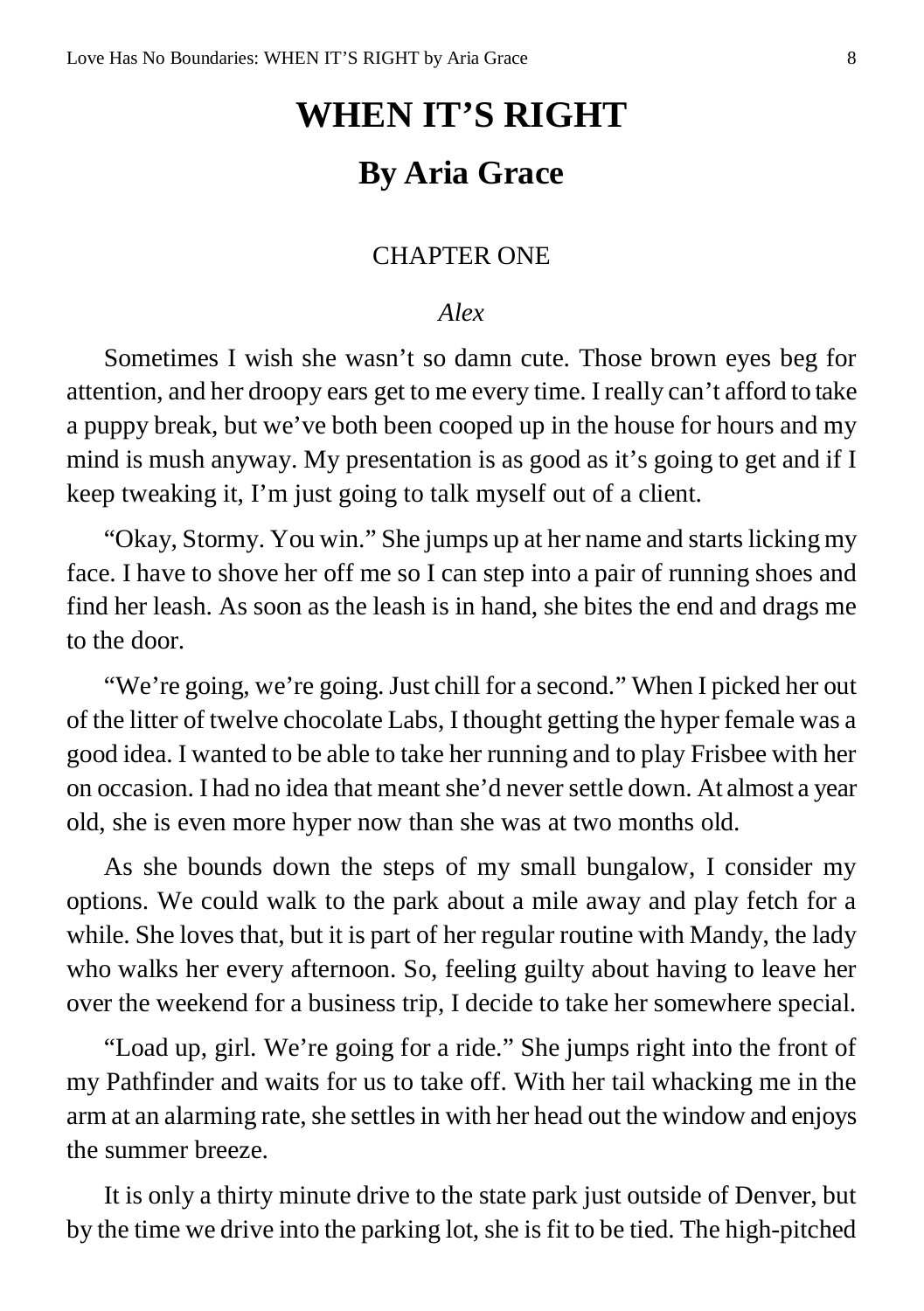# WHEN IT'S RIGHT

## By Aria Grace

### CHAPTER ONE

*Alex*

Sometimes I wish she wasn't so damn cute. Those brown eyes beg for attention, and her droopy ears get to me every time. I really can't afford to take a puppy break, but we've both been cooped up in the house for hours and my mind is mush anyway. My presentation is as good as it's going to get and if I keep tweaking it, I'm just going to talk myself out of a client.

"Okay, Stormy. You win." She jumps up at her name and starts licking my face. I have to shove her off me so I can step into a pair of running shoes and find her leash. As soon as the leash is in hand, she bites the end and drags me to the door.

"We're going, we're going. Just chill for a second." When I picked her out of the litter of twelve chocolate Labs, I thought getting the hyper female was a good idea. I wanted to be able to take her running and to play Frisbee with her on occasion. I had no idea that meant she'd never settle down. At almost a year old, she is even more hyper now than she was at two months old.

As she bounds down the steps of my small bungalow, I consider my options. We could walk to the park about a mile away and play fetch for a while. She loves that, but it is part of her regular routine with Mandy, the lady who walks her every afternoon. So, feeling guilty about having to leave her over the weekend for a business trip, I decide to take her somewhere special.

"Load up, girl. We're going for a ride." She jumps right into the front of my Pathfinder and waits for us to take off. With her tail whacking me in the arm at an alarming rate, she settles in with her head out the window and enjoys the summer breeze.

It is only a thirty minute drive to the state park just outside of Denver, but by the time we drive into the parking lot, she is fit to be tied. The high-pitched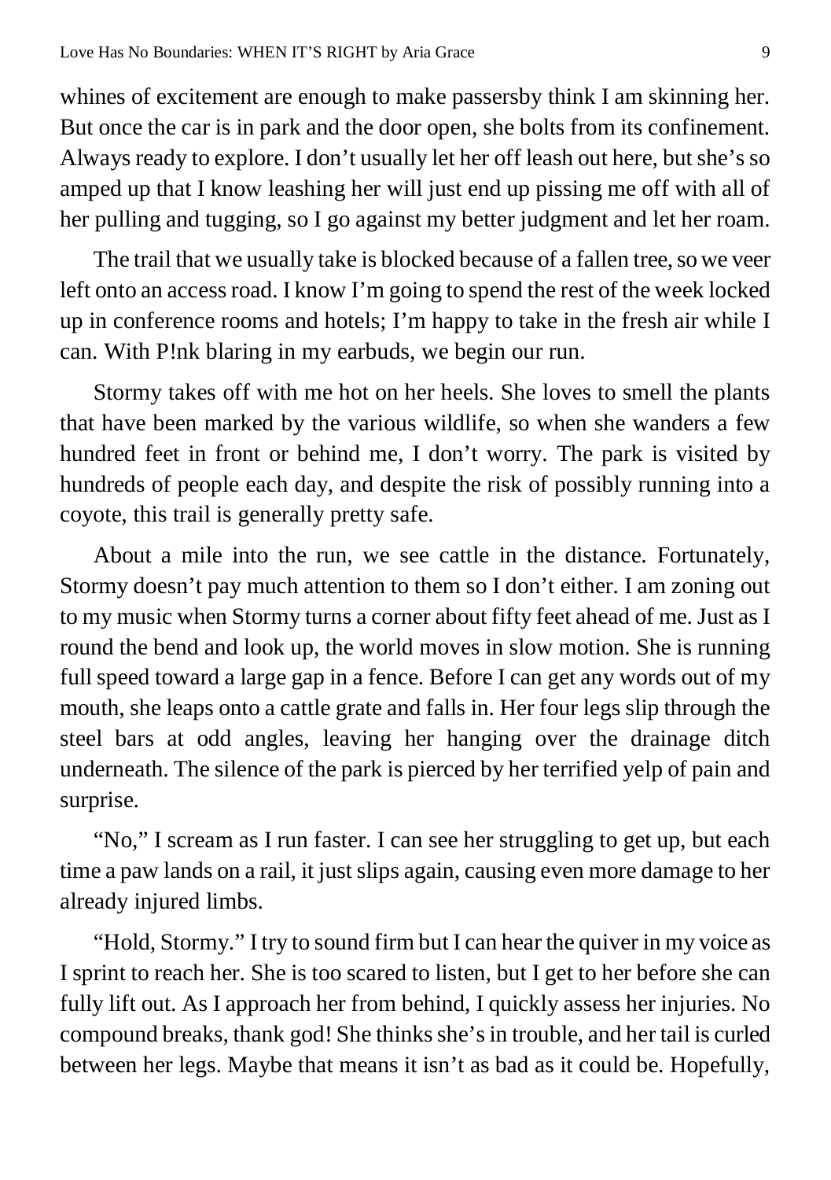whines of excitement are enough to make passersby think I am skinning her. But once the car is in park and the door open, she bolts from its confinement. Always ready to explore. I don't usually let her off leash out here, but she's so amped up that I know leashing her will just end up pissing me off with all of her pulling and tugging, so I go against my better judgment and let her roam.

The trail that we usually take is blocked because of a fallen tree, so we veer left onto an access road. I know I'm going to spend the rest of the week locked up in conference rooms and hotels; I'm happy to take in the fresh air while I can. With P!nk blaring in my earbuds, we begin our run.

Stormy takes off with me hot on her heels. She loves to smell the plants that have been marked by the various wildlife, so when she wanders a few hundred feet in front or behind me, I don't worry. The park is visited by hundreds of people each day, and despite the risk of possibly running into a coyote, this trail is generally pretty safe.

About a mile into the run, we see cattle in the distance. Fortunately, Stormy doesn't pay much attention to them so I don't either. I am zoning out to my music when Stormy turns a corner about fifty feet ahead of me. Just as I round the bend and look up, the world moves in slow motion. She is running full speed toward a large gap in a fence. Before I can get any words out of my mouth, she leaps onto a cattle grate and falls in. Her four legs slip through the steel bars at odd angles, leaving her hanging over the drainage ditch underneath. The silence of the park is pierced by her terrified yelp of pain and surprise.

"No," I scream as I run faster. I can see her struggling to get up, but each time a paw lands on a rail, it just slips again, causing even more damage to her already injured limbs.

"Hold, Stormy." I try to sound firm but I can hear the quiver in my voice as I sprint to reach her. She is too scared to listen, but I get to her before she can fully lift out. As I approach her from behind, I quickly assess her injuries. No compound breaks, thank god! She thinks she's in trouble, and her tail is curled between her legs. Maybe that means it isn't as bad as it could be. Hopefully,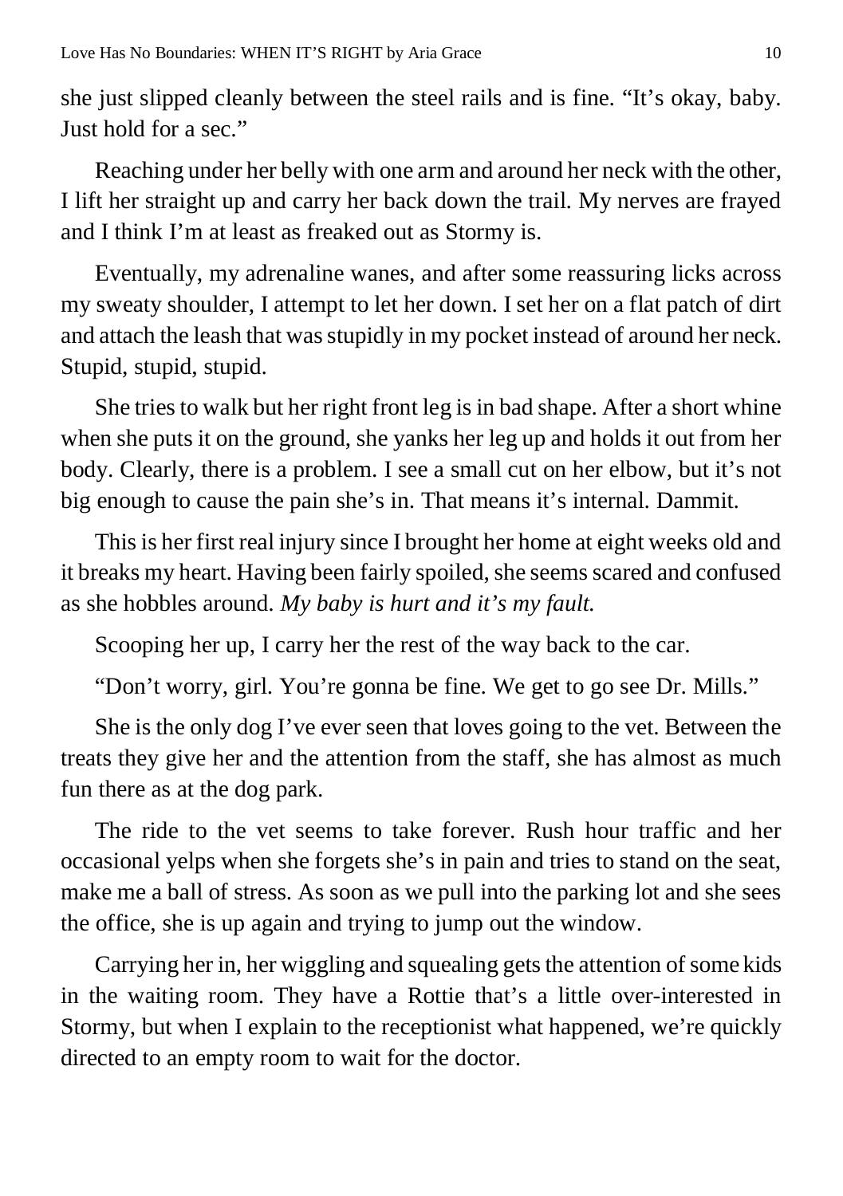she just slipped cleanly between the steel rails and is fine. "It's okay, baby. Just hold for a sec."

Reaching under her belly with one arm and around her neck with the other, I lift her straight up and carry her back down the trail. My nerves are frayed and I think I'm at least as freaked out as Stormy is.

Eventually, my adrenaline wanes, and after some reassuring licks across my sweaty shoulder, I attempt to let her down. I set her on a flat patch of dirt and attach the leash that was stupidly in my pocket instead of around her neck. Stupid, stupid, stupid.

She tries to walk but her right front leg is in bad shape. After a short whine when she puts it on the ground, she yanks her leg up and holds it out from her body. Clearly, there is a problem. I see a small cut on her elbow, but it's not big enough to cause the pain she's in. That means it's internal. Dammit.

This is her first real injury since I brought her home at eight weeks old and it breaks my heart. Having been fairly spoiled, she seems scared and confused as she hobbles around. *My baby is hurt and it's my fault.*

Scooping her up, I carry her the rest of the way back to the car.

"Don't worry, girl. You're gonna be fine. We get to go see Dr. Mills."

She is the only dog I've ever seen that loves going to the vet. Between the treats they give her and the attention from the staff, she has almost as much fun there as at the dog park.

The ride to the vet seems to take forever. Rush hour traffic and her occasional yelps when she forgets she's in pain and tries to stand on the seat, make me a ball of stress. As soon as we pull into the parking lot and she sees the office, she is up again and trying to jump out the window.

Carrying her in, her wiggling and squealing gets the attention of some kids in the waiting room. They have a Rottie that's a little over-interested in Stormy, but when I explain to the receptionist what happened, we're quickly directed to an empty room to wait for the doctor.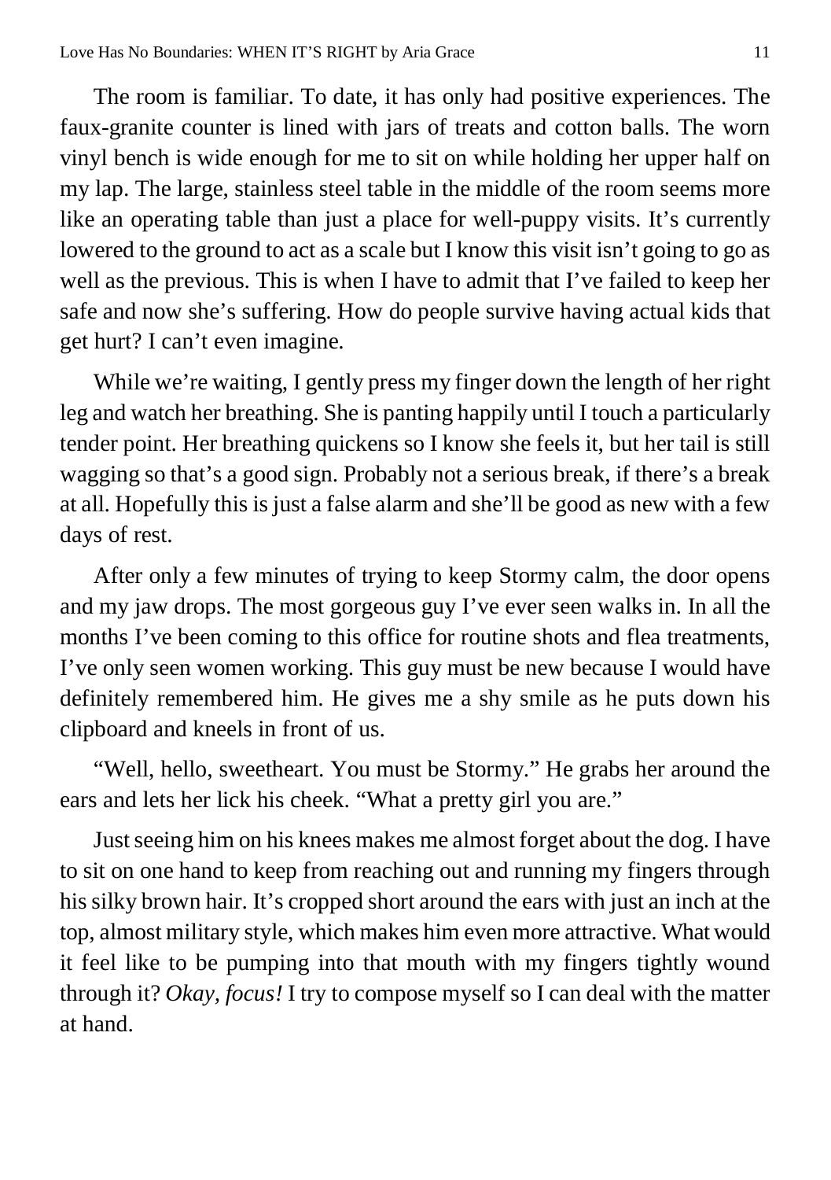The room is familiar. To date, it has only had positive experiences. The faux-granite counter is lined with jars of treats and cotton balls. The worn vinyl bench is wide enough for me to sit on while holding her upper half on my lap. The large, stainless steel table in the middle of the room seems more like an operating table than just a place for well-puppy visits. It's currently lowered to the ground to act as a scale but I know this visit isn't going to go as well as the previous. This is when I have to admit that I've failed to keep her safe and now she's suffering. How do people survive having actual kids that get hurt? I can't even imagine.

While we're waiting, I gently press my finger down the length of her right leg and watch her breathing. She is panting happily until I touch a particularly tender point. Her breathing quickens so I know she feels it, but her tail is still wagging so that's a good sign. Probably not a serious break, if there's a break at all. Hopefully this is just a false alarm and she'll be good as new with a few days of rest.

After only a few minutes of trying to keep Stormy calm, the door opens and my jaw drops. The most gorgeous guy I've ever seen walks in. In all the months I've been coming to this office for routine shots and flea treatments, I've only seen women working. This guy must be new because I would have definitely remembered him. He gives me a shy smile as he puts down his clipboard and kneels in front of us.

"Well, hello, sweetheart. You must be Stormy." He grabs her around the ears and lets her lick his cheek. "What a pretty girl you are."

Just seeing him on his knees makes me almost forget about the dog. I have to sit on one hand to keep from reaching out and running my fingers through his silky brown hair. It's cropped short around the ears with just an inch at the top, almost military style, which makes him even more attractive. What would it feel like to be pumping into that mouth with my fingers tightly wound through it? *Okay, focus!* I try to compose myself so I can deal with the matter at hand.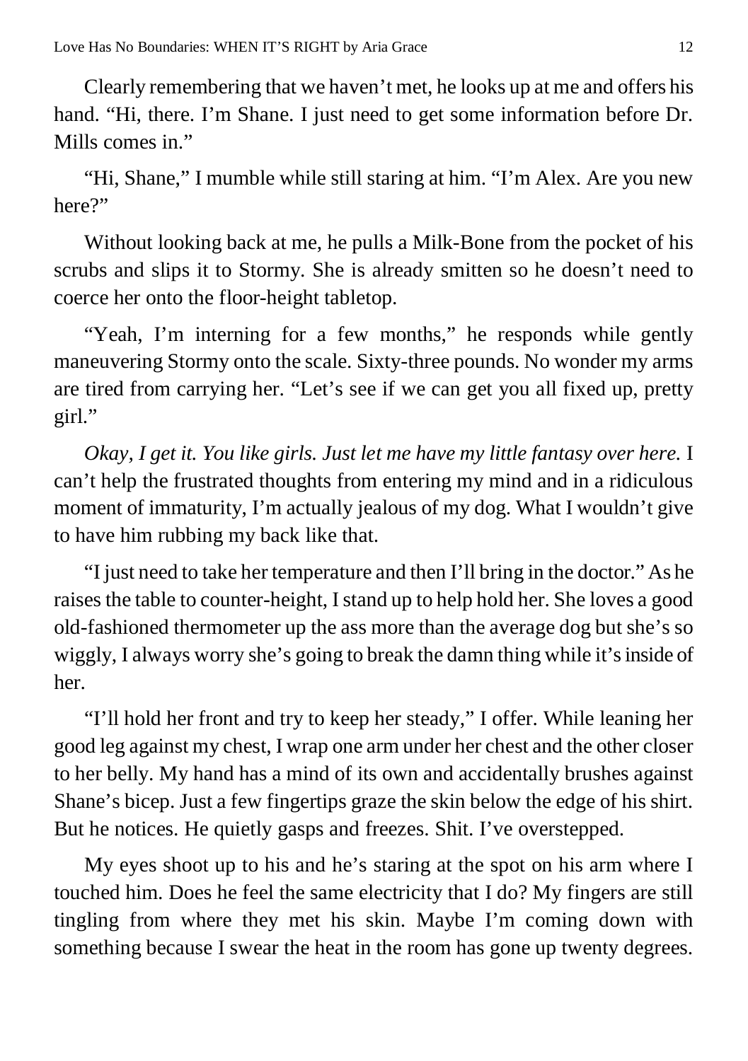Clearly remembering that we haven't met, he looks up at me and offers his hand. "Hi, there. I'm Shane. I just need to get some information before Dr. Mills comes in."

"Hi, Shane," I mumble while still staring at him. "I'm Alex. Are you new here?"

Without looking back at me, he pulls a Milk-Bone from the pocket of his scrubs and slips it to Stormy. She is already smitten so he doesn't need to coerce her onto the floor-height tabletop.

"Yeah, I'm interning for a few months," he responds while gently maneuvering Stormy onto the scale. Sixty-three pounds. No wonder my arms are tired from carrying her. "Let's see if we can get you all fixed up, pretty girl."

*Okay, I get it. You like girls. Just let me have my little fantasy over here.* I can't help the frustrated thoughts from entering my mind and in a ridiculous moment of immaturity, I'm actually jealous of my dog. What I wouldn't give to have him rubbing my back like that.

"I just need to take her temperature and then I'll bring in the doctor." As he raises the table to counter-height, I stand up to help hold her. She loves a good old-fashioned thermometer up the ass more than the average dog but she's so wiggly, I always worry she's going to break the damn thing while it's inside of her.

"I'll hold her front and try to keep her steady," I offer. While leaning her good leg against my chest, I wrap one arm under her chest and the other closer to her belly. My hand has a mind of its own and accidentally brushes against Shane's bicep. Just a few fingertips graze the skin below the edge of his shirt. But he notices. He quietly gasps and freezes. Shit. I've overstepped.

My eyes shoot up to his and he's staring at the spot on his arm where I touched him. Does he feel the same electricity that I do? My fingers are still tingling from where they met his skin. Maybe I'm coming down with something because I swear the heat in the room has gone up twenty degrees.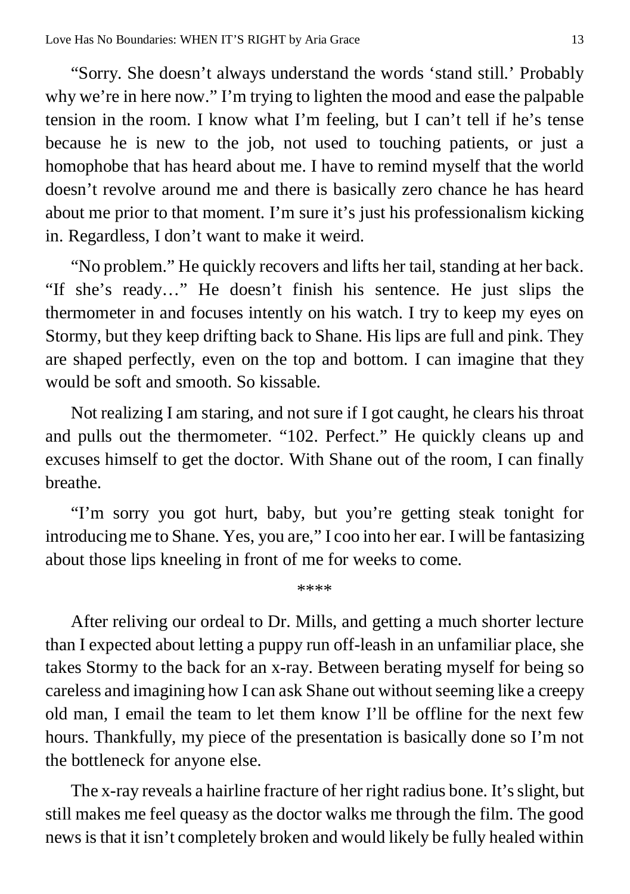"Sorry. She doesn't always understand the words 'stand still.' Probably why we're in here now." I'm trying to lighten the mood and ease the palpable tension in the room. I know what I'm feeling, but I can't tell if he's tense because he is new to the job, not used to touching patients, or just a homophobe that has heard about me. I have to remind myself that the world doesn't revolve around me and there is basically zero chance he has heard about me prior to that moment. I'm sure it's just his professionalism kicking in. Regardless, I don't want to make it weird.

"No problem." He quickly recovers and lifts her tail, standing at her back. "If she's ready…" He doesn't finish his sentence. He just slips the thermometer in and focuses intently on his watch. I try to keep my eyes on Stormy, but they keep drifting back to Shane. His lips are full and pink. They are shaped perfectly, even on the top and bottom. I can imagine that they would be soft and smooth. So kissable.

Not realizing I am staring, and not sure if I got caught, he clears his throat and pulls out the thermometer. "102. Perfect." He quickly cleans up and excuses himself to get the doctor. With Shane out of the room, I can finally breathe.

"I'm sorry you got hurt, baby, but you're getting steak tonight for introducing me to Shane. Yes, you are," I coo into her ear. I will be fantasizing about those lips kneeling in front of me for weeks to come.

\*\*\*\*

After reliving our ordeal to Dr. Mills, and getting a much shorter lecture than I expected about letting a puppy run off-leash in an unfamiliar place, she takes Stormy to the back for an x-ray. Between berating myself for being so careless and imagining how I can ask Shane out without seeming like a creepy old man, I email the team to let them know I'll be offline for the next few hours. Thankfully, my piece of the presentation is basically done so I'm not the bottleneck for anyone else.

The x-ray reveals a hairline fracture of her right radius bone. It's slight, but still makes me feel queasy as the doctor walks me through the film. The good news is that it isn't completely broken and would likely be fully healed within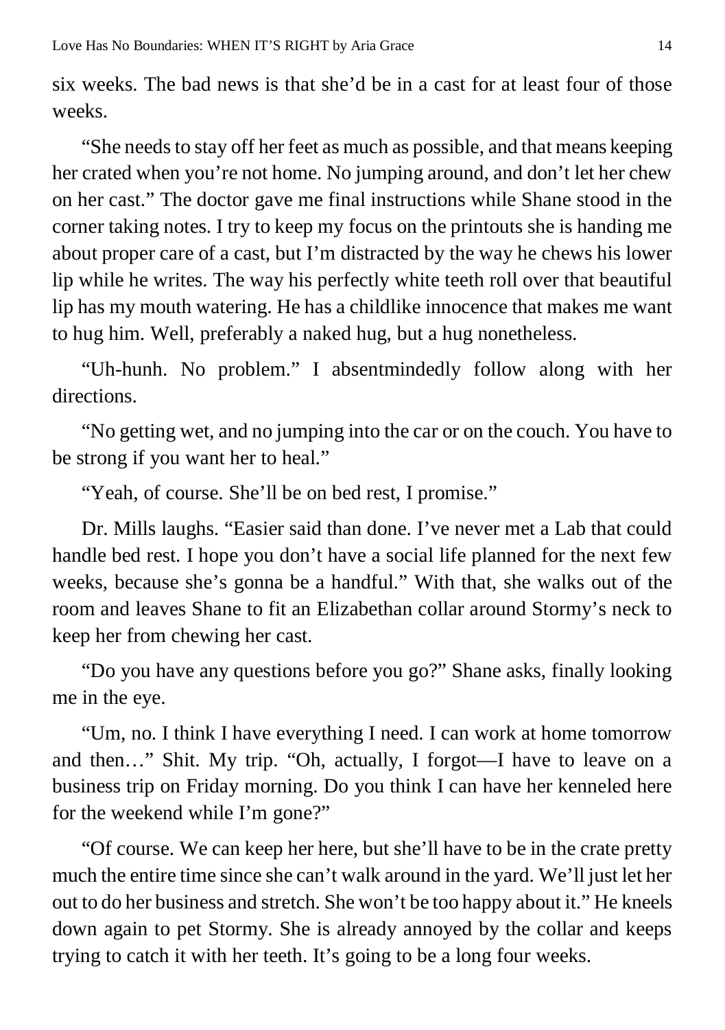six weeks. The bad news is that she'd be in a cast for at least four of those weeks.

"She needs to stay off her feet as much as possible, and that means keeping her crated when you're not home. No jumping around, and don't let her chew on her cast." The doctor gave me final instructions while Shane stood in the corner taking notes. I try to keep my focus on the printouts she is handing me about proper care of a cast, but I'm distracted by the way he chews his lower lip while he writes. The way his perfectly white teeth roll over that beautiful lip has my mouth watering. He has a childlike innocence that makes me want to hug him. Well, preferably a naked hug, but a hug nonetheless.

"Uh-hunh. No problem." I absentmindedly follow along with her directions.

"No getting wet, and no jumping into the car or on the couch. You have to be strong if you want her to heal."

"Yeah, of course. She'll be on bed rest, I promise."

Dr. Mills laughs. "Easier said than done. I've never met a Lab that could handle bed rest. I hope you don't have a social life planned for the next few weeks, because she's gonna be a handful." With that, she walks out of the room and leaves Shane to fit an Elizabethan collar around Stormy's neck to keep her from chewing her cast.

"Do you have any questions before you go?" Shane asks, finally looking me in the eye.

"Um, no. I think I have everything I need. I can work at home tomorrow and then…" Shit. My trip. "Oh, actually, I forgot—I have to leave on a business trip on Friday morning. Do you think I can have her kenneled here for the weekend while I'm gone?"

"Of course. We can keep her here, but she'll have to be in the crate pretty much the entire time since she can't walk around in the yard. We'll just let her out to do her business and stretch. She won't be too happy about it." He kneels down again to pet Stormy. She is already annoyed by the collar and keeps trying to catch it with her teeth. It's going to be a long four weeks.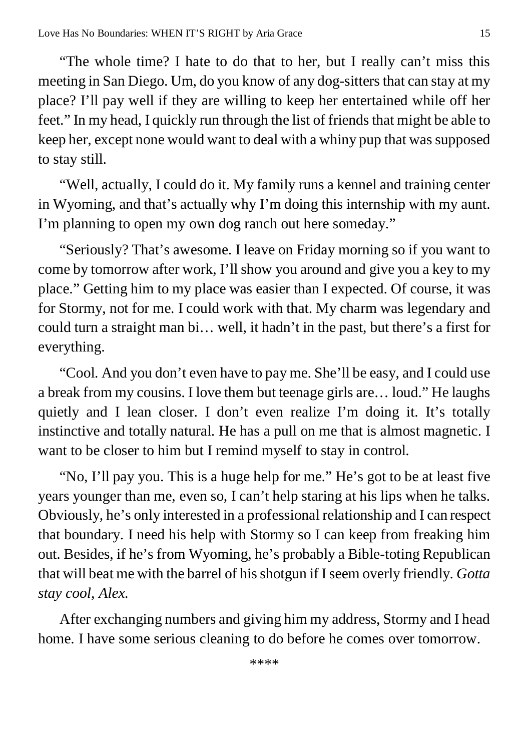"The whole time? I hate to do that to her, but I really can't miss this meeting in San Diego. Um, do you know of any dog-sitters that can stay at my place? I'll pay well if they are willing to keep her entertained while off her feet." In my head, I quickly run through the list of friends that might be able to keep her, except none would want to deal with a whiny pup that was supposed to stay still.

"Well, actually, I could do it. My family runs a kennel and training center in Wyoming, and that's actually why I'm doing this internship with my aunt. I'm planning to open my own dog ranch out here someday."

"Seriously? That's awesome. I leave on Friday morning so if you want to come by tomorrow after work, I'll show you around and give you a key to my place." Getting him to my place was easier than I expected. Of course, it was for Stormy, not for me. I could work with that. My charm was legendary and could turn a straight man bi… well, it hadn't in the past, but there's a first for everything.

"Cool. And you don't even have to pay me. She'll be easy, and I could use a break from my cousins. I love them but teenage girls are… loud." He laughs quietly and I lean closer. I don't even realize I'm doing it. It's totally instinctive and totally natural. He has a pull on me that is almost magnetic. I want to be closer to him but I remind myself to stay in control.

"No, I'll pay you. This is a huge help for me." He's got to be at least five years younger than me, even so, I can't help staring at his lips when he talks. Obviously, he's only interested in a professional relationship and I can respect that boundary. I need his help with Stormy so I can keep from freaking him out. Besides, if he's from Wyoming, he's probably a Bible-toting Republican that will beat me with the barrel of his shotgun if I seem overly friendly. *Gotta stay cool, Alex.*

After exchanging numbers and giving him my address, Stormy and I head home. I have some serious cleaning to do before he comes over tomorrow.

\*\*\*\*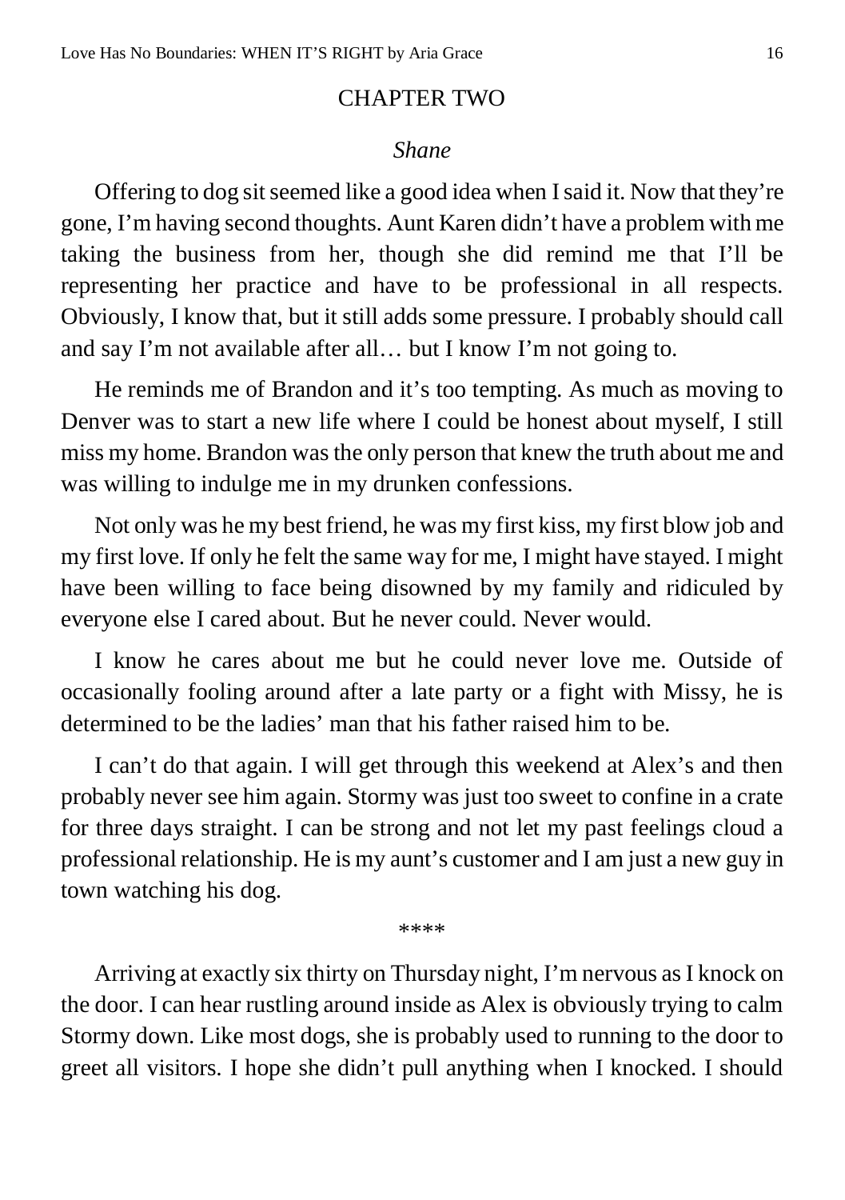## CHAPTER TWO

*Shane*

Offering to dog sit seemed like a good idea when I said it. Now that they're gone, I'm having second thoughts. Aunt Karen didn't have a problem with me taking the business from her, though she did remind me that I'll be representing her practice and have to be professional in all respects. Obviously, I know that, but it still adds some pressure. I probably should call and say I'm not available after all… but I know I'm not going to.

He reminds me of Brandon and it's too tempting. As much as moving to Denver was to start a new life where I could be honest about myself, I still miss my home. Brandon was the only person that knew the truth about me and was willing to indulge me in my drunken confessions.

Not only was he my best friend, he was my first kiss, my first blow job and my first love. If only he felt the same way for me, I might have stayed. I might have been willing to face being disowned by my family and ridiculed by everyone else I cared about. But he never could. Never would.

I know he cares about me but he could never love me. Outside of occasionally fooling around after a late party or a fight with Missy, he is determined to be the ladies' man that his father raised him to be.

I can't do that again. I will get through this weekend at Alex's and then probably never see him again. Stormy was just too sweet to confine in a crate for three days straight. I can be strong and not let my past feelings cloud a professional relationship. He is my aunt's customer and I am just a new guy in town watching his dog.

****

Arriving at exactly six thirty on Thursday night, I'm nervous as I knock on the door. I can hear rustling around inside as Alex is obviously trying to calm Stormy down. Like most dogs, she is probably used to running to the door to greet all visitors. I hope she didn't pull anything when I knocked. I should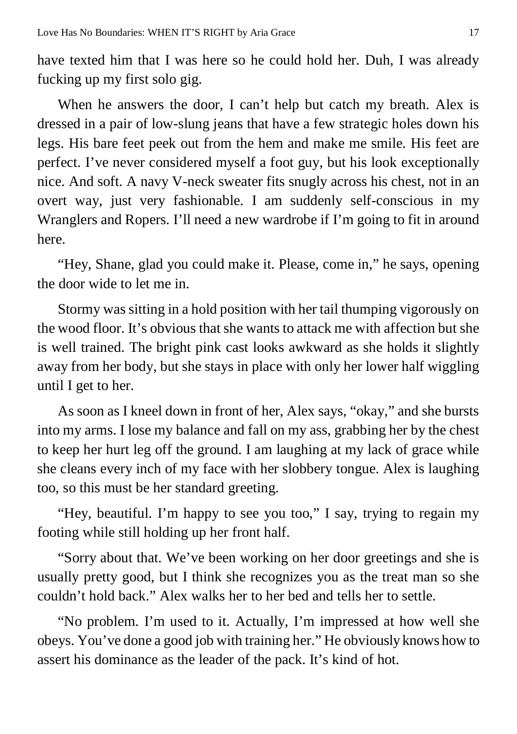have texted him that I was here so he could hold her. Duh, I was already fucking up my first solo gig.

When he answers the door, I can't help but catch my breath. Alex is dressed in a pair of low-slung jeans that have a few strategic holes down his legs. His bare feet peek out from the hem and make me smile. His feet are perfect. I've never considered myself a foot guy, but his look exceptionally nice. And soft. A navy V-neck sweater fits snugly across his chest, not in an overt way, just very fashionable. I am suddenly self-conscious in my Wranglers and Ropers. I'll need a new wardrobe if I'm going to fit in around here.

"Hey, Shane, glad you could make it. Please, come in," he says, opening the door wide to let me in.

Stormy was sitting in a hold position with her tail thumping vigorously on the wood floor. It's obvious that she wants to attack me with affection but she is well trained. The bright pink cast looks awkward as she holds it slightly away from her body, but she stays in place with only her lower half wiggling until I get to her.

As soon as I kneel down in front of her, Alex says, "okay," and she bursts into my arms. I lose my balance and fall on my ass, grabbing her by the chest to keep her hurt leg off the ground. I am laughing at my lack of grace while she cleans every inch of my face with her slobbery tongue. Alex is laughing too, so this must be her standard greeting.

"Hey, beautiful. I'm happy to see you too," I say, trying to regain my footing while still holding up her front half.

"Sorry about that. We've been working on her door greetings and she is usually pretty good, but I think she recognizes you as the treat man so she couldn't hold back." Alex walks her to her bed and tells her to settle.

"No problem. I'm used to it. Actually, I'm impressed at how well she obeys. You've done a good job with training her." He obviously knows how to assert his dominance as the leader of the pack. It's kind of hot.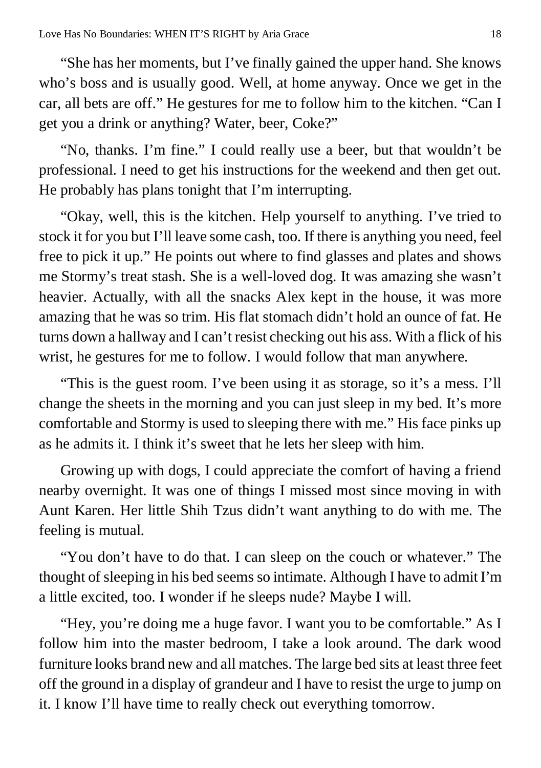"She has her moments, but I've finally gained the upper hand. She knows who's boss and is usually good. Well, at home anyway. Once we get in the car, all bets are off." He gestures for me to follow him to the kitchen. "Can I get you a drink or anything? Water, beer, Coke?"

"No, thanks. I'm fine." I could really use a beer, but that wouldn't be professional. I need to get his instructions for the weekend and then get out. He probably has plans tonight that I'm interrupting.

"Okay, well, this is the kitchen. Help yourself to anything. I've tried to stock it for you but I'll leave some cash, too. If there is anything you need, feel free to pick it up." He points out where to find glasses and plates and shows me Stormy's treat stash. She is a well-loved dog. It was amazing she wasn't heavier. Actually, with all the snacks Alex kept in the house, it was more amazing that he was so trim. His flat stomach didn't hold an ounce of fat. He turns down a hallway and I can't resist checking out his ass. With a flick of his wrist, he gestures for me to follow. I would follow that man anywhere.

"This is the guest room. I've been using it as storage, so it's a mess. I'll change the sheets in the morning and you can just sleep in my bed. It's more comfortable and Stormy is used to sleeping there with me." His face pinks up as he admits it. I think it's sweet that he lets her sleep with him.

Growing up with dogs, I could appreciate the comfort of having a friend nearby overnight. It was one of things I missed most since moving in with Aunt Karen. Her little Shih Tzus didn't want anything to do with me. The feeling is mutual.

"You don't have to do that. I can sleep on the couch or whatever." The thought of sleeping in his bed seems so intimate. Although I have to admit I'm a little excited, too. I wonder if he sleeps nude? Maybe I will.

"Hey, you're doing me a huge favor. I want you to be comfortable." As I follow him into the master bedroom, I take a look around. The dark wood furniture looks brand new and all matches. The large bed sits at least three feet off the ground in a display of grandeur and I have to resist the urge to jump on it. I know I'll have time to really check out everything tomorrow.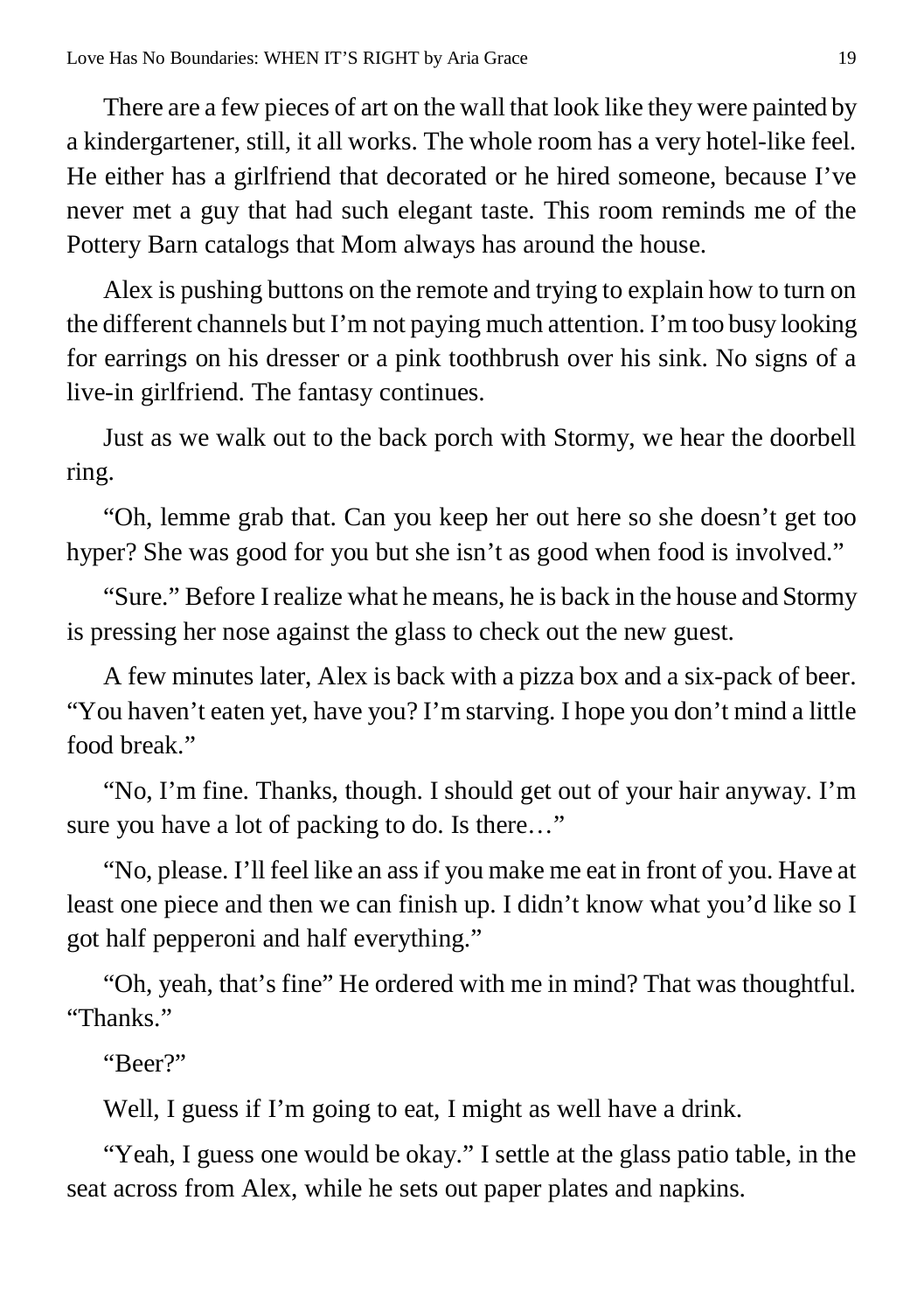There are a few pieces of art on the wall that look like they were painted by a kindergartener, still, it all works. The whole room has a very hotel-like feel. He either has a girlfriend that decorated or he hired someone, because I've never met a guy that had such elegant taste. This room reminds me of the Pottery Barn catalogs that Mom always has around the house.

Alex is pushing buttons on the remote and trying to explain how to turn on the different channels but I'm not paying much attention. I'm too busy looking for earrings on his dresser or a pink toothbrush over his sink. No signs of a live-in girlfriend. The fantasy continues.

Just as we walk out to the back porch with Stormy, we hear the doorbell ring.

"Oh, lemme grab that. Can you keep her out here so she doesn't get too hyper? She was good for you but she isn't as good when food is involved."

"Sure." Before I realize what he means, he is back in the house and Stormy is pressing her nose against the glass to check out the new guest.

A few minutes later, Alex is back with a pizza box and a six-pack of beer. "You haven't eaten yet, have you? I'm starving. I hope you don't mind a little food break."

"No, I'm fine. Thanks, though. I should get out of your hair anyway. I'm sure you have a lot of packing to do. Is there…"

"No, please. I'll feel like an ass if you make me eat in front of you. Have at least one piece and then we can finish up. I didn't know what you'd like so I got half pepperoni and half everything."

"Oh, yeah, that's fine" He ordered with me in mind? That was thoughtful. "Thanks."

"Beer?"

Well, I guess if I'm going to eat, I might as well have a drink.

"Yeah, I guess one would be okay." I settle at the glass patio table, in the seat across from Alex, while he sets out paper plates and napkins.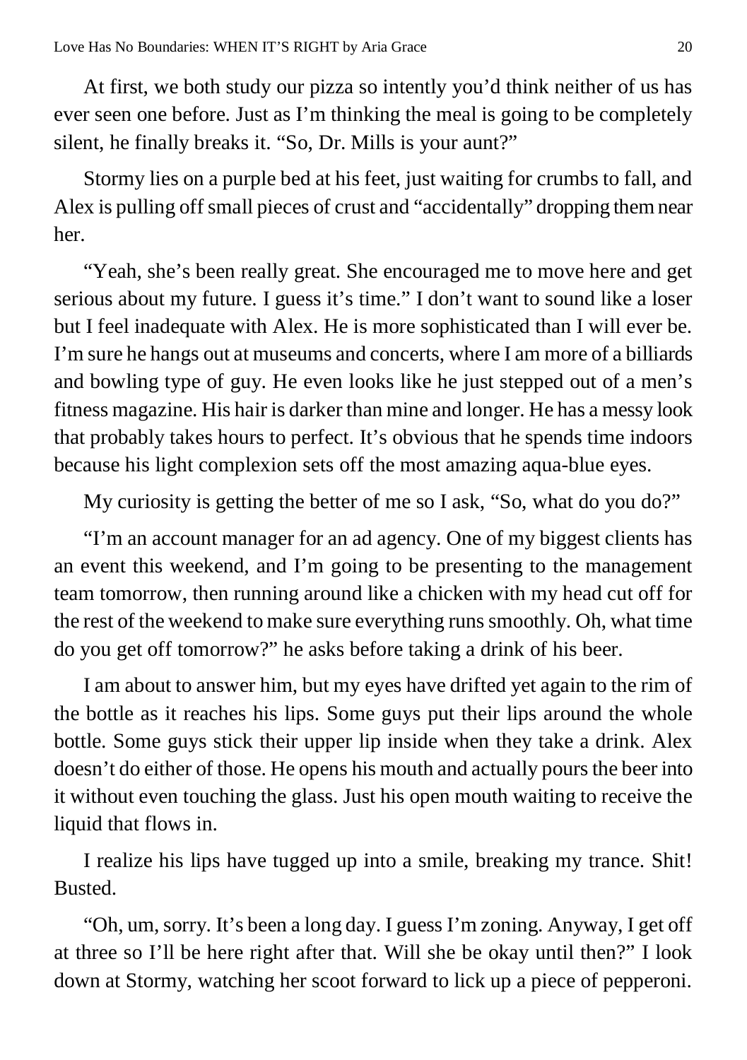At first, we both study our pizza so intently you'd think neither of us has ever seen one before. Just as I'm thinking the meal is going to be completely silent, he finally breaks it. "So, Dr. Mills is your aunt?"

Stormy lies on a purple bed at his feet, just waiting for crumbs to fall, and Alex is pulling off small pieces of crust and "accidentally" dropping them near her.

"Yeah, she's been really great. She encouraged me to move here and get serious about my future. I guess it's time." I don't want to sound like a loser but I feel inadequate with Alex. He is more sophisticated than I will ever be. I'm sure he hangs out at museums and concerts, where I am more of a billiards and bowling type of guy. He even looks like he just stepped out of a men's fitness magazine. His hair is darker than mine and longer. He has a messy look that probably takes hours to perfect. It's obvious that he spends time indoors because his light complexion sets off the most amazing aqua-blue eyes.

My curiosity is getting the better of me so I ask, "So, what do you do?"

"I'm an account manager for an ad agency. One of my biggest clients has an event this weekend, and I'm going to be presenting to the management team tomorrow, then running around like a chicken with my head cut off for the rest of the weekend to make sure everything runs smoothly. Oh, what time do you get off tomorrow?" he asks before taking a drink of his beer.

I am about to answer him, but my eyes have drifted yet again to the rim of the bottle as it reaches his lips. Some guys put their lips around the whole bottle. Some guys stick their upper lip inside when they take a drink. Alex doesn't do either of those. He opens his mouth and actually pours the beer into it without even touching the glass. Just his open mouth waiting to receive the liquid that flows in.

I realize his lips have tugged up into a smile, breaking my trance. Shit! Busted.

"Oh, um, sorry. It's been a long day. I guess I'm zoning. Anyway, I get off at three so I'll be here right after that. Will she be okay until then?" I look down at Stormy, watching her scoot forward to lick up a piece of pepperoni.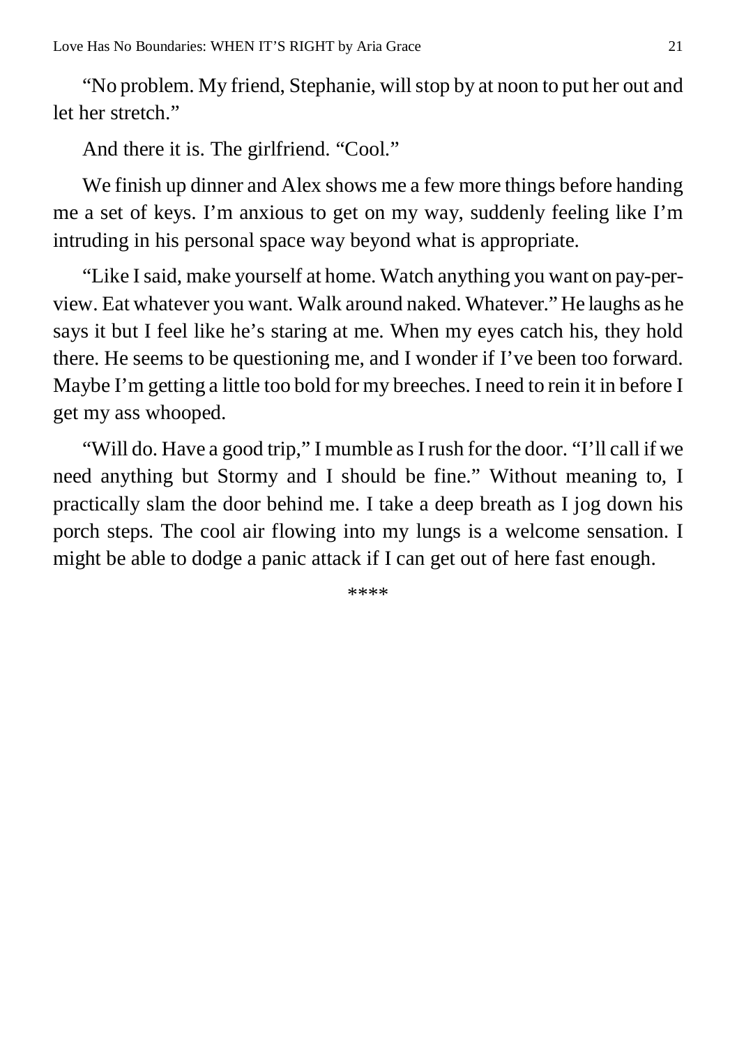"No problem. My friend, Stephanie, will stop by at noon to put her out and let her stretch."

And there it is. The girlfriend. "Cool."

We finish up dinner and Alex shows me a few more things before handing me a set of keys. I'm anxious to get on my way, suddenly feeling like I'm intruding in his personal space way beyond what is appropriate.

"Like I said, make yourself at home. Watch anything you want on pay-per-view. Eat whatever you want. Walk around naked. Whatever." He laughs as he says it but I feel like he's staring at me. When my eyes catch his, they hold there. He seems to be questioning me, and I wonder if I've been too forward. Maybe I'm getting a little too bold for my breeches. I need to rein it in before I get my ass whooped.

"Will do. Have a good trip," I mumble as I rush for the door. "I'll call if we need anything but Stormy and I should be fine." Without meaning to, I practically slam the door behind me. I take a deep breath as I jog down his porch steps. The cool air flowing into my lungs is a welcome sensation. I might be able to dodge a panic attack if I can get out of here fast enough.

****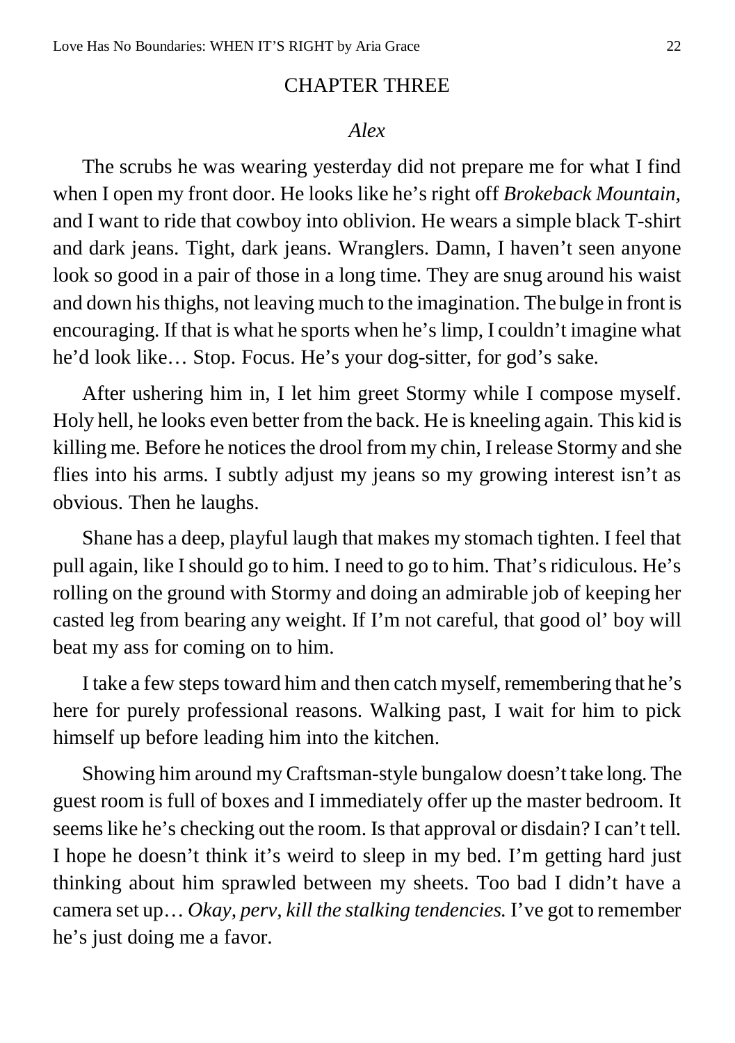## CHAPTER THREE

*Alex*

The scrubs he was wearing yesterday did not prepare me for what I find when I open my front door. He looks like he's right off *Brokeback Mountain,* and I want to ride that cowboy into oblivion. He wears a simple black T-shirt and dark jeans. Tight, dark jeans. Wranglers. Damn, I haven't seen anyone look so good in a pair of those in a long time. They are snug around his waist and down his thighs, not leaving much to the imagination. The bulge in front is encouraging. If that is what he sports when he's limp, I couldn't imagine what he'd look like… Stop. Focus. He's your dog-sitter, for god's sake.

After ushering him in, I let him greet Stormy while I compose myself. Holy hell, he looks even better from the back. He is kneeling again. This kid is killing me. Before he notices the drool from my chin, I release Stormy and she flies into his arms. I subtly adjust my jeans so my growing interest isn't as obvious. Then he laughs.

Shane has a deep, playful laugh that makes my stomach tighten. I feel that pull again, like I should go to him. I need to go to him. That's ridiculous. He's rolling on the ground with Stormy and doing an admirable job of keeping her casted leg from bearing any weight. If I'm not careful, that good ol' boy will beat my ass for coming on to him.

I take a few steps toward him and then catch myself, remembering that he's here for purely professional reasons. Walking past, I wait for him to pick himself up before leading him into the kitchen.

Showing him around my Craftsman-style bungalow doesn't take long. The guest room is full of boxes and I immediately offer up the master bedroom. It seems like he's checking out the room. Is that approval or disdain? I can't tell. I hope he doesn't think it's weird to sleep in my bed. I'm getting hard just thinking about him sprawled between my sheets. Too bad I didn't have a camera set up… *Okay, perv, kill the stalking tendencies.* I've got to remember he's just doing me a favor.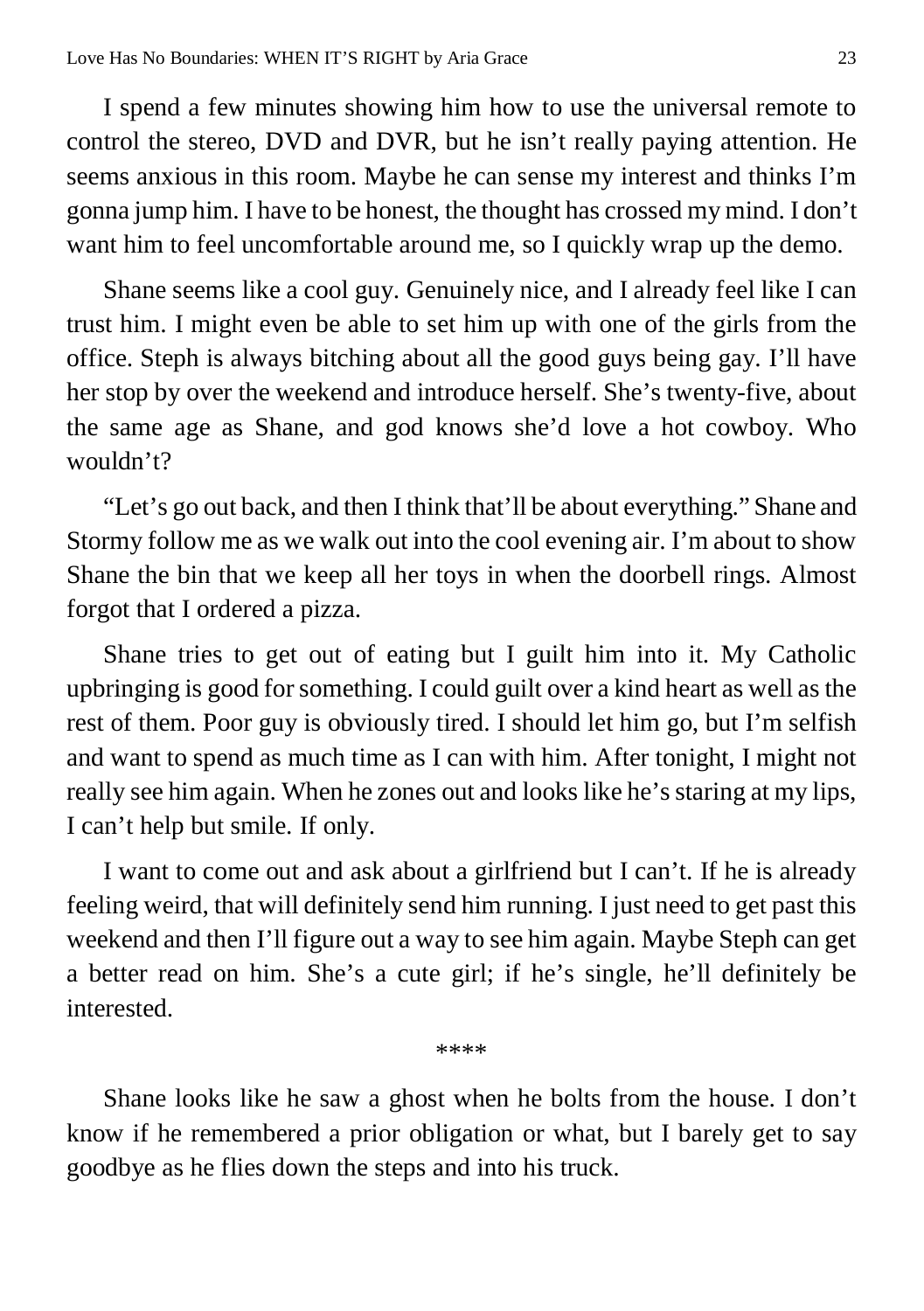I spend a few minutes showing him how to use the universal remote to control the stereo, DVD and DVR, but he isn't really paying attention. He seems anxious in this room. Maybe he can sense my interest and thinks I'm gonna jump him. I have to be honest, the thought has crossed my mind. I don't want him to feel uncomfortable around me, so I quickly wrap up the demo.

Shane seems like a cool guy. Genuinely nice, and I already feel like I can trust him. I might even be able to set him up with one of the girls from the office. Steph is always bitching about all the good guys being gay. I'll have her stop by over the weekend and introduce herself. She's twenty-five, about the same age as Shane, and god knows she'd love a hot cowboy. Who wouldn't?

"Let's go out back, and then I think that'll be about everything." Shane and Stormy follow me as we walk out into the cool evening air. I'm about to show Shane the bin that we keep all her toys in when the doorbell rings. Almost forgot that I ordered a pizza.

Shane tries to get out of eating but I guilt him into it. My Catholic upbringing is good for something. I could guilt over a kind heart as well as the rest of them. Poor guy is obviously tired. I should let him go, but I'm selfish and want to spend as much time as I can with him. After tonight, I might not really see him again. When he zones out and looks like he's staring at my lips, I can't help but smile. If only.

I want to come out and ask about a girlfriend but I can't. If he is already feeling weird, that will definitely send him running. I just need to get past this weekend and then I'll figure out a way to see him again. Maybe Steph can get a better read on him. She's a cute girl; if he's single, he'll definitely be interested.

****

Shane looks like he saw a ghost when he bolts from the house. I don't know if he remembered a prior obligation or what, but I barely get to say goodbye as he flies down the steps and into his truck.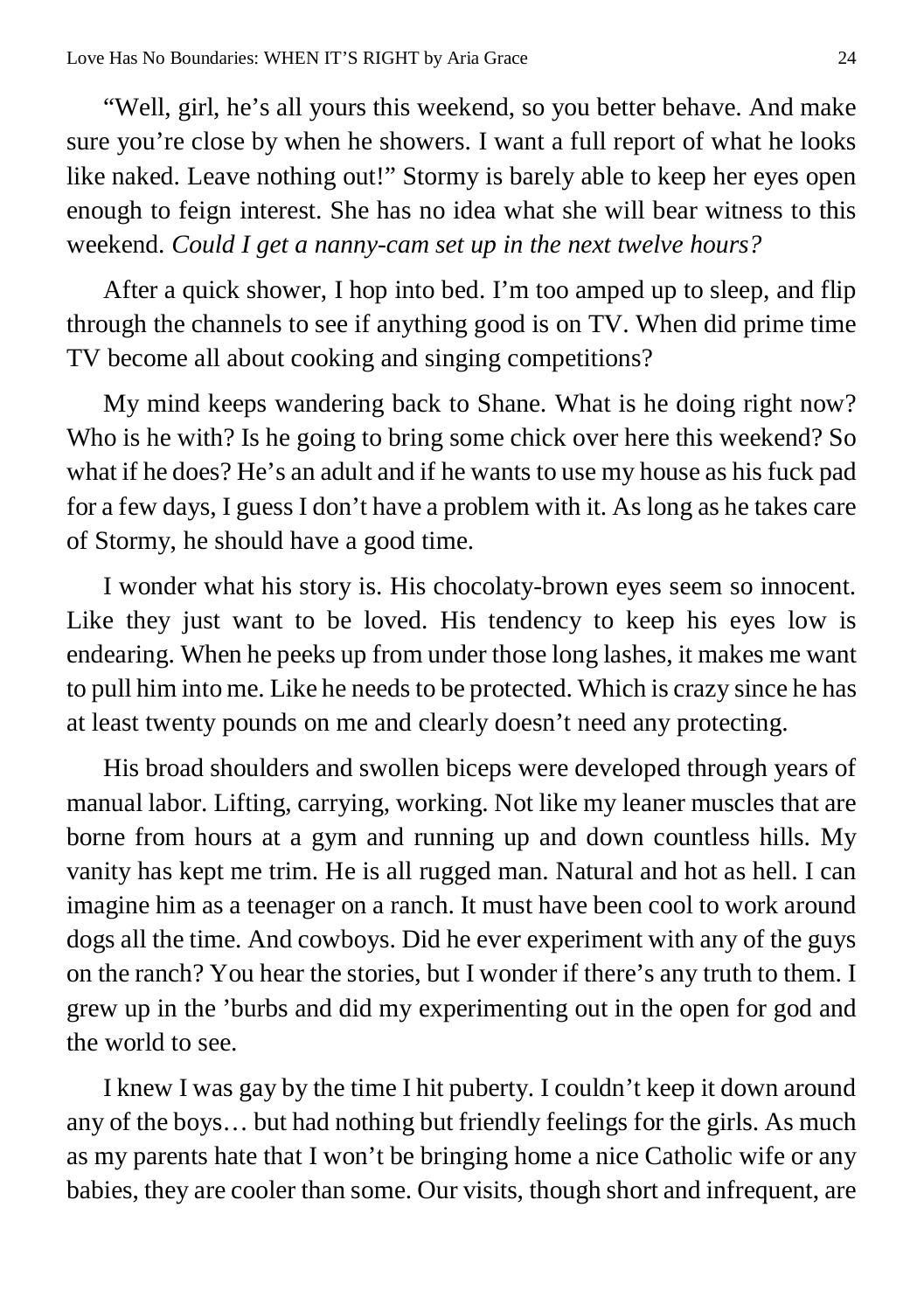"Well, girl, he's all yours this weekend, so you better behave. And make sure you're close by when he showers. I want a full report of what he looks like naked. Leave nothing out!" Stormy is barely able to keep her eyes open enough to feign interest. She has no idea what she will bear witness to this weekend. *Could I get a nanny-cam set up in the next twelve hours?*

After a quick shower, I hop into bed. I'm too amped up to sleep, and flip through the channels to see if anything good is on TV. When did prime time TV become all about cooking and singing competitions?

My mind keeps wandering back to Shane. What is he doing right now? Who is he with? Is he going to bring some chick over here this weekend? So what if he does? He's an adult and if he wants to use my house as his fuck pad for a few days, I guess I don't have a problem with it. As long as he takes care of Stormy, he should have a good time.

I wonder what his story is. His chocolaty-brown eyes seem so innocent. Like they just want to be loved. His tendency to keep his eyes low is endearing. When he peeks up from under those long lashes, it makes me want to pull him into me. Like he needs to be protected. Which is crazy since he has at least twenty pounds on me and clearly doesn't need any protecting.

His broad shoulders and swollen biceps were developed through years of manual labor. Lifting, carrying, working. Not like my leaner muscles that are borne from hours at a gym and running up and down countless hills. My vanity has kept me trim. He is all rugged man. Natural and hot as hell. I can imagine him as a teenager on a ranch. It must have been cool to work around dogs all the time. And cowboys. Did he ever experiment with any of the guys on the ranch? You hear the stories, but I wonder if there's any truth to them. I grew up in the 'burbs and did my experimenting out in the open for god and the world to see.

I knew I was gay by the time I hit puberty. I couldn't keep it down around any of the boys… but had nothing but friendly feelings for the girls. As much as my parents hate that I won't be bringing home a nice Catholic wife or any babies, they are cooler than some. Our visits, though short and infrequent, are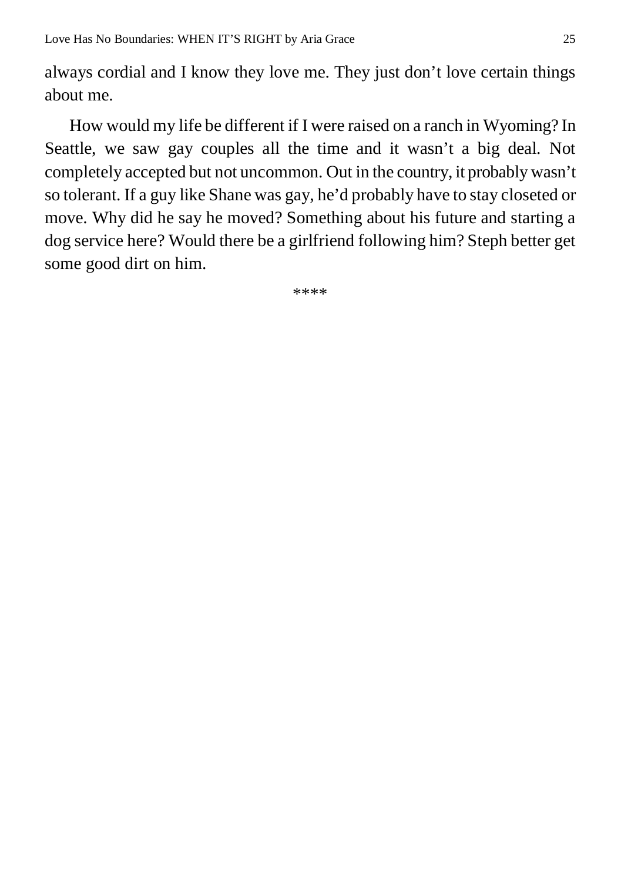always cordial and I know they love me. They just don't love certain things about me.

How would my life be different if I were raised on a ranch in Wyoming? In Seattle, we saw gay couples all the time and it wasn't a big deal. Not completely accepted but not uncommon. Out in the country, it probably wasn't so tolerant. If a guy like Shane was gay, he'd probably have to stay closeted or move. Why did he say he moved? Something about his future and starting a dog service here? Would there be a girlfriend following him? Steph better get some good dirt on him.

****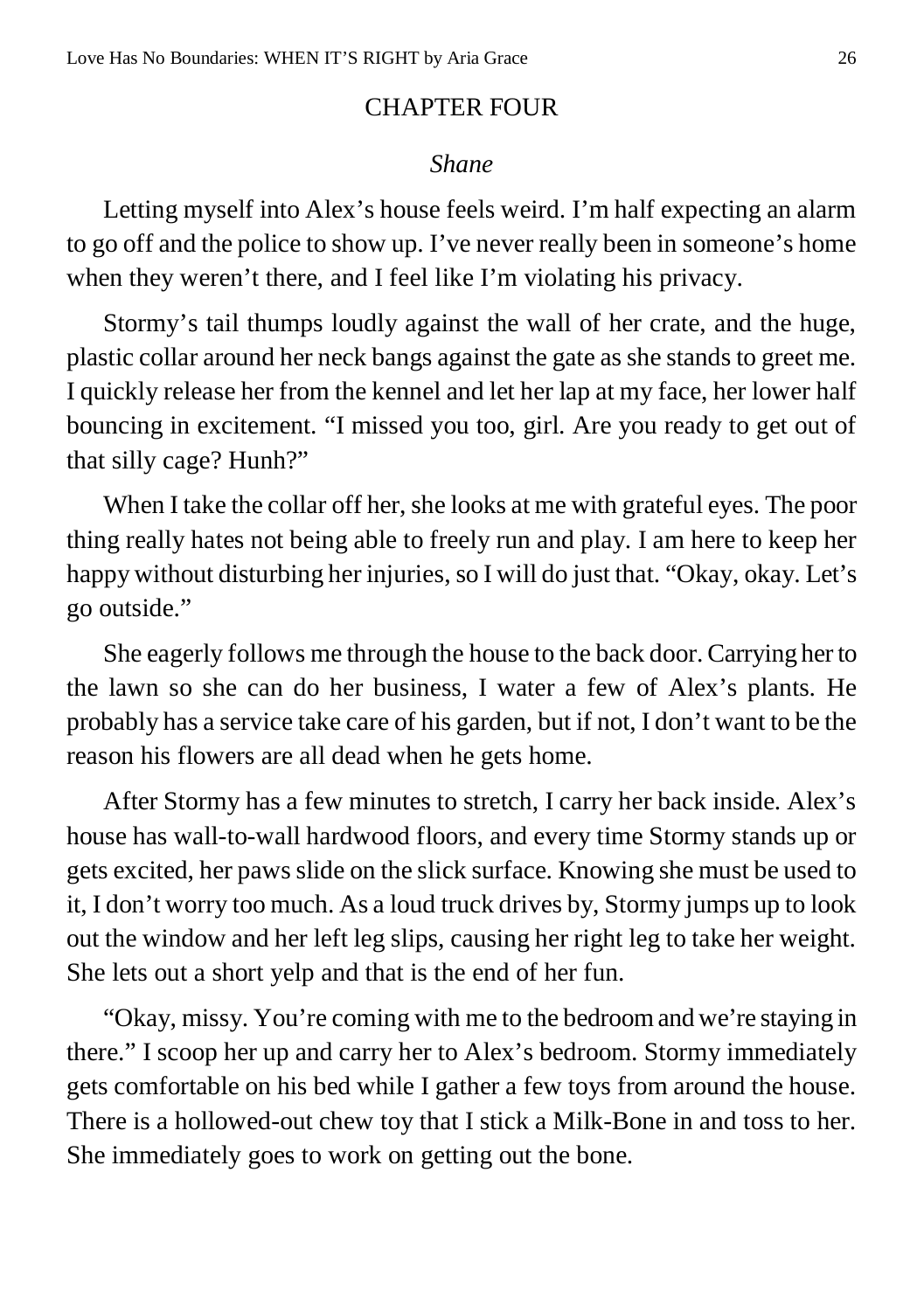# CHAPTER FOUR

*Shane*

Letting myself into Alex's house feels weird. I'm half expecting an alarm to go off and the police to show up. I've never really been in someone's home when they weren't there, and I feel like I'm violating his privacy.

Stormy's tail thumps loudly against the wall of her crate, and the huge, plastic collar around her neck bangs against the gate as she stands to greet me. I quickly release her from the kennel and let her lap at my face, her lower half bouncing in excitement. "I missed you too, girl. Are you ready to get out of that silly cage? Hunh?"

When I take the collar off her, she looks at me with grateful eyes. The poor thing really hates not being able to freely run and play. I am here to keep her happy without disturbing her injuries, so I will do just that. "Okay, okay. Let's go outside."

She eagerly follows me through the house to the back door. Carrying her to the lawn so she can do her business, I water a few of Alex's plants. He probably has a service take care of his garden, but if not, I don't want to be the reason his flowers are all dead when he gets home.

After Stormy has a few minutes to stretch, I carry her back inside. Alex's house has wall-to-wall hardwood floors, and every time Stormy stands up or gets excited, her paws slide on the slick surface. Knowing she must be used to it, I don't worry too much. As a loud truck drives by, Stormy jumps up to look out the window and her left leg slips, causing her right leg to take her weight. She lets out a short yelp and that is the end of her fun.

"Okay, missy. You're coming with me to the bedroom and we're staying in there." I scoop her up and carry her to Alex's bedroom. Stormy immediately gets comfortable on his bed while I gather a few toys from around the house. There is a hollowed-out chew toy that I stick a Milk-Bone in and toss to her. She immediately goes to work on getting out the bone.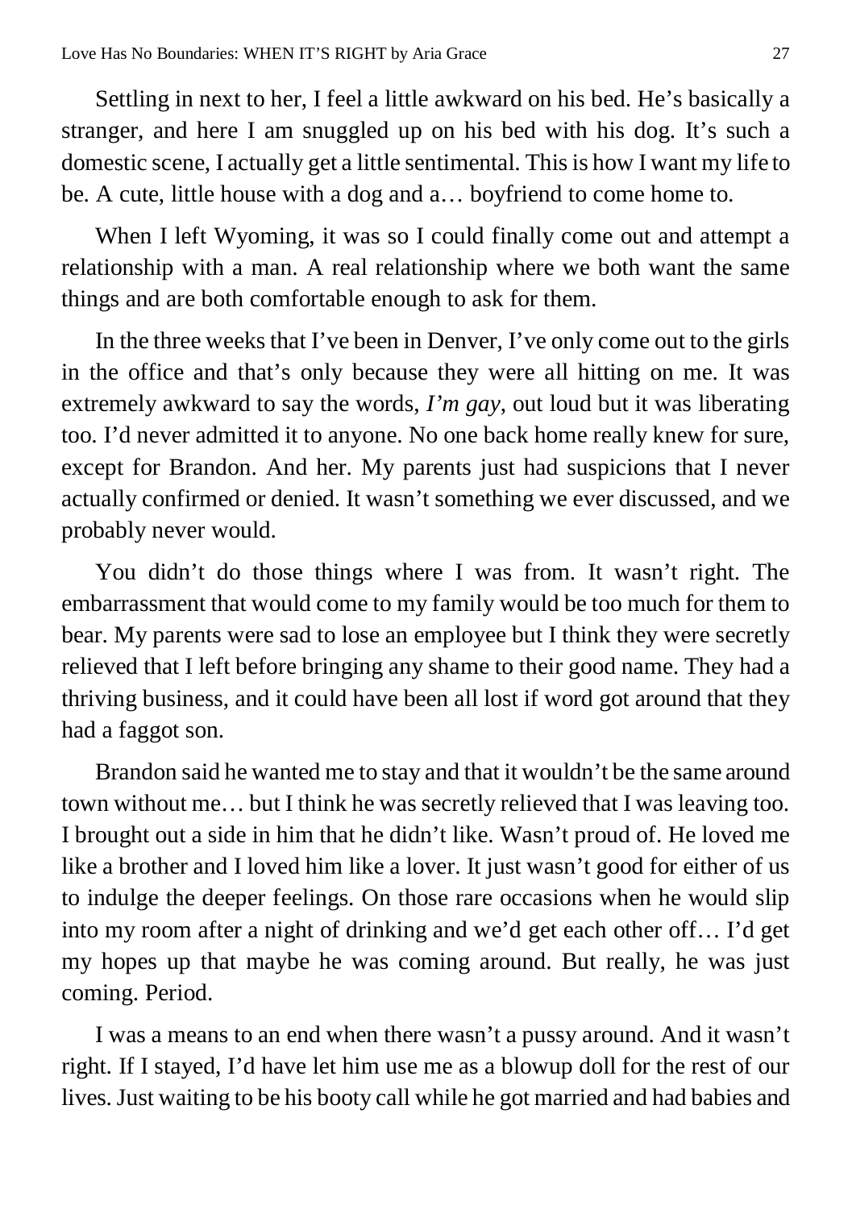Settling in next to her, I feel a little awkward on his bed. He's basically a stranger, and here I am snuggled up on his bed with his dog. It's such a domestic scene, I actually get a little sentimental. This is how I want my life to be. A cute, little house with a dog and a… boyfriend to come home to.

When I left Wyoming, it was so I could finally come out and attempt a relationship with a man. A real relationship where we both want the same things and are both comfortable enough to ask for them.

In the three weeks that I've been in Denver, I've only come out to the girls in the office and that's only because they were all hitting on me. It was extremely awkward to say the words, *I'm gay*, out loud but it was liberating too. I'd never admitted it to anyone. No one back home really knew for sure, except for Brandon. And her. My parents just had suspicions that I never actually confirmed or denied. It wasn't something we ever discussed, and we probably never would.

You didn't do those things where I was from. It wasn't right. The embarrassment that would come to my family would be too much for them to bear. My parents were sad to lose an employee but I think they were secretly relieved that I left before bringing any shame to their good name. They had a thriving business, and it could have been all lost if word got around that they had a faggot son.

Brandon said he wanted me to stay and that it wouldn't be the same around town without me… but I think he was secretly relieved that I was leaving too. I brought out a side in him that he didn't like. Wasn't proud of. He loved me like a brother and I loved him like a lover. It just wasn't good for either of us to indulge the deeper feelings. On those rare occasions when he would slip into my room after a night of drinking and we'd get each other off… I'd get my hopes up that maybe he was coming around. But really, he was just coming. Period.

I was a means to an end when there wasn't a pussy around. And it wasn't right. If I stayed, I'd have let him use me as a blowup doll for the rest of our lives. Just waiting to be his booty call while he got married and had babies and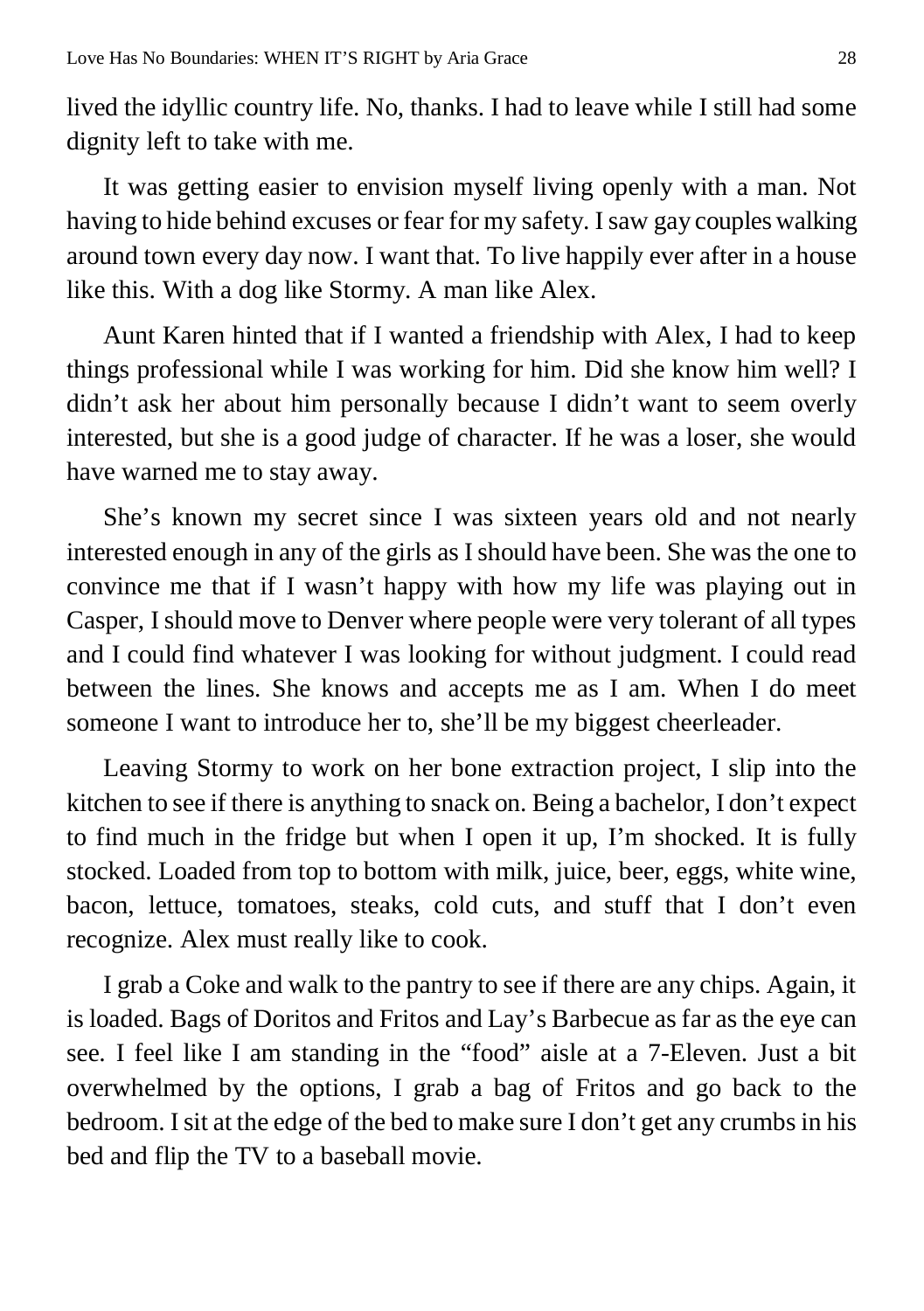lived the idyllic country life. No, thanks. I had to leave while I still had some dignity left to take with me.

It was getting easier to envision myself living openly with a man. Not having to hide behind excuses or fear for my safety. I saw gay couples walking around town every day now. I want that. To live happily ever after in a house like this. With a dog like Stormy. A man like Alex.

Aunt Karen hinted that if I wanted a friendship with Alex, I had to keep things professional while I was working for him. Did she know him well? I didn't ask her about him personally because I didn't want to seem overly interested, but she is a good judge of character. If he was a loser, she would have warned me to stay away.

She's known my secret since I was sixteen years old and not nearly interested enough in any of the girls as I should have been. She was the one to convince me that if I wasn't happy with how my life was playing out in Casper, I should move to Denver where people were very tolerant of all types and I could find whatever I was looking for without judgment. I could read between the lines. She knows and accepts me as I am. When I do meet someone I want to introduce her to, she'll be my biggest cheerleader.

Leaving Stormy to work on her bone extraction project, I slip into the kitchen to see if there is anything to snack on. Being a bachelor, I don't expect to find much in the fridge but when I open it up, I'm shocked. It is fully stocked. Loaded from top to bottom with milk, juice, beer, eggs, white wine, bacon, lettuce, tomatoes, steaks, cold cuts, and stuff that I don't even recognize. Alex must really like to cook.

I grab a Coke and walk to the pantry to see if there are any chips. Again, it is loaded. Bags of Doritos and Fritos and Lay's Barbecue as far as the eye can see. I feel like I am standing in the "food" aisle at a 7-Eleven. Just a bit overwhelmed by the options, I grab a bag of Fritos and go back to the bedroom. I sit at the edge of the bed to make sure I don't get any crumbs in his bed and flip the TV to a baseball movie.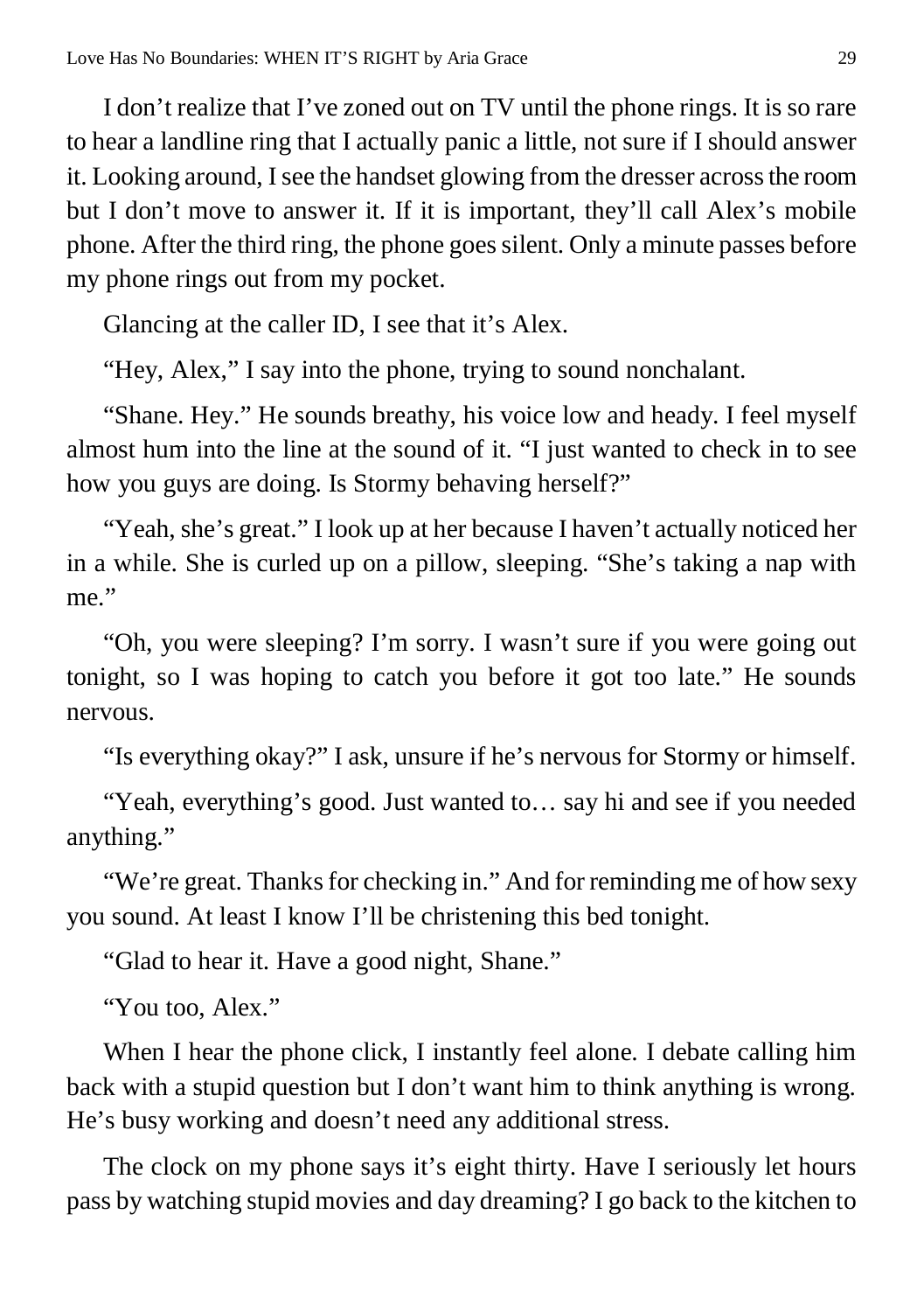I don't realize that I've zoned out on TV until the phone rings. It is so rare to hear a landline ring that I actually panic a little, not sure if I should answer it. Looking around, I see the handset glowing from the dresser across the room but I don't move to answer it. If it is important, they'll call Alex's mobile phone. After the third ring, the phone goes silent. Only a minute passes before my phone rings out from my pocket.

Glancing at the caller ID, I see that it's Alex.

"Hey, Alex," I say into the phone, trying to sound nonchalant.

"Shane. Hey." He sounds breathy, his voice low and heady. I feel myself almost hum into the line at the sound of it. "I just wanted to check in to see how you guys are doing. Is Stormy behaving herself?"

"Yeah, she's great." I look up at her because I haven't actually noticed her in a while. She is curled up on a pillow, sleeping. "She's taking a nap with me."

"Oh, you were sleeping? I'm sorry. I wasn't sure if you were going out tonight, so I was hoping to catch you before it got too late." He sounds nervous.

"Is everything okay?" I ask, unsure if he's nervous for Stormy or himself.

"Yeah, everything's good. Just wanted to… say hi and see if you needed anything."

"We're great. Thanks for checking in." And for reminding me of how sexy you sound. At least I know I'll be christening this bed tonight.

"Glad to hear it. Have a good night, Shane."

"You too, Alex."

When I hear the phone click, I instantly feel alone. I debate calling him back with a stupid question but I don't want him to think anything is wrong. He's busy working and doesn't need any additional stress.

The clock on my phone says it's eight thirty. Have I seriously let hours pass by watching stupid movies and day dreaming? I go back to the kitchen to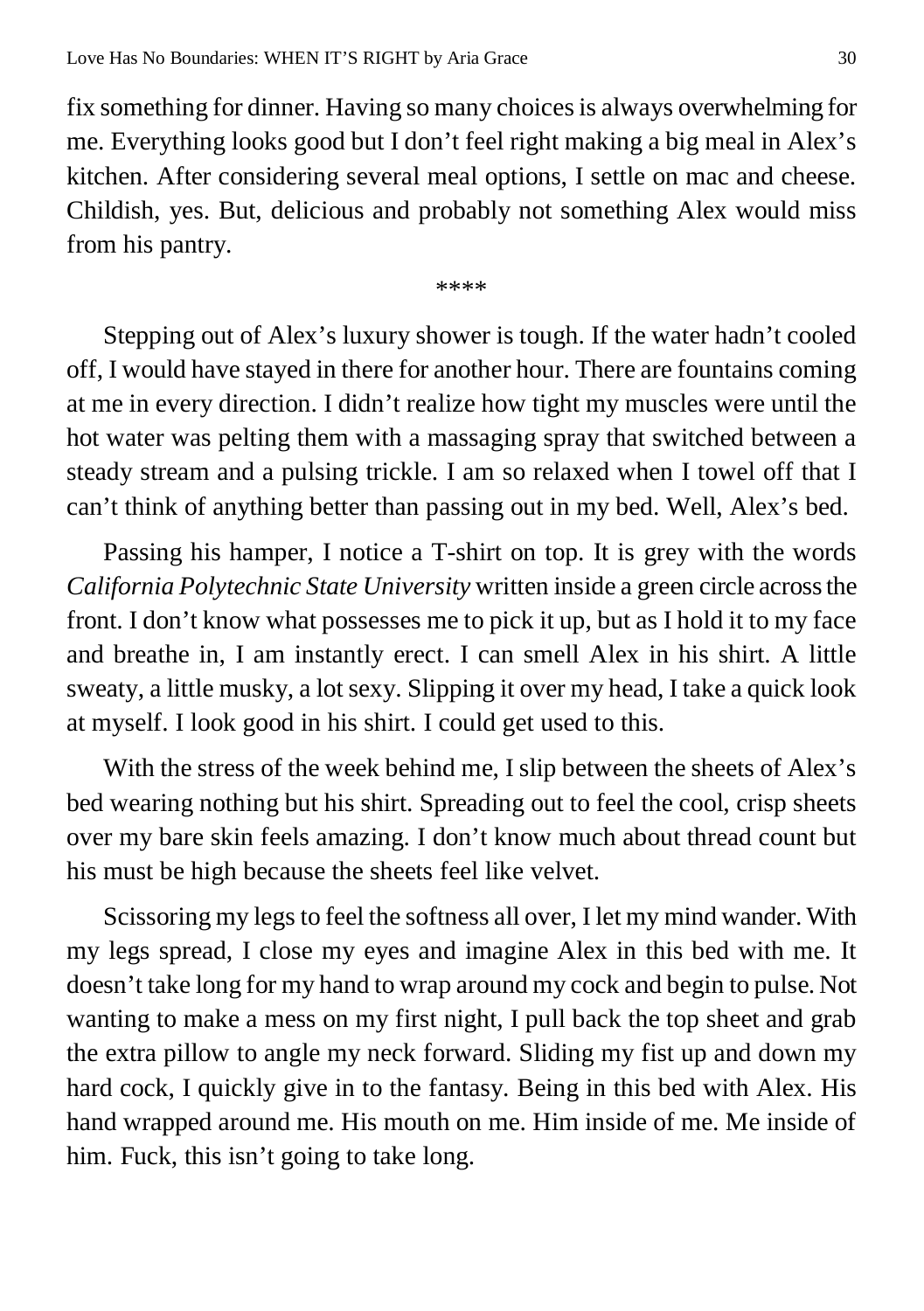fix something for dinner. Having so many choices is always overwhelming for me. Everything looks good but I don't feel right making a big meal in Alex's kitchen. After considering several meal options, I settle on mac and cheese. Childish, yes. But, delicious and probably not something Alex would miss from his pantry.

****

Stepping out of Alex's luxury shower is tough. If the water hadn't cooled off, I would have stayed in there for another hour. There are fountains coming at me in every direction. I didn't realize how tight my muscles were until the hot water was pelting them with a massaging spray that switched between a steady stream and a pulsing trickle. I am so relaxed when I towel off that I can't think of anything better than passing out in my bed. Well, Alex's bed.

Passing his hamper, I notice a T-shirt on top. It is grey with the words *California Polytechnic State University* written inside a green circle across the front. I don't know what possesses me to pick it up, but as I hold it to my face and breathe in, I am instantly erect. I can smell Alex in his shirt. A little sweaty, a little musky, a lot sexy. Slipping it over my head, I take a quick look at myself. I look good in his shirt. I could get used to this.

With the stress of the week behind me, I slip between the sheets of Alex's bed wearing nothing but his shirt. Spreading out to feel the cool, crisp sheets over my bare skin feels amazing. I don't know much about thread count but his must be high because the sheets feel like velvet.

Scissoring my legs to feel the softness all over, I let my mind wander. With my legs spread, I close my eyes and imagine Alex in this bed with me. It doesn't take long for my hand to wrap around my cock and begin to pulse. Not wanting to make a mess on my first night, I pull back the top sheet and grab the extra pillow to angle my neck forward. Sliding my fist up and down my hard cock, I quickly give in to the fantasy. Being in this bed with Alex. His hand wrapped around me. His mouth on me. Him inside of me. Me inside of him. Fuck, this isn't going to take long.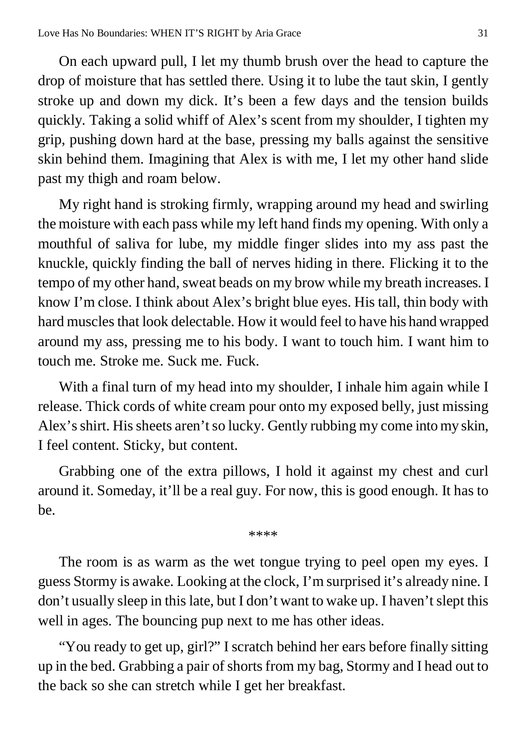On each upward pull, I let my thumb brush over the head to capture the drop of moisture that has settled there. Using it to lube the taut skin, I gently stroke up and down my dick. It's been a few days and the tension builds quickly. Taking a solid whiff of Alex's scent from my shoulder, I tighten my grip, pushing down hard at the base, pressing my balls against the sensitive skin behind them. Imagining that Alex is with me, I let my other hand slide past my thigh and roam below.

My right hand is stroking firmly, wrapping around my head and swirling the moisture with each pass while my left hand finds my opening. With only a mouthful of saliva for lube, my middle finger slides into my ass past the knuckle, quickly finding the ball of nerves hiding in there. Flicking it to the tempo of my other hand, sweat beads on my brow while my breath increases. I know I'm close. I think about Alex's bright blue eyes. His tall, thin body with hard muscles that look delectable. How it would feel to have his hand wrapped around my ass, pressing me to his body. I want to touch him. I want him to touch me. Stroke me. Suck me. Fuck.

With a final turn of my head into my shoulder, I inhale him again while I release. Thick cords of white cream pour onto my exposed belly, just missing Alex's shirt. His sheets aren't so lucky. Gently rubbing my come into my skin, I feel content. Sticky, but content.

Grabbing one of the extra pillows, I hold it against my chest and curl around it. Someday, it'll be a real guy. For now, this is good enough. It has to be.

\*\*\*\*

The room is as warm as the wet tongue trying to peel open my eyes. I guess Stormy is awake. Looking at the clock, I'm surprised it's already nine. I don't usually sleep in this late, but I don't want to wake up. I haven't slept this well in ages. The bouncing pup next to me has other ideas.

"You ready to get up, girl?" I scratch behind her ears before finally sitting up in the bed. Grabbing a pair of shorts from my bag, Stormy and I head out to the back so she can stretch while I get her breakfast.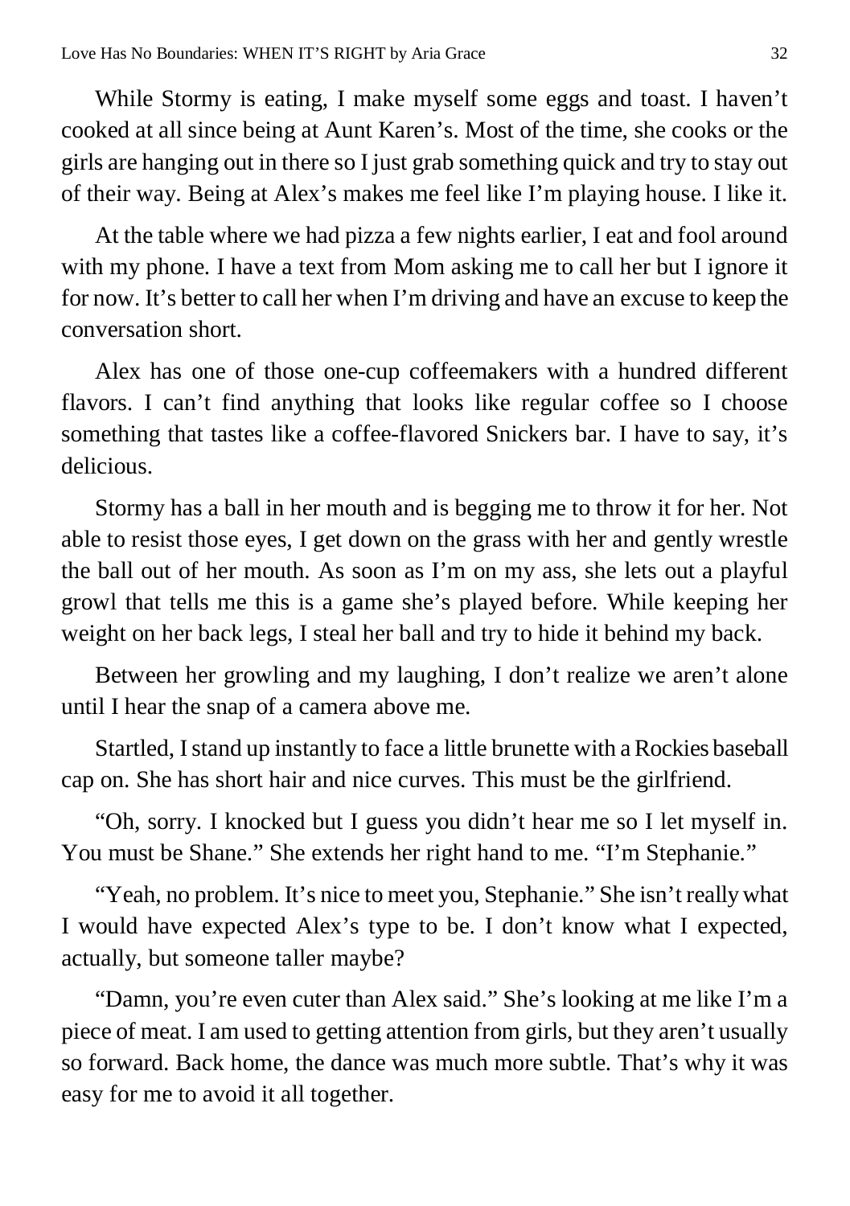While Stormy is eating, I make myself some eggs and toast. I haven't cooked at all since being at Aunt Karen's. Most of the time, she cooks or the girls are hanging out in there so I just grab something quick and try to stay out of their way. Being at Alex's makes me feel like I'm playing house. I like it.

At the table where we had pizza a few nights earlier, I eat and fool around with my phone. I have a text from Mom asking me to call her but I ignore it for now. It's better to call her when I'm driving and have an excuse to keep the conversation short.

Alex has one of those one-cup coffeemakers with a hundred different flavors. I can't find anything that looks like regular coffee so I choose something that tastes like a coffee-flavored Snickers bar. I have to say, it's delicious.

Stormy has a ball in her mouth and is begging me to throw it for her. Not able to resist those eyes, I get down on the grass with her and gently wrestle the ball out of her mouth. As soon as I'm on my ass, she lets out a playful growl that tells me this is a game she's played before. While keeping her weight on her back legs, I steal her ball and try to hide it behind my back.

Between her growling and my laughing, I don't realize we aren't alone until I hear the snap of a camera above me.

Startled, I stand up instantly to face a little brunette with a Rockies baseball cap on. She has short hair and nice curves. This must be the girlfriend.

"Oh, sorry. I knocked but I guess you didn't hear me so I let myself in. You must be Shane." She extends her right hand to me. "I'm Stephanie."

"Yeah, no problem. It's nice to meet you, Stephanie." She isn't really what I would have expected Alex's type to be. I don't know what I expected, actually, but someone taller maybe?

"Damn, you're even cuter than Alex said." She's looking at me like I'm a piece of meat. I am used to getting attention from girls, but they aren't usually so forward. Back home, the dance was much more subtle. That's why it was easy for me to avoid it all together.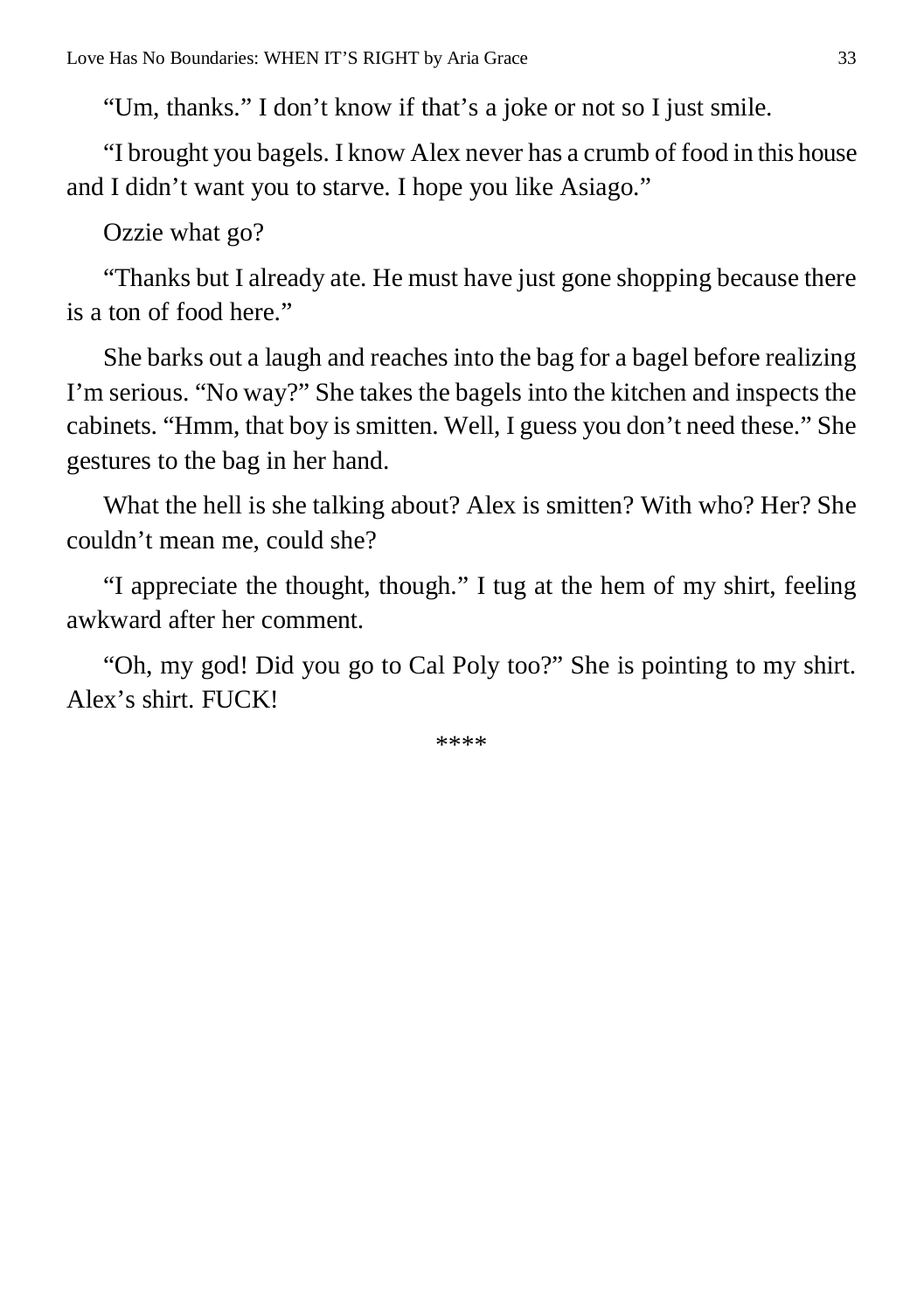“Um, thanks.” I don’t know if that’s a joke or not so I just smile.

“I brought you bagels. I know Alex never has a crumb of food in this house and I didn’t want you to starve. I hope you like Asiago.”

Ozzie what go?

“Thanks but I already ate. He must have just gone shopping because there is a ton of food here.”

She barks out a laugh and reaches into the bag for a bagel before realizing I’m serious. “No way?” She takes the bagels into the kitchen and inspects the cabinets. “Hmm, that boy is smitten. Well, I guess you don’t need these.” She gestures to the bag in her hand.

What the hell is she talking about? Alex is smitten? With who? Her? She couldn’t mean me, could she?

“I appreciate the thought, though.” I tug at the hem of my shirt, feeling awkward after her comment.

“Oh, my god! Did you go to Cal Poly too?” She is pointing to my shirt. Alex’s shirt. FUCK!

****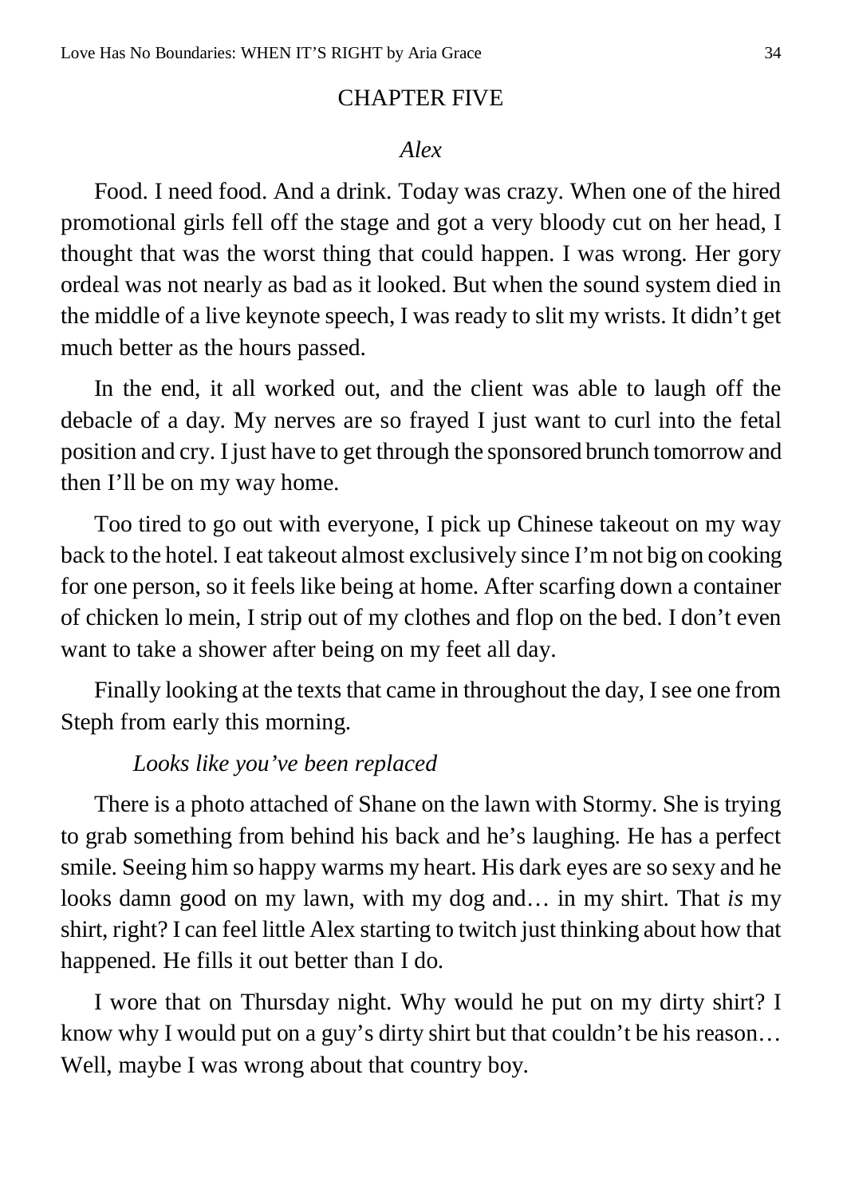## CHAPTER FIVE

*Alex*

Food. I need food. And a drink. Today was crazy. When one of the hired promotional girls fell off the stage and got a very bloody cut on her head, I thought that was the worst thing that could happen. I was wrong. Her gory ordeal was not nearly as bad as it looked. But when the sound system died in the middle of a live keynote speech, I was ready to slit my wrists. It didn't get much better as the hours passed.

In the end, it all worked out, and the client was able to laugh off the debacle of a day. My nerves are so frayed I just want to curl into the fetal position and cry. I just have to get through the sponsored brunch tomorrow and then I'll be on my way home.

Too tired to go out with everyone, I pick up Chinese takeout on my way back to the hotel. I eat takeout almost exclusively since I'm not big on cooking for one person, so it feels like being at home. After scarfing down a container of chicken lo mein, I strip out of my clothes and flop on the bed. I don't even want to take a shower after being on my feet all day.

Finally looking at the texts that came in throughout the day, I see one from Steph from early this morning.

*Looks like you've been replaced*

There is a photo attached of Shane on the lawn with Stormy. She is trying to grab something from behind his back and he's laughing. He has a perfect smile. Seeing him so happy warms my heart. His dark eyes are so sexy and he looks damn good on my lawn, with my dog and… in my shirt. That *is* my shirt, right? I can feel little Alex starting to twitch just thinking about how that happened. He fills it out better than I do.

I wore that on Thursday night. Why would he put on my dirty shirt? I know why I would put on a guy's dirty shirt but that couldn't be his reason… Well, maybe I was wrong about that country boy.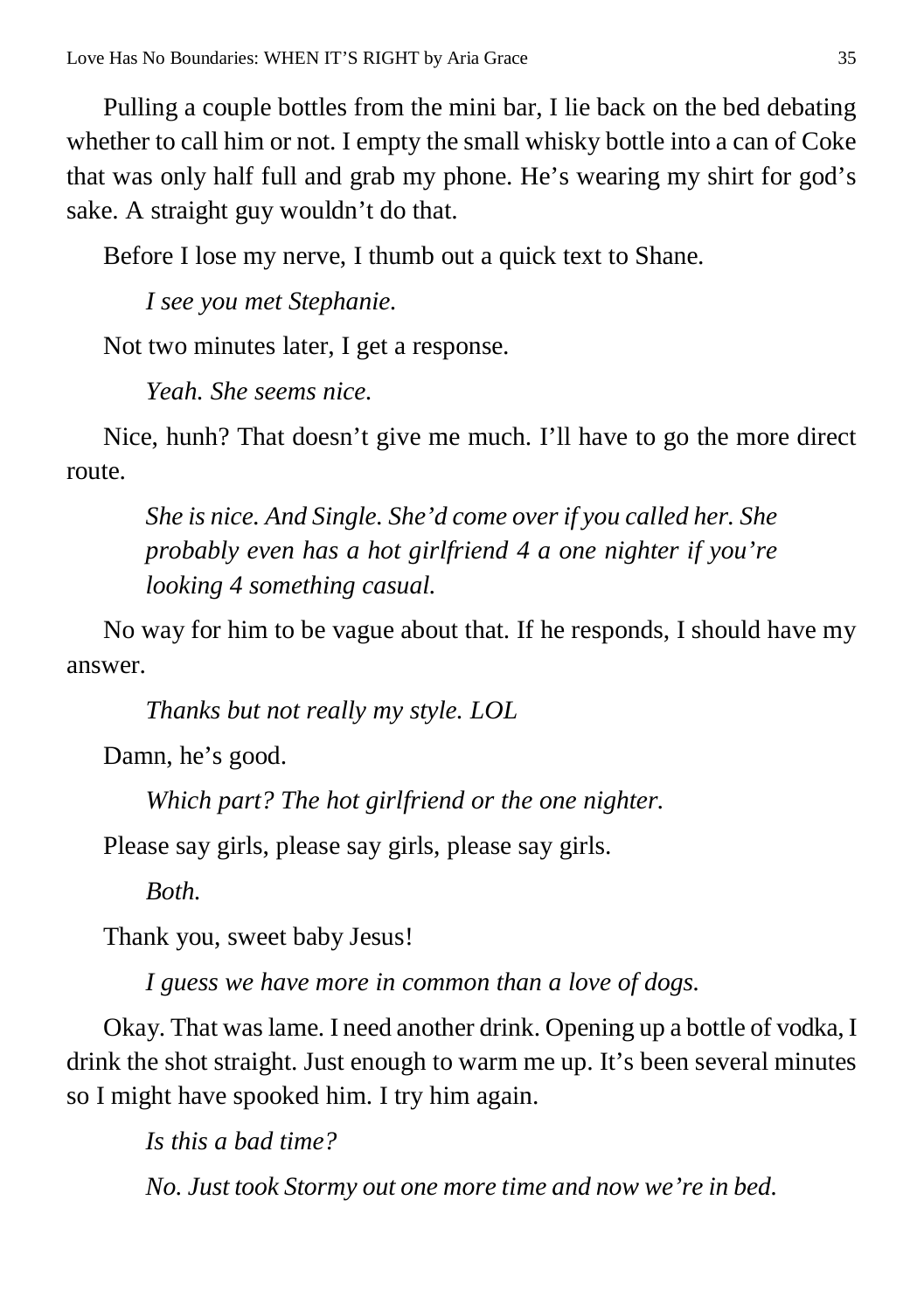Pulling a couple bottles from the mini bar, I lie back on the bed debating whether to call him or not. I empty the small whisky bottle into a can of Coke that was only half full and grab my phone. He's wearing my shirt for god's sake. A straight guy wouldn't do that.

Before I lose my nerve, I thumb out a quick text to Shane.

> *I see you met Stephanie.*

Not two minutes later, I get a response.

> *Yeah. She seems nice.*

Nice, hunh? That doesn't give me much. I'll have to go the more direct route.

> *She is nice. And Single. She'd come over if you called her. She probably even has a hot girlfriend 4 a one nighter if you're looking 4 something casual.*

No way for him to be vague about that. If he responds, I should have my answer.

> *Thanks but not really my style. LOL*

Damn, he's good.

> *Which part? The hot girlfriend or the one nighter.*

Please say girls, please say girls, please say girls.

> *Both.*

Thank you, sweet baby Jesus!

> *I guess we have more in common than a love of dogs.*

Okay. That was lame. I need another drink. Opening up a bottle of vodka, I drink the shot straight. Just enough to warm me up. It's been several minutes so I might have spooked him. I try him again.

> *Is this a bad time?*
>
> *No. Just took Stormy out one more time and now we're in bed.*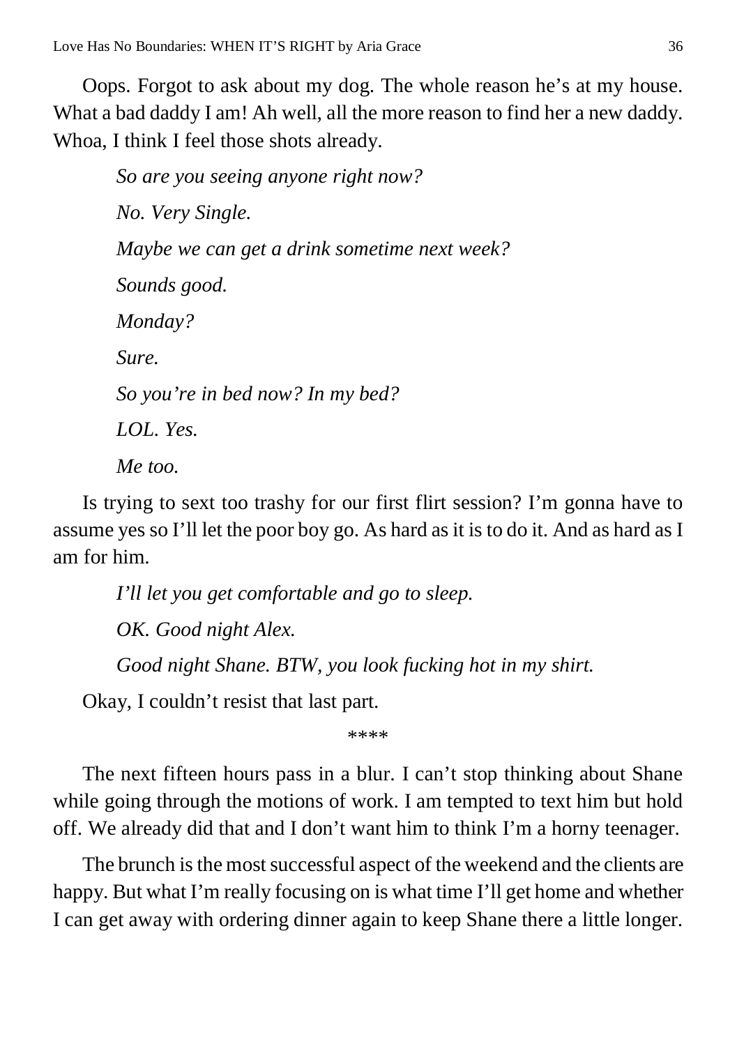Oops. Forgot to ask about my dog. The whole reason he's at my house. What a bad daddy I am! Ah well, all the more reason to find her a new daddy. Whoa, I think I feel those shots already.

*So are you seeing anyone right now?*

*No. Very Single.*

*Maybe we can get a drink sometime next week?*

*Sounds good.*

*Monday?*

*Sure.*

*So you're in bed now? In my bed?*

*LOL. Yes.*

*Me too.*

Is trying to sext too trashy for our first flirt session? I'm gonna have to assume yes so I'll let the poor boy go. As hard as it is to do it. And as hard as I am for him.

*I'll let you get comfortable and go to sleep.*

*OK. Good night Alex.*

*Good night Shane. BTW, you look fucking hot in my shirt.*

Okay, I couldn't resist that last part.

****

The next fifteen hours pass in a blur. I can't stop thinking about Shane while going through the motions of work. I am tempted to text him but hold off. We already did that and I don't want him to think I'm a horny teenager.

The brunch is the most successful aspect of the weekend and the clients are happy. But what I'm really focusing on is what time I'll get home and whether I can get away with ordering dinner again to keep Shane there a little longer.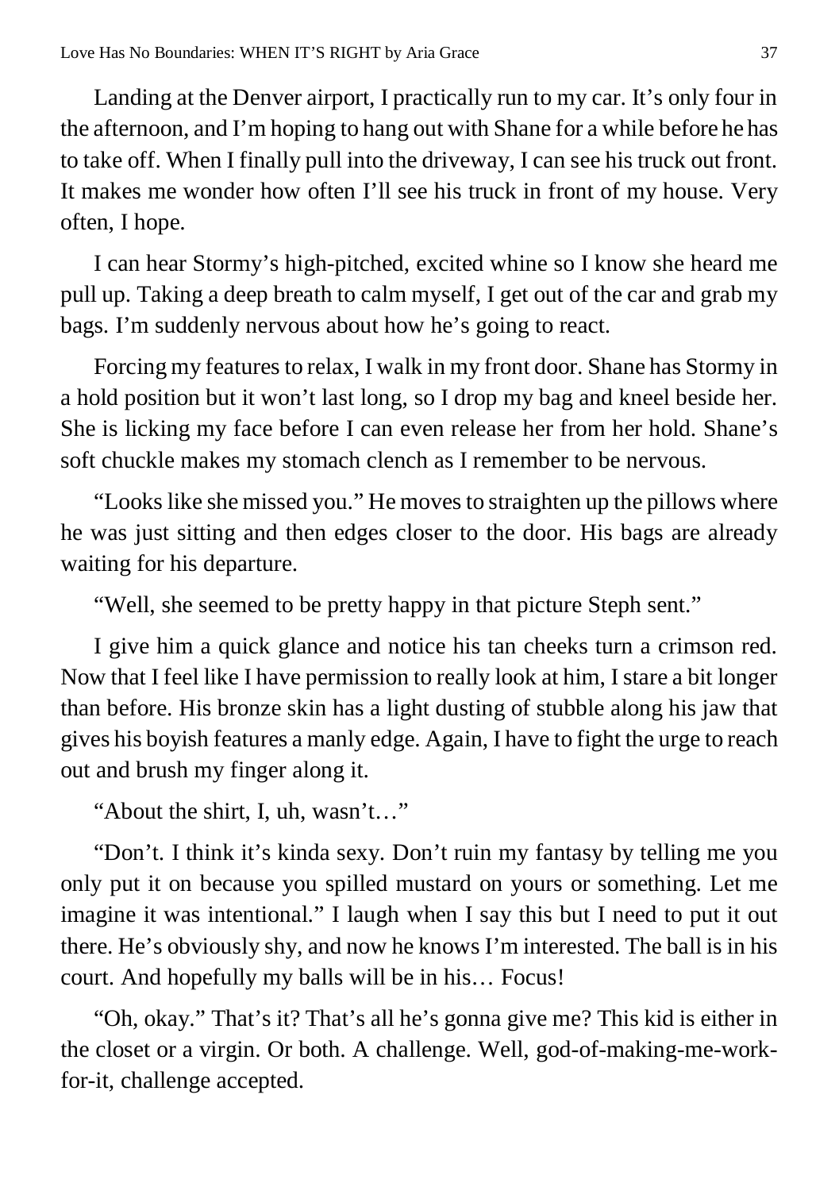Landing at the Denver airport, I practically run to my car. It's only four in the afternoon, and I'm hoping to hang out with Shane for a while before he has to take off. When I finally pull into the driveway, I can see his truck out front. It makes me wonder how often I'll see his truck in front of my house. Very often, I hope.

I can hear Stormy's high-pitched, excited whine so I know she heard me pull up. Taking a deep breath to calm myself, I get out of the car and grab my bags. I'm suddenly nervous about how he's going to react.

Forcing my features to relax, I walk in my front door. Shane has Stormy in a hold position but it won't last long, so I drop my bag and kneel beside her. She is licking my face before I can even release her from her hold. Shane's soft chuckle makes my stomach clench as I remember to be nervous.

"Looks like she missed you." He moves to straighten up the pillows where he was just sitting and then edges closer to the door. His bags are already waiting for his departure.

"Well, she seemed to be pretty happy in that picture Steph sent."

I give him a quick glance and notice his tan cheeks turn a crimson red. Now that I feel like I have permission to really look at him, I stare a bit longer than before. His bronze skin has a light dusting of stubble along his jaw that gives his boyish features a manly edge. Again, I have to fight the urge to reach out and brush my finger along it.

"About the shirt, I, uh, wasn't…"

"Don't. I think it's kinda sexy. Don't ruin my fantasy by telling me you only put it on because you spilled mustard on yours or something. Let me imagine it was intentional." I laugh when I say this but I need to put it out there. He's obviously shy, and now he knows I'm interested. The ball is in his court. And hopefully my balls will be in his… Focus!

"Oh, okay." That's it? That's all he's gonna give me? This kid is either in the closet or a virgin. Or both. A challenge. Well, god-of-making-me-work-for-it, challenge accepted.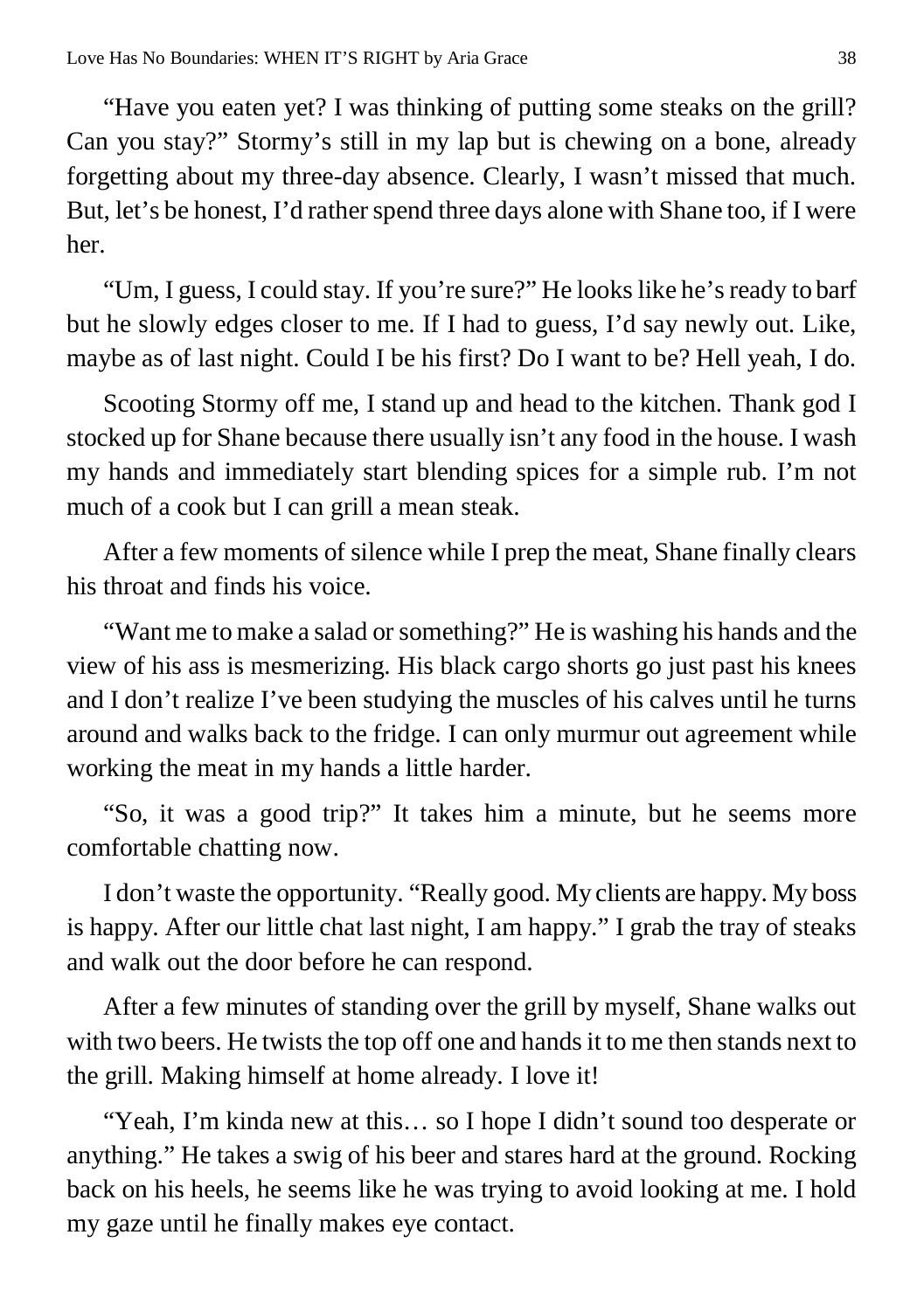"Have you eaten yet? I was thinking of putting some steaks on the grill? Can you stay?" Stormy's still in my lap but is chewing on a bone, already forgetting about my three-day absence. Clearly, I wasn't missed that much. But, let's be honest, I'd rather spend three days alone with Shane too, if I were her.

"Um, I guess, I could stay. If you're sure?" He looks like he's ready to barf but he slowly edges closer to me. If I had to guess, I'd say newly out. Like, maybe as of last night. Could I be his first? Do I want to be? Hell yeah, I do.

Scooting Stormy off me, I stand up and head to the kitchen. Thank god I stocked up for Shane because there usually isn't any food in the house. I wash my hands and immediately start blending spices for a simple rub. I'm not much of a cook but I can grill a mean steak.

After a few moments of silence while I prep the meat, Shane finally clears his throat and finds his voice.

"Want me to make a salad or something?" He is washing his hands and the view of his ass is mesmerizing. His black cargo shorts go just past his knees and I don't realize I've been studying the muscles of his calves until he turns around and walks back to the fridge. I can only murmur out agreement while working the meat in my hands a little harder.

"So, it was a good trip?" It takes him a minute, but he seems more comfortable chatting now.

I don't waste the opportunity. "Really good. My clients are happy. My boss is happy. After our little chat last night, I am happy." I grab the tray of steaks and walk out the door before he can respond.

After a few minutes of standing over the grill by myself, Shane walks out with two beers. He twists the top off one and hands it to me then stands next to the grill. Making himself at home already. I love it!

"Yeah, I'm kinda new at this… so I hope I didn't sound too desperate or anything." He takes a swig of his beer and stares hard at the ground. Rocking back on his heels, he seems like he was trying to avoid looking at me. I hold my gaze until he finally makes eye contact.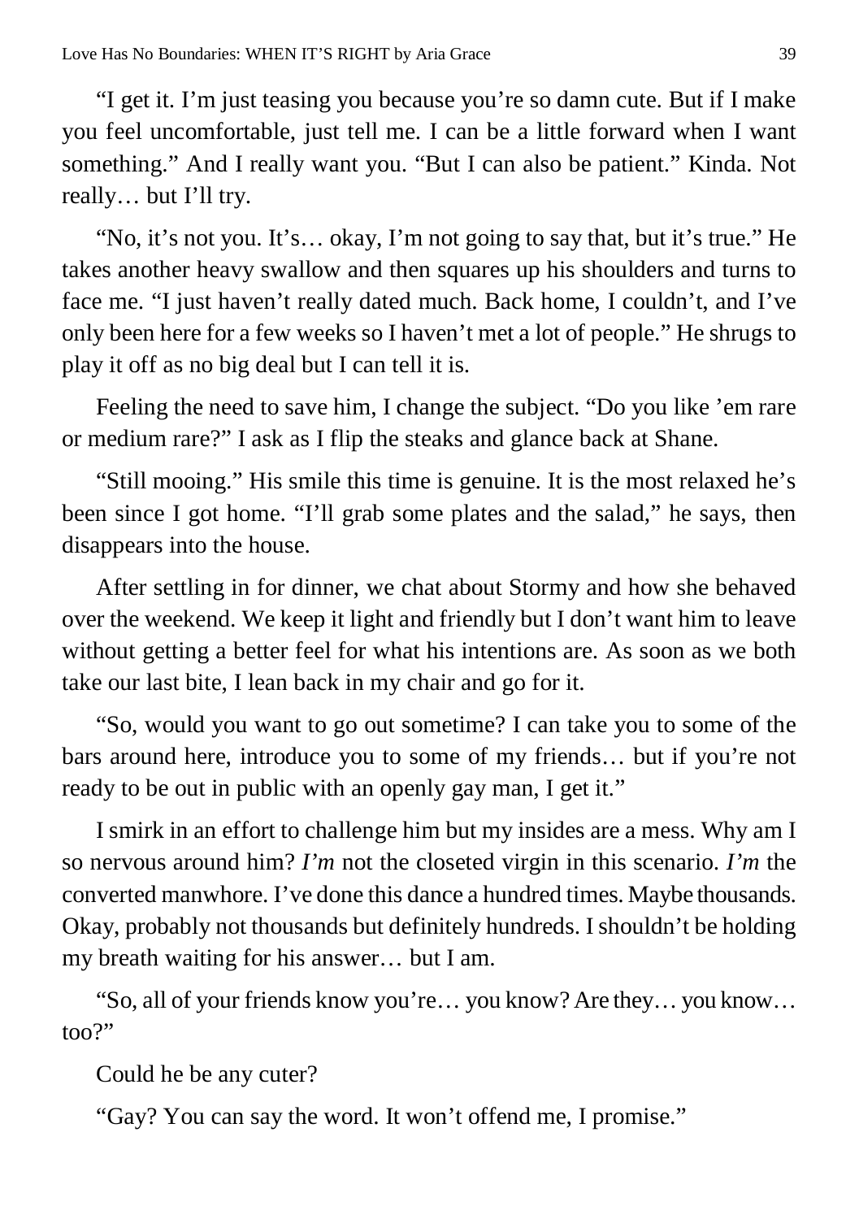"I get it. I'm just teasing you because you're so damn cute. But if I make you feel uncomfortable, just tell me. I can be a little forward when I want something." And I really want you. "But I can also be patient." Kinda. Not really… but I'll try.

"No, it's not you. It's… okay, I'm not going to say that, but it's true." He takes another heavy swallow and then squares up his shoulders and turns to face me. "I just haven't really dated much. Back home, I couldn't, and I've only been here for a few weeks so I haven't met a lot of people." He shrugs to play it off as no big deal but I can tell it is.

Feeling the need to save him, I change the subject. "Do you like 'em rare or medium rare?" I ask as I flip the steaks and glance back at Shane.

"Still mooing." His smile this time is genuine. It is the most relaxed he's been since I got home. "I'll grab some plates and the salad," he says, then disappears into the house.

After settling in for dinner, we chat about Stormy and how she behaved over the weekend. We keep it light and friendly but I don't want him to leave without getting a better feel for what his intentions are. As soon as we both take our last bite, I lean back in my chair and go for it.

"So, would you want to go out sometime? I can take you to some of the bars around here, introduce you to some of my friends… but if you're not ready to be out in public with an openly gay man, I get it."

I smirk in an effort to challenge him but my insides are a mess. Why am I so nervous around him? *I'm* not the closeted virgin in this scenario. *I'm* the converted manwhore. I've done this dance a hundred times. Maybe thousands. Okay, probably not thousands but definitely hundreds. I shouldn't be holding my breath waiting for his answer… but I am.

"So, all of your friends know you're… you know? Are they… you know… too?"

Could he be any cuter?

"Gay? You can say the word. It won't offend me, I promise."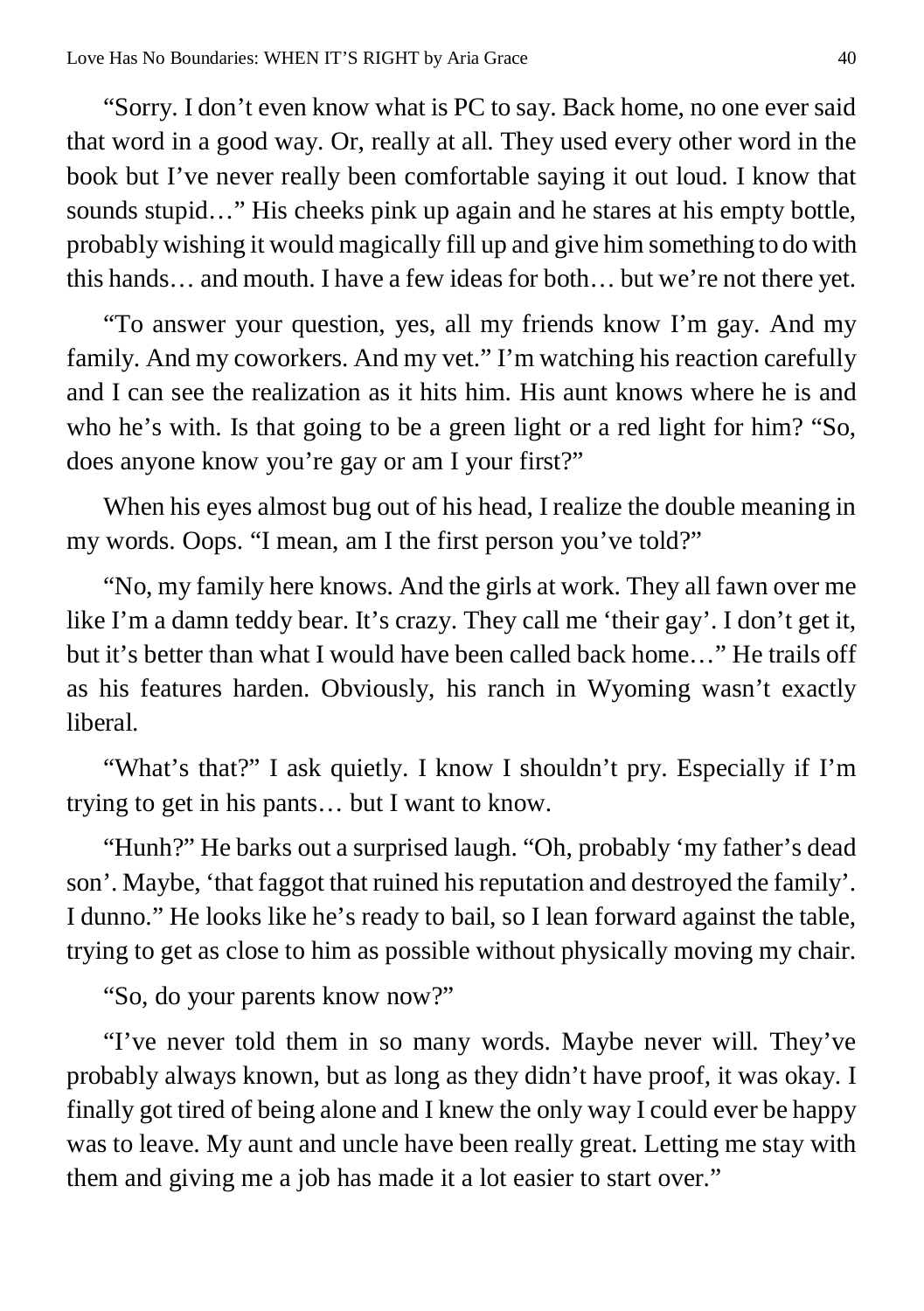"Sorry. I don't even know what is PC to say. Back home, no one ever said that word in a good way. Or, really at all. They used every other word in the book but I've never really been comfortable saying it out loud. I know that sounds stupid…" His cheeks pink up again and he stares at his empty bottle, probably wishing it would magically fill up and give him something to do with this hands… and mouth. I have a few ideas for both… but we're not there yet.

"To answer your question, yes, all my friends know I'm gay. And my family. And my coworkers. And my vet." I'm watching his reaction carefully and I can see the realization as it hits him. His aunt knows where he is and who he's with. Is that going to be a green light or a red light for him? "So, does anyone know you're gay or am I your first?"

When his eyes almost bug out of his head, I realize the double meaning in my words. Oops. "I mean, am I the first person you've told?"

"No, my family here knows. And the girls at work. They all fawn over me like I'm a damn teddy bear. It's crazy. They call me 'their gay'. I don't get it, but it's better than what I would have been called back home…" He trails off as his features harden. Obviously, his ranch in Wyoming wasn't exactly liberal.

"What's that?" I ask quietly. I know I shouldn't pry. Especially if I'm trying to get in his pants… but I want to know.

"Hunh?" He barks out a surprised laugh. "Oh, probably 'my father's dead son'. Maybe, 'that faggot that ruined his reputation and destroyed the family'. I dunno." He looks like he's ready to bail, so I lean forward against the table, trying to get as close to him as possible without physically moving my chair.

"So, do your parents know now?"

"I've never told them in so many words. Maybe never will. They've probably always known, but as long as they didn't have proof, it was okay. I finally got tired of being alone and I knew the only way I could ever be happy was to leave. My aunt and uncle have been really great. Letting me stay with them and giving me a job has made it a lot easier to start over."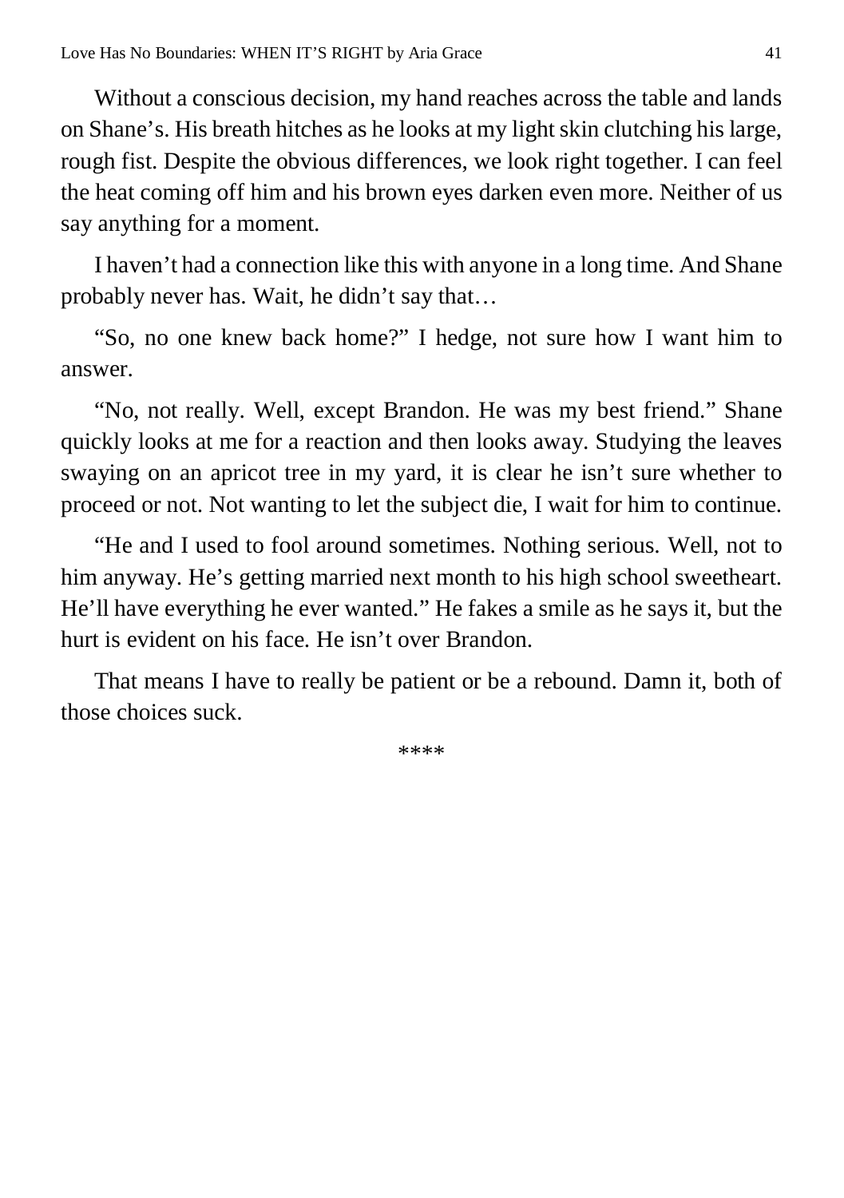Without a conscious decision, my hand reaches across the table and lands on Shane's. His breath hitches as he looks at my light skin clutching his large, rough fist. Despite the obvious differences, we look right together. I can feel the heat coming off him and his brown eyes darken even more. Neither of us say anything for a moment.

I haven't had a connection like this with anyone in a long time. And Shane probably never has. Wait, he didn't say that…

"So, no one knew back home?" I hedge, not sure how I want him to answer.

"No, not really. Well, except Brandon. He was my best friend." Shane quickly looks at me for a reaction and then looks away. Studying the leaves swaying on an apricot tree in my yard, it is clear he isn't sure whether to proceed or not. Not wanting to let the subject die, I wait for him to continue.

"He and I used to fool around sometimes. Nothing serious. Well, not to him anyway. He's getting married next month to his high school sweetheart. He'll have everything he ever wanted." He fakes a smile as he says it, but the hurt is evident on his face. He isn't over Brandon.

That means I have to really be patient or be a rebound. Damn it, both of those choices suck.

****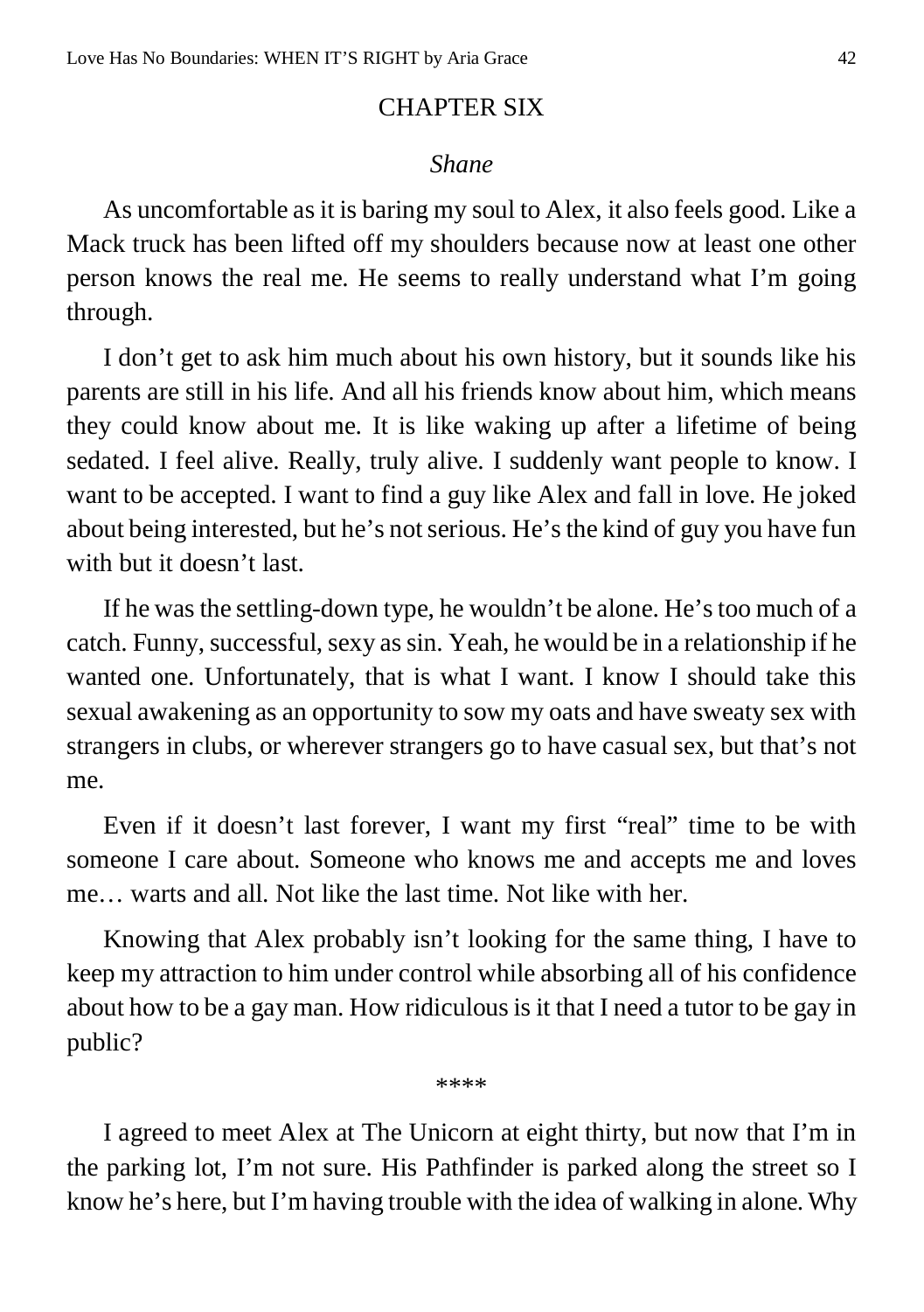## CHAPTER SIX

*Shane*

As uncomfortable as it is baring my soul to Alex, it also feels good. Like a Mack truck has been lifted off my shoulders because now at least one other person knows the real me. He seems to really understand what I'm going through.

I don't get to ask him much about his own history, but it sounds like his parents are still in his life. And all his friends know about him, which means they could know about me. It is like waking up after a lifetime of being sedated. I feel alive. Really, truly alive. I suddenly want people to know. I want to be accepted. I want to find a guy like Alex and fall in love. He joked about being interested, but he's not serious. He's the kind of guy you have fun with but it doesn't last.

If he was the settling-down type, he wouldn't be alone. He's too much of a catch. Funny, successful, sexy as sin. Yeah, he would be in a relationship if he wanted one. Unfortunately, that is what I want. I know I should take this sexual awakening as an opportunity to sow my oats and have sweaty sex with strangers in clubs, or wherever strangers go to have casual sex, but that's not me.

Even if it doesn't last forever, I want my first "real" time to be with someone I care about. Someone who knows me and accepts me and loves me… warts and all. Not like the last time. Not like with her.

Knowing that Alex probably isn't looking for the same thing, I have to keep my attraction to him under control while absorbing all of his confidence about how to be a gay man. How ridiculous is it that I need a tutor to be gay in public?

\*\*\*\*

I agreed to meet Alex at The Unicorn at eight thirty, but now that I'm in the parking lot, I'm not sure. His Pathfinder is parked along the street so I know he's here, but I'm having trouble with the idea of walking in alone. Why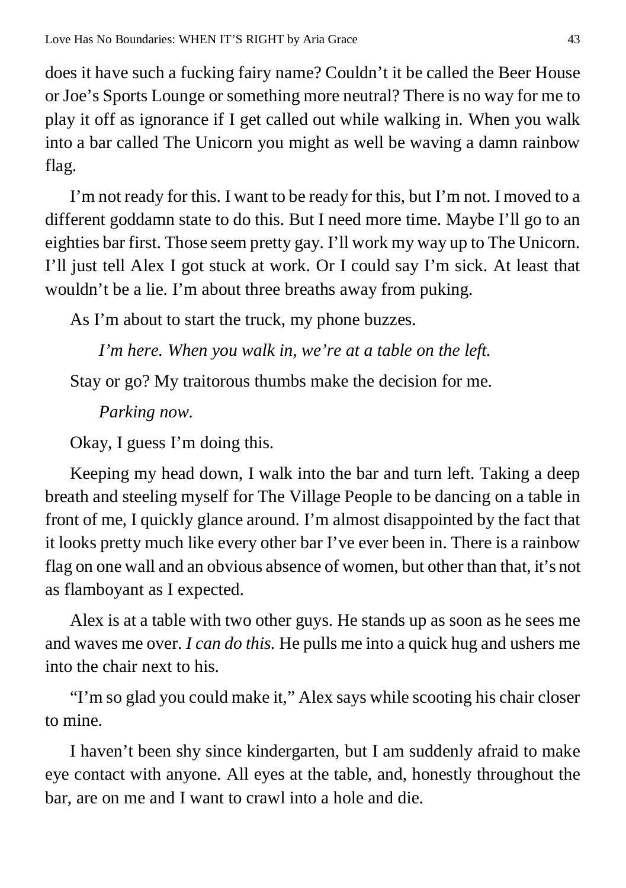does it have such a fucking fairy name? Couldn't it be called the Beer House or Joe's Sports Lounge or something more neutral? There is no way for me to play it off as ignorance if I get called out while walking in. When you walk into a bar called The Unicorn you might as well be waving a damn rainbow flag.

I'm not ready for this. I want to be ready for this, but I'm not. I moved to a different goddamn state to do this. But I need more time. Maybe I'll go to an eighties bar first. Those seem pretty gay. I'll work my way up to The Unicorn. I'll just tell Alex I got stuck at work. Or I could say I'm sick. At least that wouldn't be a lie. I'm about three breaths away from puking.

As I'm about to start the truck, my phone buzzes.

*I'm here. When you walk in, we're at a table on the left.*

Stay or go? My traitorous thumbs make the decision for me.

*Parking now.*

Okay, I guess I'm doing this.

Keeping my head down, I walk into the bar and turn left. Taking a deep breath and steeling myself for The Village People to be dancing on a table in front of me, I quickly glance around. I'm almost disappointed by the fact that it looks pretty much like every other bar I've ever been in. There is a rainbow flag on one wall and an obvious absence of women, but other than that, it's not as flamboyant as I expected.

Alex is at a table with two other guys. He stands up as soon as he sees me and waves me over. *I can do this.* He pulls me into a quick hug and ushers me into the chair next to his.

"I'm so glad you could make it," Alex says while scooting his chair closer to mine.

I haven't been shy since kindergarten, but I am suddenly afraid to make eye contact with anyone. All eyes at the table, and, honestly throughout the bar, are on me and I want to crawl into a hole and die.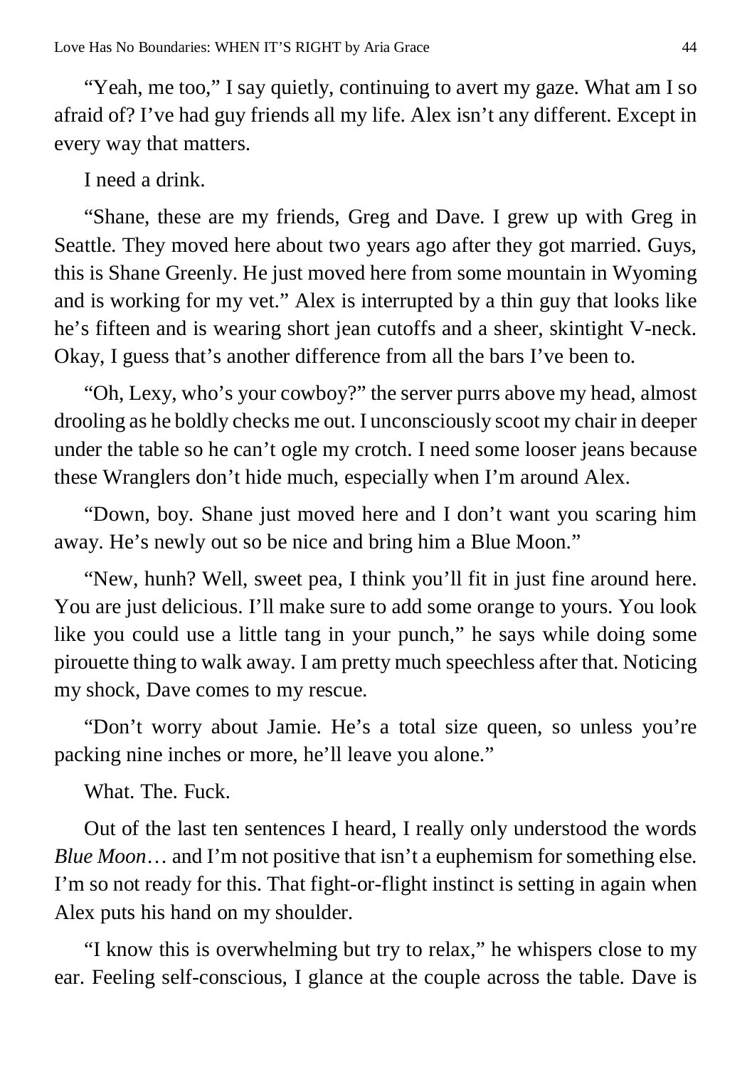"Yeah, me too," I say quietly, continuing to avert my gaze. What am I so afraid of? I've had guy friends all my life. Alex isn't any different. Except in every way that matters.

I need a drink.

"Shane, these are my friends, Greg and Dave. I grew up with Greg in Seattle. They moved here about two years ago after they got married. Guys, this is Shane Greenly. He just moved here from some mountain in Wyoming and is working for my vet." Alex is interrupted by a thin guy that looks like he's fifteen and is wearing short jean cutoffs and a sheer, skintight V-neck. Okay, I guess that's another difference from all the bars I've been to.

"Oh, Lexy, who's your cowboy?" the server purrs above my head, almost drooling as he boldly checks me out. I unconsciously scoot my chair in deeper under the table so he can't ogle my crotch. I need some looser jeans because these Wranglers don't hide much, especially when I'm around Alex.

"Down, boy. Shane just moved here and I don't want you scaring him away. He's newly out so be nice and bring him a Blue Moon."

"New, hunh? Well, sweet pea, I think you'll fit in just fine around here. You are just delicious. I'll make sure to add some orange to yours. You look like you could use a little tang in your punch," he says while doing some pirouette thing to walk away. I am pretty much speechless after that. Noticing my shock, Dave comes to my rescue.

"Don't worry about Jamie. He's a total size queen, so unless you're packing nine inches or more, he'll leave you alone."

What. The. Fuck.

Out of the last ten sentences I heard, I really only understood the words *Blue Moon*… and I'm not positive that isn't a euphemism for something else. I'm so not ready for this. That fight-or-flight instinct is setting in again when Alex puts his hand on my shoulder.

"I know this is overwhelming but try to relax," he whispers close to my ear. Feeling self-conscious, I glance at the couple across the table. Dave is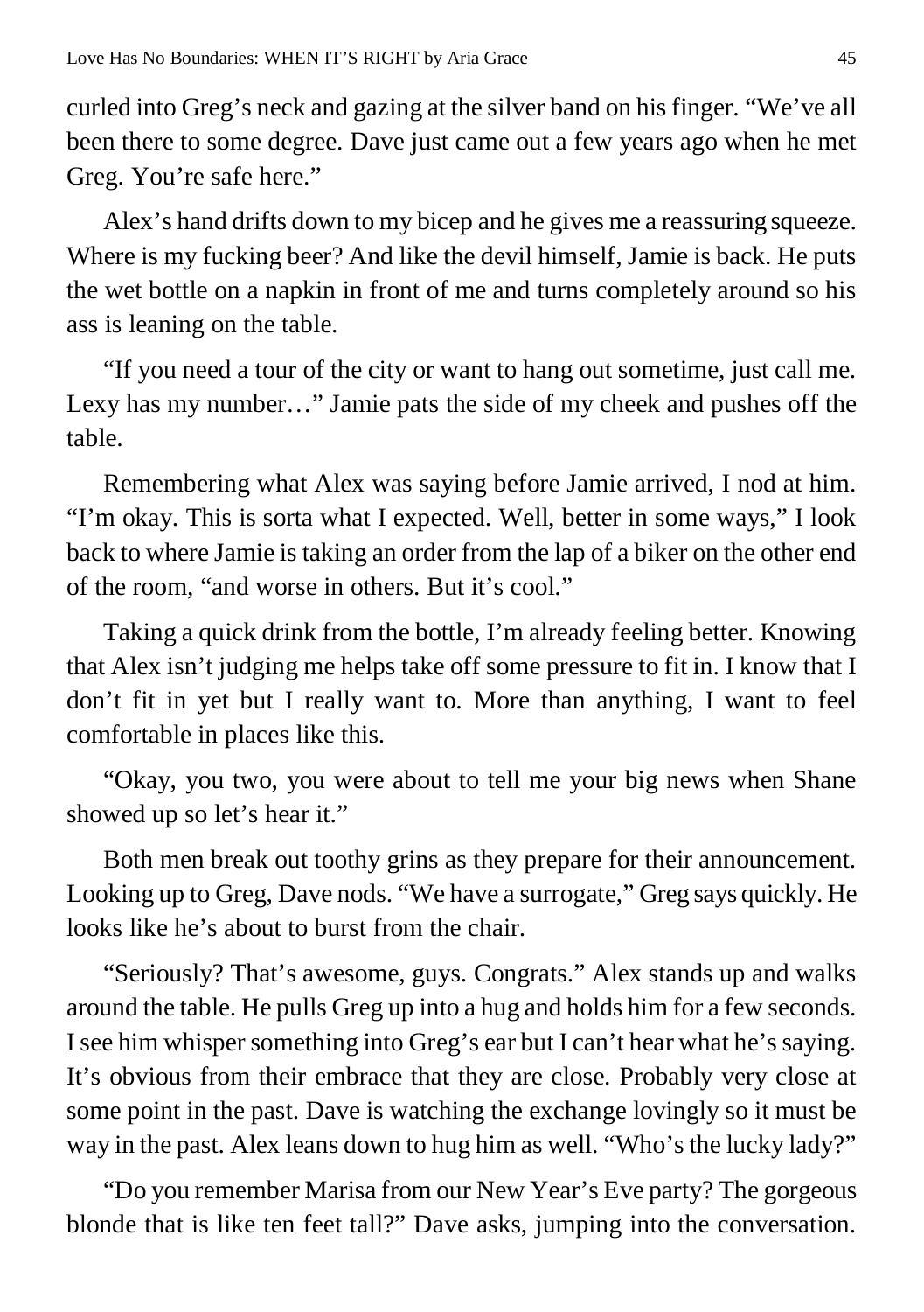curled into Greg's neck and gazing at the silver band on his finger. "We've all been there to some degree. Dave just came out a few years ago when he met Greg. You're safe here."

Alex's hand drifts down to my bicep and he gives me a reassuring squeeze. Where is my fucking beer? And like the devil himself, Jamie is back. He puts the wet bottle on a napkin in front of me and turns completely around so his ass is leaning on the table.

"If you need a tour of the city or want to hang out sometime, just call me. Lexy has my number…" Jamie pats the side of my cheek and pushes off the table.

Remembering what Alex was saying before Jamie arrived, I nod at him. "I'm okay. This is sorta what I expected. Well, better in some ways," I look back to where Jamie is taking an order from the lap of a biker on the other end of the room, "and worse in others. But it's cool."

Taking a quick drink from the bottle, I'm already feeling better. Knowing that Alex isn't judging me helps take off some pressure to fit in. I know that I don't fit in yet but I really want to. More than anything, I want to feel comfortable in places like this.

"Okay, you two, you were about to tell me your big news when Shane showed up so let's hear it."

Both men break out toothy grins as they prepare for their announcement. Looking up to Greg, Dave nods. "We have a surrogate," Greg says quickly. He looks like he's about to burst from the chair.

"Seriously? That's awesome, guys. Congrats." Alex stands up and walks around the table. He pulls Greg up into a hug and holds him for a few seconds. I see him whisper something into Greg's ear but I can't hear what he's saying. It's obvious from their embrace that they are close. Probably very close at some point in the past. Dave is watching the exchange lovingly so it must be way in the past. Alex leans down to hug him as well. "Who's the lucky lady?"

"Do you remember Marisa from our New Year's Eve party? The gorgeous blonde that is like ten feet tall?" Dave asks, jumping into the conversation.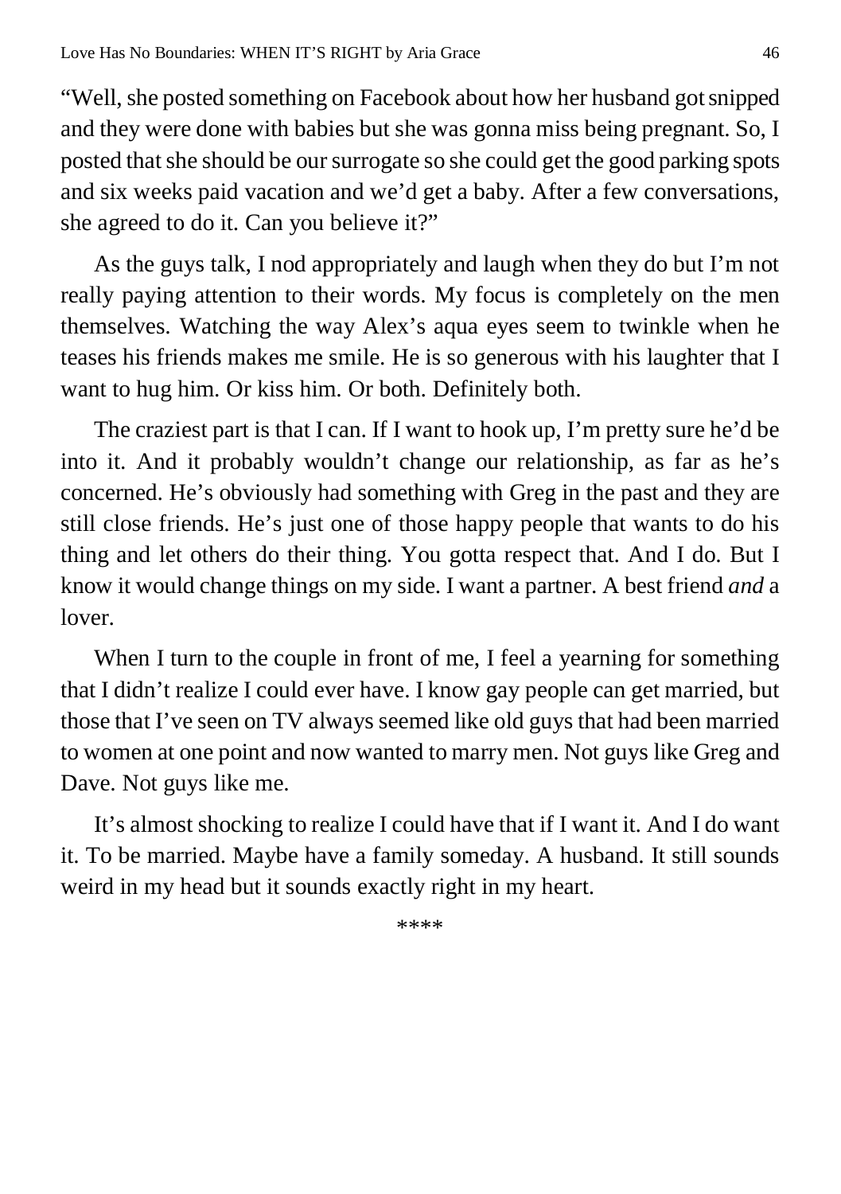"Well, she posted something on Facebook about how her husband got snipped and they were done with babies but she was gonna miss being pregnant. So, I posted that she should be our surrogate so she could get the good parking spots and six weeks paid vacation and we'd get a baby. After a few conversations, she agreed to do it. Can you believe it?"

As the guys talk, I nod appropriately and laugh when they do but I'm not really paying attention to their words. My focus is completely on the men themselves. Watching the way Alex's aqua eyes seem to twinkle when he teases his friends makes me smile. He is so generous with his laughter that I want to hug him. Or kiss him. Or both. Definitely both.

The craziest part is that I can. If I want to hook up, I'm pretty sure he'd be into it. And it probably wouldn't change our relationship, as far as he's concerned. He's obviously had something with Greg in the past and they are still close friends. He's just one of those happy people that wants to do his thing and let others do their thing. You gotta respect that. And I do. But I know it would change things on my side. I want a partner. A best friend *and* a lover.

When I turn to the couple in front of me, I feel a yearning for something that I didn't realize I could ever have. I know gay people can get married, but those that I've seen on TV always seemed like old guys that had been married to women at one point and now wanted to marry men. Not guys like Greg and Dave. Not guys like me.

It's almost shocking to realize I could have that if I want it. And I do want it. To be married. Maybe have a family someday. A husband. It still sounds weird in my head but it sounds exactly right in my heart.

****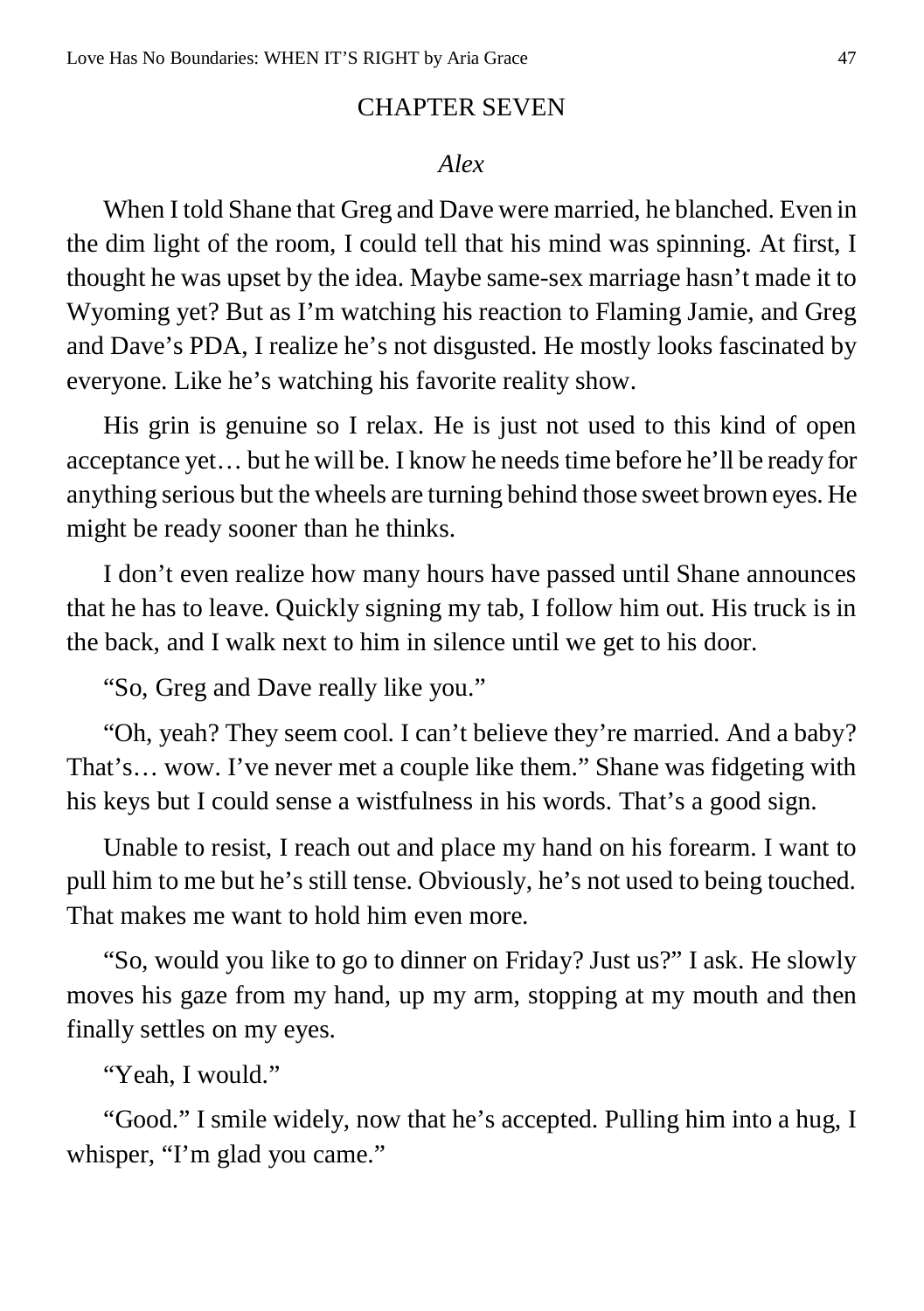## CHAPTER SEVEN

*Alex*

When I told Shane that Greg and Dave were married, he blanched. Even in the dim light of the room, I could tell that his mind was spinning. At first, I thought he was upset by the idea. Maybe same-sex marriage hasn't made it to Wyoming yet? But as I'm watching his reaction to Flaming Jamie, and Greg and Dave's PDA, I realize he's not disgusted. He mostly looks fascinated by everyone. Like he's watching his favorite reality show.

His grin is genuine so I relax. He is just not used to this kind of open acceptance yet… but he will be. I know he needs time before he'll be ready for anything serious but the wheels are turning behind those sweet brown eyes. He might be ready sooner than he thinks.

I don't even realize how many hours have passed until Shane announces that he has to leave. Quickly signing my tab, I follow him out. His truck is in the back, and I walk next to him in silence until we get to his door.

"So, Greg and Dave really like you."

"Oh, yeah? They seem cool. I can't believe they're married. And a baby? That's… wow. I've never met a couple like them." Shane was fidgeting with his keys but I could sense a wistfulness in his words. That's a good sign.

Unable to resist, I reach out and place my hand on his forearm. I want to pull him to me but he's still tense. Obviously, he's not used to being touched. That makes me want to hold him even more.

"So, would you like to go to dinner on Friday? Just us?" I ask. He slowly moves his gaze from my hand, up my arm, stopping at my mouth and then finally settles on my eyes.

"Yeah, I would."

"Good." I smile widely, now that he's accepted. Pulling him into a hug, I whisper, "I'm glad you came."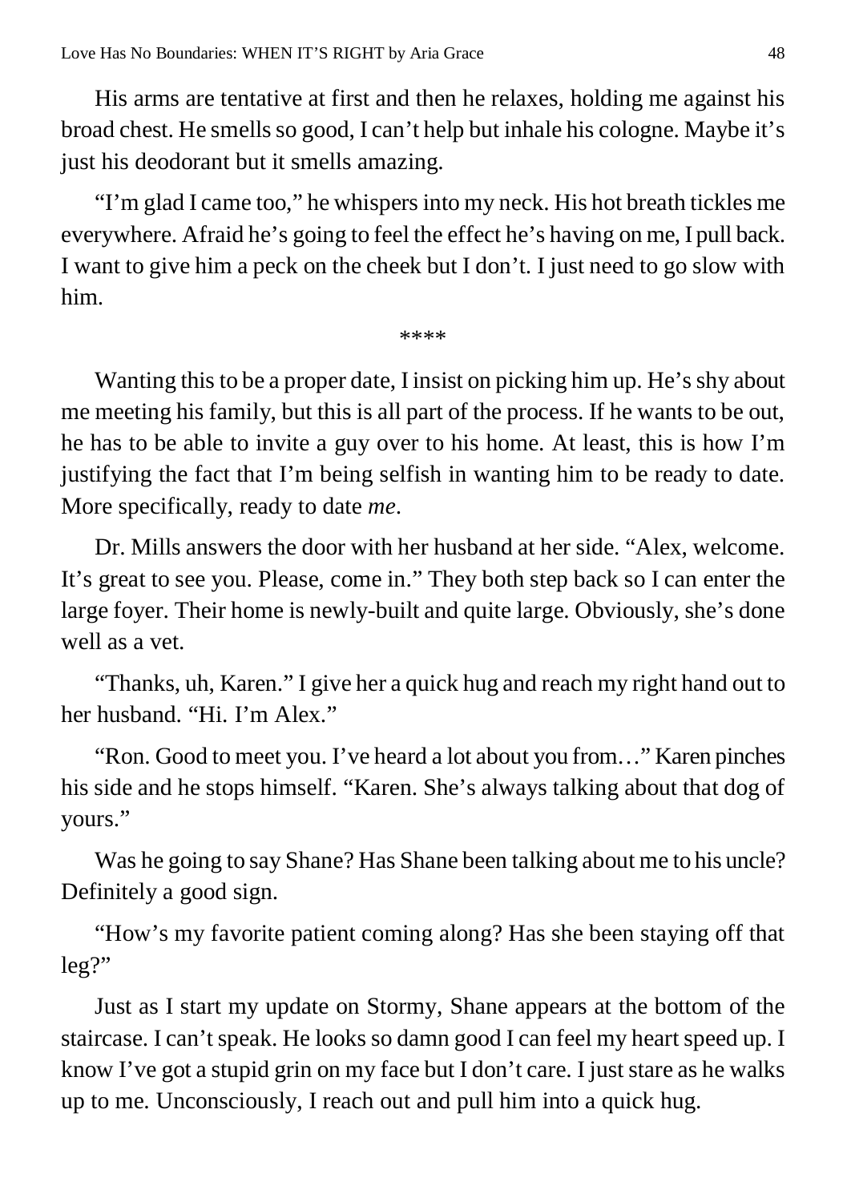His arms are tentative at first and then he relaxes, holding me against his broad chest. He smells so good, I can't help but inhale his cologne. Maybe it's just his deodorant but it smells amazing.

"I'm glad I came too," he whispers into my neck. His hot breath tickles me everywhere. Afraid he's going to feel the effect he's having on me, I pull back. I want to give him a peck on the cheek but I don't. I just need to go slow with him.

\*\*\*\*

Wanting this to be a proper date, I insist on picking him up. He's shy about me meeting his family, but this is all part of the process. If he wants to be out, he has to be able to invite a guy over to his home. At least, this is how I'm justifying the fact that I'm being selfish in wanting him to be ready to date. More specifically, ready to date *me*.

Dr. Mills answers the door with her husband at her side. "Alex, welcome. It's great to see you. Please, come in." They both step back so I can enter the large foyer. Their home is newly-built and quite large. Obviously, she's done well as a vet.

"Thanks, uh, Karen." I give her a quick hug and reach my right hand out to her husband. "Hi. I'm Alex."

"Ron. Good to meet you. I've heard a lot about you from…" Karen pinches his side and he stops himself. "Karen. She's always talking about that dog of yours."

Was he going to say Shane? Has Shane been talking about me to his uncle? Definitely a good sign.

"How's my favorite patient coming along? Has she been staying off that leg?"

Just as I start my update on Stormy, Shane appears at the bottom of the staircase. I can't speak. He looks so damn good I can feel my heart speed up. I know I've got a stupid grin on my face but I don't care. I just stare as he walks up to me. Unconsciously, I reach out and pull him into a quick hug.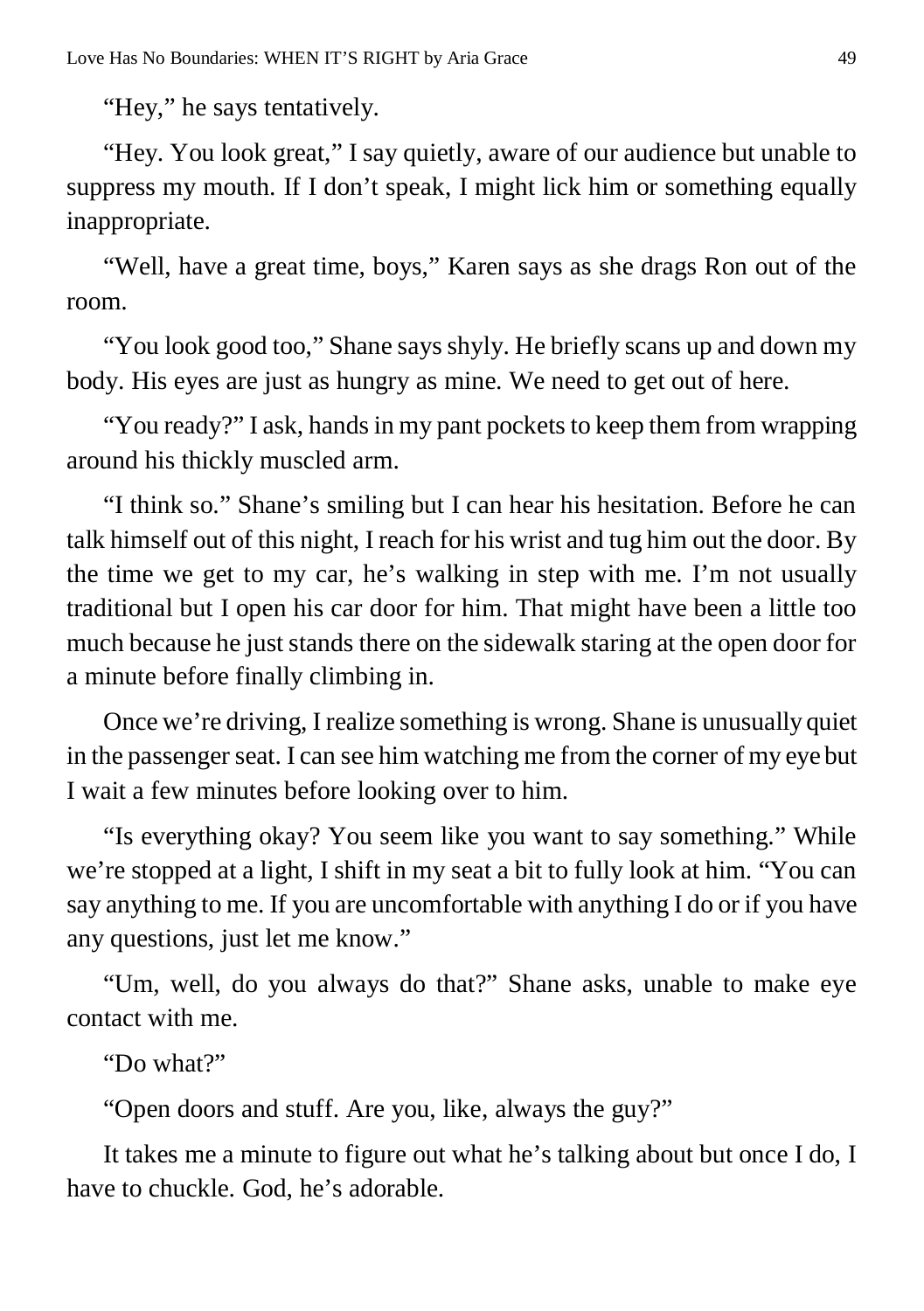"Hey," he says tentatively.

"Hey. You look great," I say quietly, aware of our audience but unable to suppress my mouth. If I don't speak, I might lick him or something equally inappropriate.

"Well, have a great time, boys," Karen says as she drags Ron out of the room.

"You look good too," Shane says shyly. He briefly scans up and down my body. His eyes are just as hungry as mine. We need to get out of here.

"You ready?" I ask, hands in my pant pockets to keep them from wrapping around his thickly muscled arm.

"I think so." Shane's smiling but I can hear his hesitation. Before he can talk himself out of this night, I reach for his wrist and tug him out the door. By the time we get to my car, he's walking in step with me. I'm not usually traditional but I open his car door for him. That might have been a little too much because he just stands there on the sidewalk staring at the open door for a minute before finally climbing in.

Once we're driving, I realize something is wrong. Shane is unusually quiet in the passenger seat. I can see him watching me from the corner of my eye but I wait a few minutes before looking over to him.

"Is everything okay? You seem like you want to say something." While we're stopped at a light, I shift in my seat a bit to fully look at him. "You can say anything to me. If you are uncomfortable with anything I do or if you have any questions, just let me know."

"Um, well, do you always do that?" Shane asks, unable to make eye contact with me.

"Do what?"

"Open doors and stuff. Are you, like, always the guy?"

It takes me a minute to figure out what he's talking about but once I do, I have to chuckle. God, he's adorable.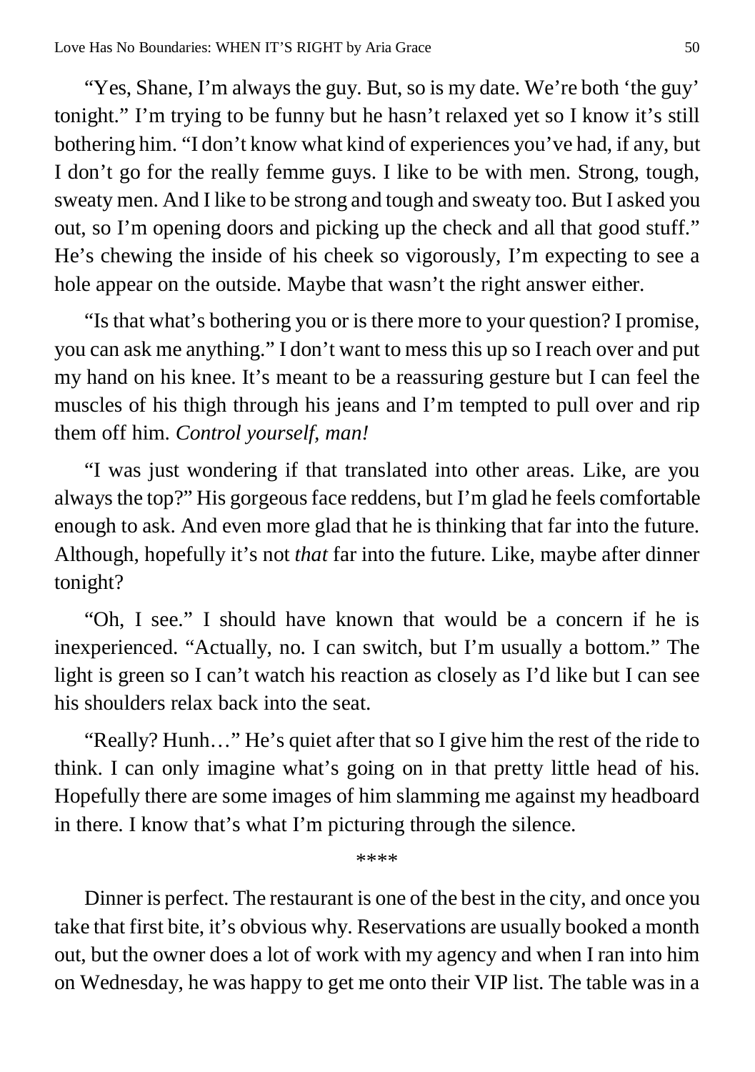"Yes, Shane, I'm always the guy. But, so is my date. We're both 'the guy' tonight." I'm trying to be funny but he hasn't relaxed yet so I know it's still bothering him. "I don't know what kind of experiences you've had, if any, but I don't go for the really femme guys. I like to be with men. Strong, tough, sweaty men. And I like to be strong and tough and sweaty too. But I asked you out, so I'm opening doors and picking up the check and all that good stuff." He's chewing the inside of his cheek so vigorously, I'm expecting to see a hole appear on the outside. Maybe that wasn't the right answer either.

"Is that what's bothering you or is there more to your question? I promise, you can ask me anything." I don't want to mess this up so I reach over and put my hand on his knee. It's meant to be a reassuring gesture but I can feel the muscles of his thigh through his jeans and I'm tempted to pull over and rip them off him. *Control yourself, man!*

"I was just wondering if that translated into other areas. Like, are you always the top?" His gorgeous face reddens, but I'm glad he feels comfortable enough to ask. And even more glad that he is thinking that far into the future. Although, hopefully it's not *that* far into the future. Like, maybe after dinner tonight?

"Oh, I see." I should have known that would be a concern if he is inexperienced. "Actually, no. I can switch, but I'm usually a bottom." The light is green so I can't watch his reaction as closely as I'd like but I can see his shoulders relax back into the seat.

"Really? Hunh…" He's quiet after that so I give him the rest of the ride to think. I can only imagine what's going on in that pretty little head of his. Hopefully there are some images of him slamming me against my headboard in there. I know that's what I'm picturing through the silence.

\*\*\*\*

Dinner is perfect. The restaurant is one of the best in the city, and once you take that first bite, it's obvious why. Reservations are usually booked a month out, but the owner does a lot of work with my agency and when I ran into him on Wednesday, he was happy to get me onto their VIP list. The table was in a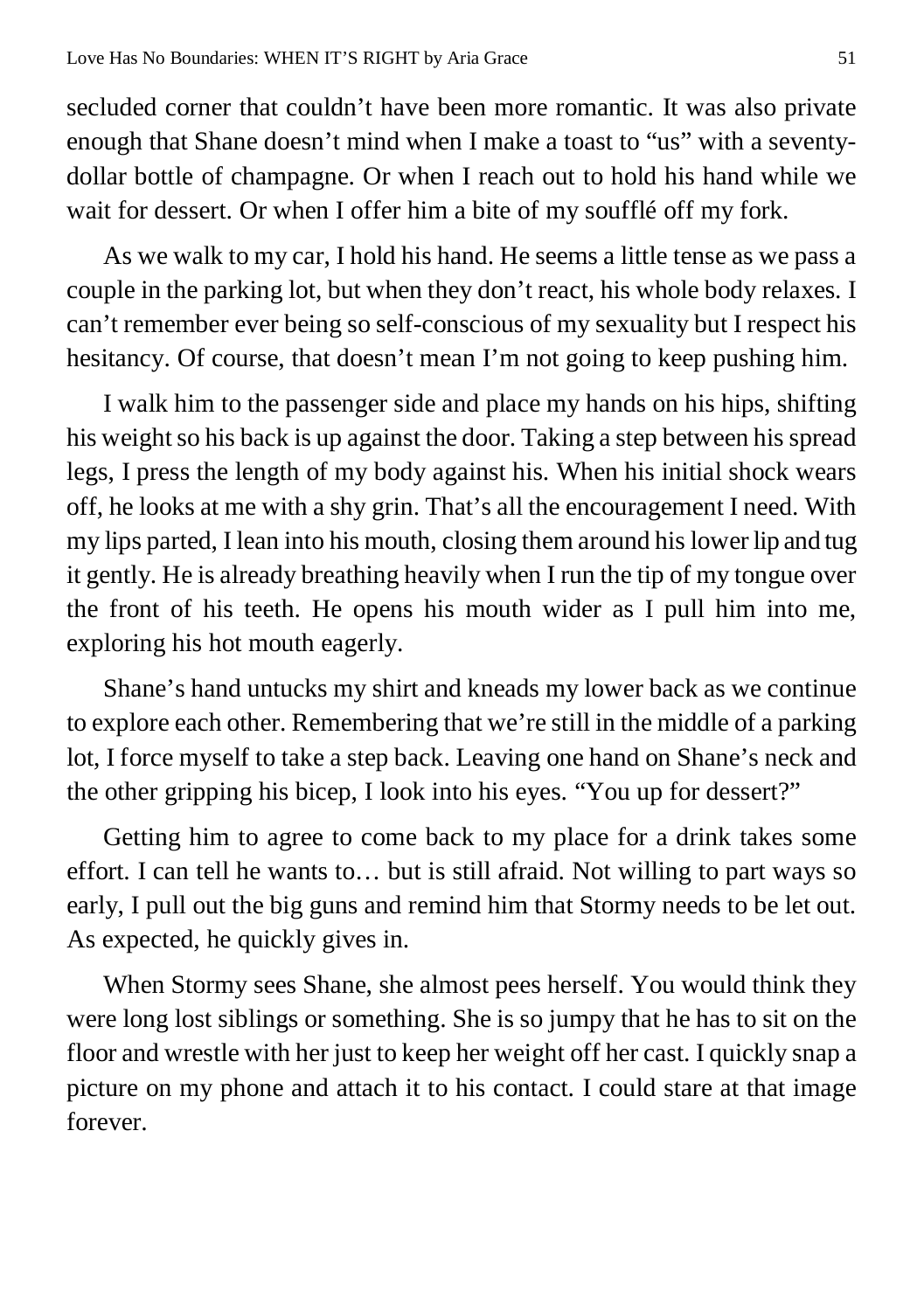secluded corner that couldn't have been more romantic. It was also private enough that Shane doesn't mind when I make a toast to "us" with a seventy-dollar bottle of champagne. Or when I reach out to hold his hand while we wait for dessert. Or when I offer him a bite of my soufflé off my fork.

As we walk to my car, I hold his hand. He seems a little tense as we pass a couple in the parking lot, but when they don't react, his whole body relaxes. I can't remember ever being so self-conscious of my sexuality but I respect his hesitancy. Of course, that doesn't mean I'm not going to keep pushing him.

I walk him to the passenger side and place my hands on his hips, shifting his weight so his back is up against the door. Taking a step between his spread legs, I press the length of my body against his. When his initial shock wears off, he looks at me with a shy grin. That's all the encouragement I need. With my lips parted, I lean into his mouth, closing them around his lower lip and tug it gently. He is already breathing heavily when I run the tip of my tongue over the front of his teeth. He opens his mouth wider as I pull him into me, exploring his hot mouth eagerly.

Shane's hand untucks my shirt and kneads my lower back as we continue to explore each other. Remembering that we're still in the middle of a parking lot, I force myself to take a step back. Leaving one hand on Shane's neck and the other gripping his bicep, I look into his eyes. "You up for dessert?"

Getting him to agree to come back to my place for a drink takes some effort. I can tell he wants to… but is still afraid. Not willing to part ways so early, I pull out the big guns and remind him that Stormy needs to be let out. As expected, he quickly gives in.

When Stormy sees Shane, she almost pees herself. You would think they were long lost siblings or something. She is so jumpy that he has to sit on the floor and wrestle with her just to keep her weight off her cast. I quickly snap a picture on my phone and attach it to his contact. I could stare at that image forever.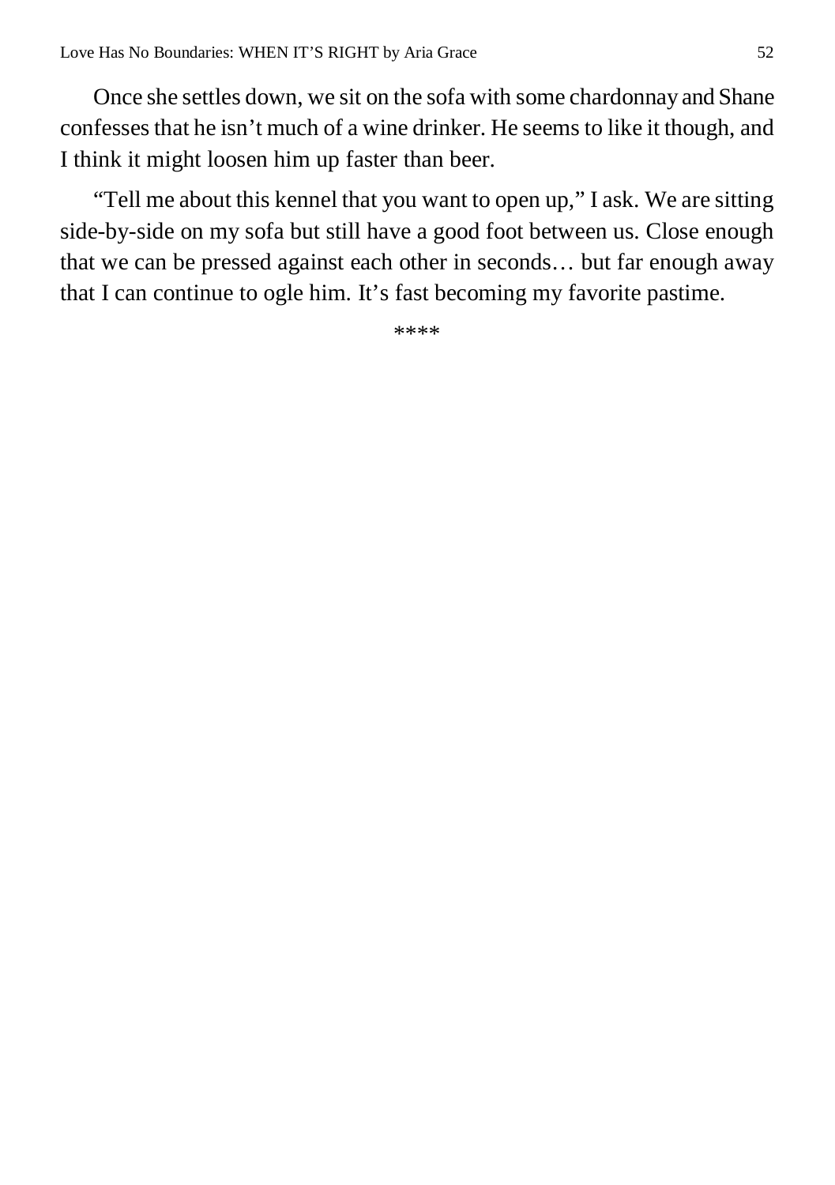Once she settles down, we sit on the sofa with some chardonnay and Shane confesses that he isn't much of a wine drinker. He seems to like it though, and I think it might loosen him up faster than beer.

"Tell me about this kennel that you want to open up," I ask. We are sitting side-by-side on my sofa but still have a good foot between us. Close enough that we can be pressed against each other in seconds… but far enough away that I can continue to ogle him. It's fast becoming my favorite pastime.

****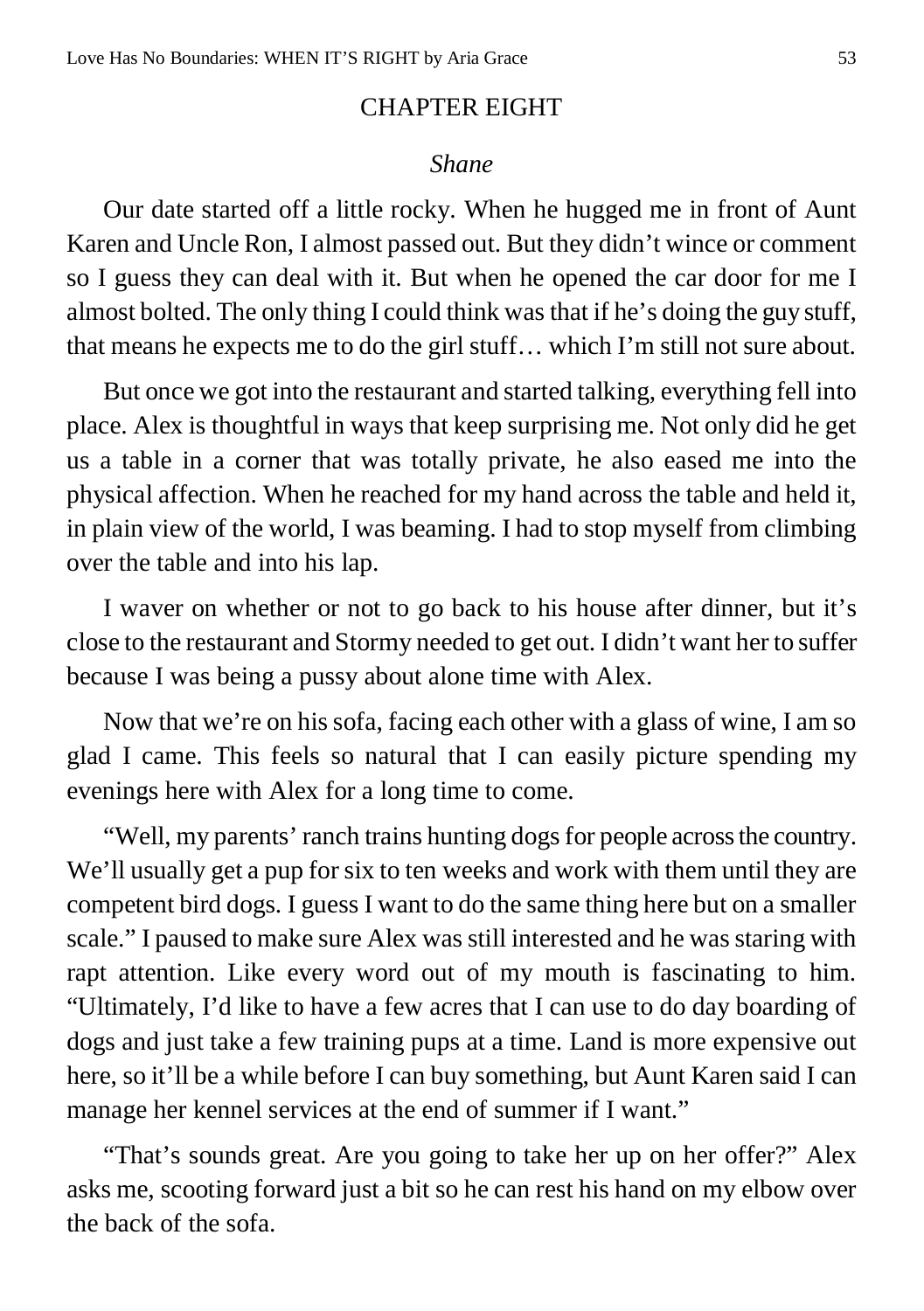# CHAPTER EIGHT

*Shane*

Our date started off a little rocky. When he hugged me in front of Aunt Karen and Uncle Ron, I almost passed out. But they didn't wince or comment so I guess they can deal with it. But when he opened the car door for me I almost bolted. The only thing I could think was that if he's doing the guy stuff, that means he expects me to do the girl stuff… which I'm still not sure about.

But once we got into the restaurant and started talking, everything fell into place. Alex is thoughtful in ways that keep surprising me. Not only did he get us a table in a corner that was totally private, he also eased me into the physical affection. When he reached for my hand across the table and held it, in plain view of the world, I was beaming. I had to stop myself from climbing over the table and into his lap.

I waver on whether or not to go back to his house after dinner, but it's close to the restaurant and Stormy needed to get out. I didn't want her to suffer because I was being a pussy about alone time with Alex.

Now that we're on his sofa, facing each other with a glass of wine, I am so glad I came. This feels so natural that I can easily picture spending my evenings here with Alex for a long time to come.

"Well, my parents' ranch trains hunting dogs for people across the country. We'll usually get a pup for six to ten weeks and work with them until they are competent bird dogs. I guess I want to do the same thing here but on a smaller scale." I paused to make sure Alex was still interested and he was staring with rapt attention. Like every word out of my mouth is fascinating to him. "Ultimately, I'd like to have a few acres that I can use to do day boarding of dogs and just take a few training pups at a time. Land is more expensive out here, so it'll be a while before I can buy something, but Aunt Karen said I can manage her kennel services at the end of summer if I want."

"That's sounds great. Are you going to take her up on her offer?" Alex asks me, scooting forward just a bit so he can rest his hand on my elbow over the back of the sofa.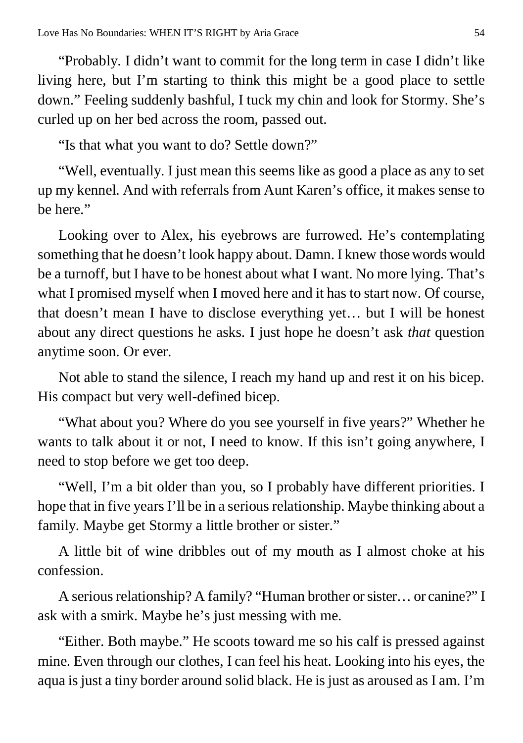"Probably. I didn't want to commit for the long term in case I didn't like living here, but I'm starting to think this might be a good place to settle down." Feeling suddenly bashful, I tuck my chin and look for Stormy. She's curled up on her bed across the room, passed out.

"Is that what you want to do? Settle down?"

"Well, eventually. I just mean this seems like as good a place as any to set up my kennel. And with referrals from Aunt Karen's office, it makes sense to be here."

Looking over to Alex, his eyebrows are furrowed. He's contemplating something that he doesn't look happy about. Damn. I knew those words would be a turnoff, but I have to be honest about what I want. No more lying. That's what I promised myself when I moved here and it has to start now. Of course, that doesn't mean I have to disclose everything yet… but I will be honest about any direct questions he asks. I just hope he doesn't ask *that* question anytime soon. Or ever.

Not able to stand the silence, I reach my hand up and rest it on his bicep. His compact but very well-defined bicep.

"What about you? Where do you see yourself in five years?" Whether he wants to talk about it or not, I need to know. If this isn't going anywhere, I need to stop before we get too deep.

"Well, I'm a bit older than you, so I probably have different priorities. I hope that in five years I'll be in a serious relationship. Maybe thinking about a family. Maybe get Stormy a little brother or sister."

A little bit of wine dribbles out of my mouth as I almost choke at his confession.

A serious relationship? A family? "Human brother or sister… or canine?" I ask with a smirk. Maybe he's just messing with me.

"Either. Both maybe." He scoots toward me so his calf is pressed against mine. Even through our clothes, I can feel his heat. Looking into his eyes, the aqua is just a tiny border around solid black. He is just as aroused as I am. I'm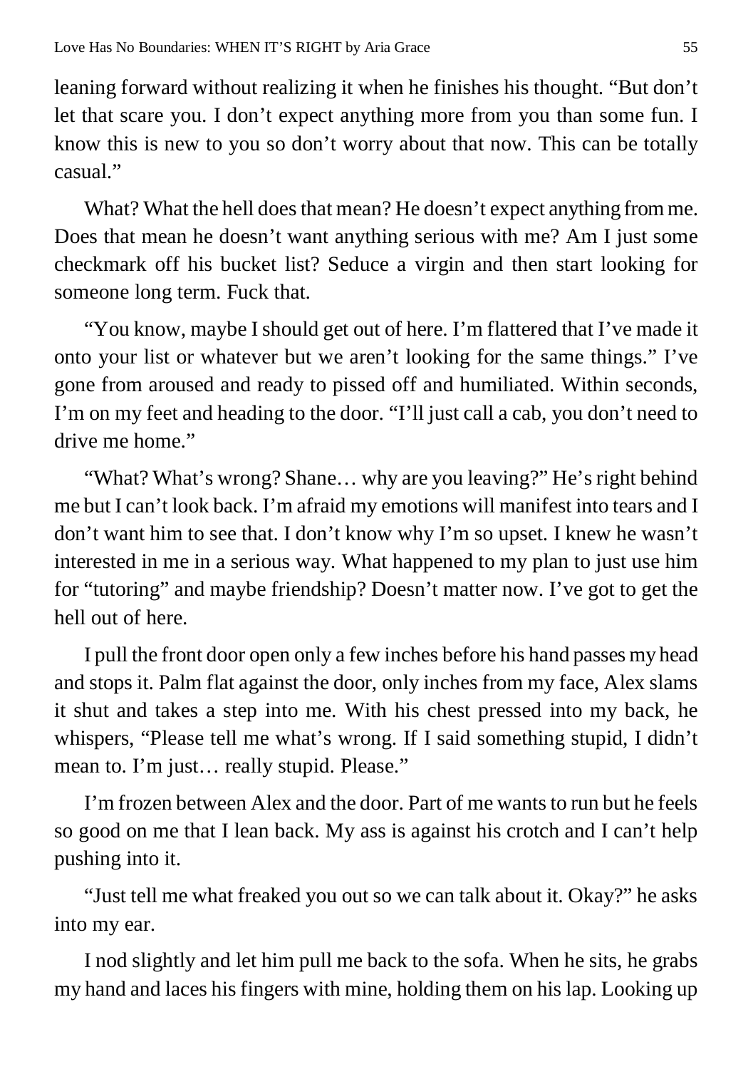leaning forward without realizing it when he finishes his thought. "But don't let that scare you. I don't expect anything more from you than some fun. I know this is new to you so don't worry about that now. This can be totally casual."

What? What the hell does that mean? He doesn't expect anything from me. Does that mean he doesn't want anything serious with me? Am I just some checkmark off his bucket list? Seduce a virgin and then start looking for someone long term. Fuck that.

"You know, maybe I should get out of here. I'm flattered that I've made it onto your list or whatever but we aren't looking for the same things." I've gone from aroused and ready to pissed off and humiliated. Within seconds, I'm on my feet and heading to the door. "I'll just call a cab, you don't need to drive me home."

"What? What's wrong? Shane… why are you leaving?" He's right behind me but I can't look back. I'm afraid my emotions will manifest into tears and I don't want him to see that. I don't know why I'm so upset. I knew he wasn't interested in me in a serious way. What happened to my plan to just use him for "tutoring" and maybe friendship? Doesn't matter now. I've got to get the hell out of here.

I pull the front door open only a few inches before his hand passes my head and stops it. Palm flat against the door, only inches from my face, Alex slams it shut and takes a step into me. With his chest pressed into my back, he whispers, "Please tell me what's wrong. If I said something stupid, I didn't mean to. I'm just… really stupid. Please."

I'm frozen between Alex and the door. Part of me wants to run but he feels so good on me that I lean back. My ass is against his crotch and I can't help pushing into it.

"Just tell me what freaked you out so we can talk about it. Okay?" he asks into my ear.

I nod slightly and let him pull me back to the sofa. When he sits, he grabs my hand and laces his fingers with mine, holding them on his lap. Looking up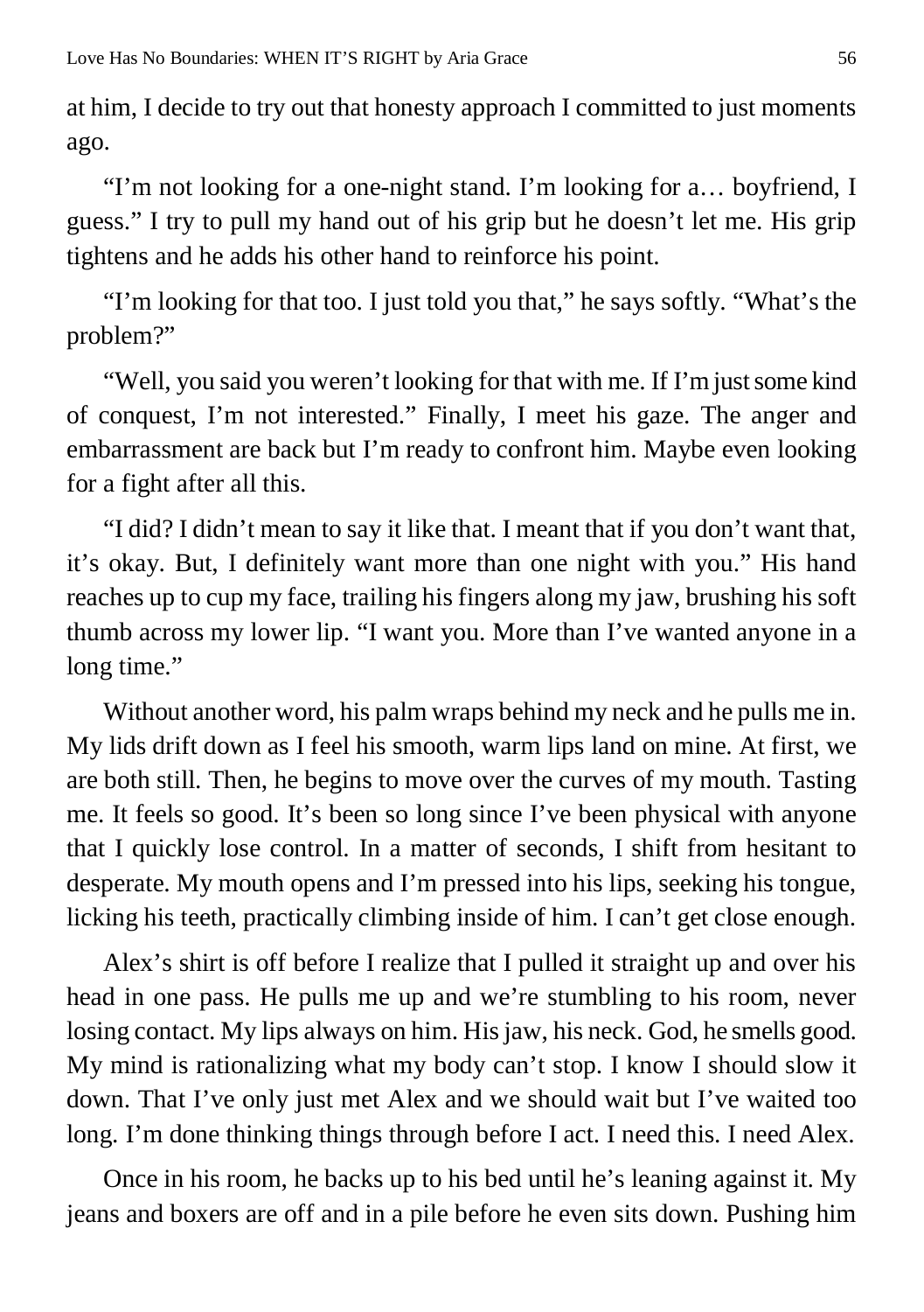at him, I decide to try out that honesty approach I committed to just moments ago.

"I'm not looking for a one-night stand. I'm looking for a… boyfriend, I guess." I try to pull my hand out of his grip but he doesn't let me. His grip tightens and he adds his other hand to reinforce his point.

"I'm looking for that too. I just told you that," he says softly. "What's the problem?"

"Well, you said you weren't looking for that with me. If I'm just some kind of conquest, I'm not interested." Finally, I meet his gaze. The anger and embarrassment are back but I'm ready to confront him. Maybe even looking for a fight after all this.

"I did? I didn't mean to say it like that. I meant that if you don't want that, it's okay. But, I definitely want more than one night with you." His hand reaches up to cup my face, trailing his fingers along my jaw, brushing his soft thumb across my lower lip. "I want you. More than I've wanted anyone in a long time."

Without another word, his palm wraps behind my neck and he pulls me in. My lids drift down as I feel his smooth, warm lips land on mine. At first, we are both still. Then, he begins to move over the curves of my mouth. Tasting me. It feels so good. It's been so long since I've been physical with anyone that I quickly lose control. In a matter of seconds, I shift from hesitant to desperate. My mouth opens and I'm pressed into his lips, seeking his tongue, licking his teeth, practically climbing inside of him. I can't get close enough.

Alex's shirt is off before I realize that I pulled it straight up and over his head in one pass. He pulls me up and we're stumbling to his room, never losing contact. My lips always on him. His jaw, his neck. God, he smells good. My mind is rationalizing what my body can't stop. I know I should slow it down. That I've only just met Alex and we should wait but I've waited too long. I'm done thinking things through before I act. I need this. I need Alex.

Once in his room, he backs up to his bed until he's leaning against it. My jeans and boxers are off and in a pile before he even sits down. Pushing him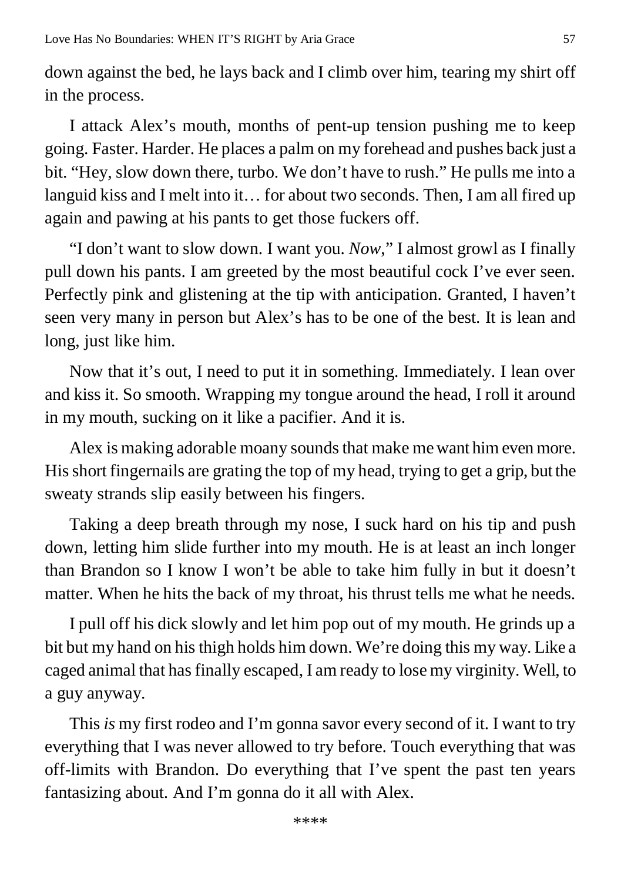down against the bed, he lays back and I climb over him, tearing my shirt off in the process.

I attack Alex's mouth, months of pent-up tension pushing me to keep going. Faster. Harder. He places a palm on my forehead and pushes back just a bit. "Hey, slow down there, turbo. We don't have to rush." He pulls me into a languid kiss and I melt into it… for about two seconds. Then, I am all fired up again and pawing at his pants to get those fuckers off.

"I don't want to slow down. I want you. *Now*," I almost growl as I finally pull down his pants. I am greeted by the most beautiful cock I've ever seen. Perfectly pink and glistening at the tip with anticipation. Granted, I haven't seen very many in person but Alex's has to be one of the best. It is lean and long, just like him.

Now that it's out, I need to put it in something. Immediately. I lean over and kiss it. So smooth. Wrapping my tongue around the head, I roll it around in my mouth, sucking on it like a pacifier. And it is.

Alex is making adorable moany sounds that make me want him even more. His short fingernails are grating the top of my head, trying to get a grip, but the sweaty strands slip easily between his fingers.

Taking a deep breath through my nose, I suck hard on his tip and push down, letting him slide further into my mouth. He is at least an inch longer than Brandon so I know I won't be able to take him fully in but it doesn't matter. When he hits the back of my throat, his thrust tells me what he needs.

I pull off his dick slowly and let him pop out of my mouth. He grinds up a bit but my hand on his thigh holds him down. We're doing this my way. Like a caged animal that has finally escaped, I am ready to lose my virginity. Well, to a guy anyway.

This *is* my first rodeo and I'm gonna savor every second of it. I want to try everything that I was never allowed to try before. Touch everything that was off-limits with Brandon. Do everything that I've spent the past ten years fantasizing about. And I'm gonna do it all with Alex.

\*\*\*\*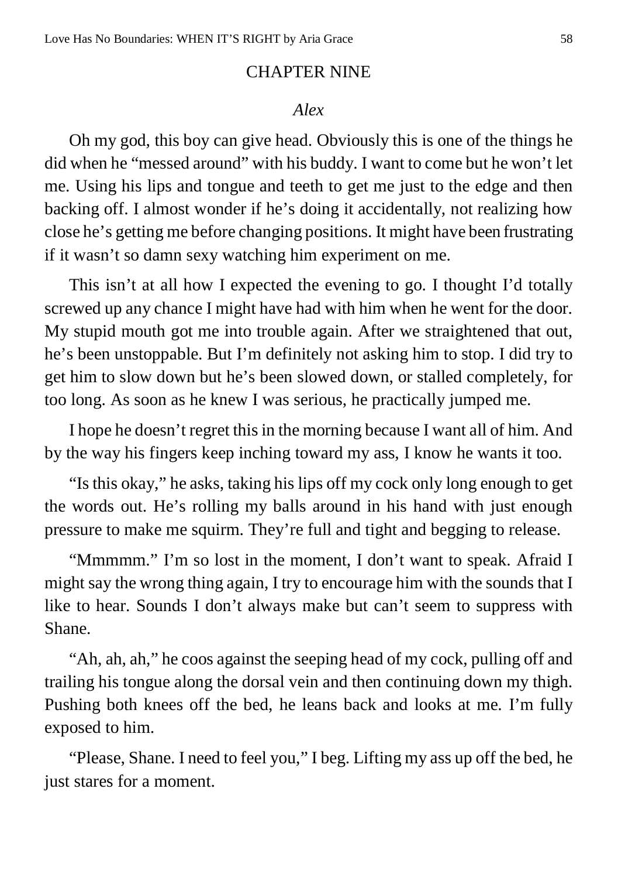## CHAPTER NINE

*Alex*

Oh my god, this boy can give head. Obviously this is one of the things he did when he "messed around" with his buddy. I want to come but he won't let me. Using his lips and tongue and teeth to get me just to the edge and then backing off. I almost wonder if he's doing it accidentally, not realizing how close he's getting me before changing positions. It might have been frustrating if it wasn't so damn sexy watching him experiment on me.

This isn't at all how I expected the evening to go. I thought I'd totally screwed up any chance I might have had with him when he went for the door. My stupid mouth got me into trouble again. After we straightened that out, he's been unstoppable. But I'm definitely not asking him to stop. I did try to get him to slow down but he's been slowed down, or stalled completely, for too long. As soon as he knew I was serious, he practically jumped me.

I hope he doesn't regret this in the morning because I want all of him. And by the way his fingers keep inching toward my ass, I know he wants it too.

"Is this okay," he asks, taking his lips off my cock only long enough to get the words out. He's rolling my balls around in his hand with just enough pressure to make me squirm. They're full and tight and begging to release.

"Mmmmm." I'm so lost in the moment, I don't want to speak. Afraid I might say the wrong thing again, I try to encourage him with the sounds that I like to hear. Sounds I don't always make but can't seem to suppress with Shane.

"Ah, ah, ah," he coos against the seeping head of my cock, pulling off and trailing his tongue along the dorsal vein and then continuing down my thigh. Pushing both knees off the bed, he leans back and looks at me. I'm fully exposed to him.

"Please, Shane. I need to feel you," I beg. Lifting my ass up off the bed, he just stares for a moment.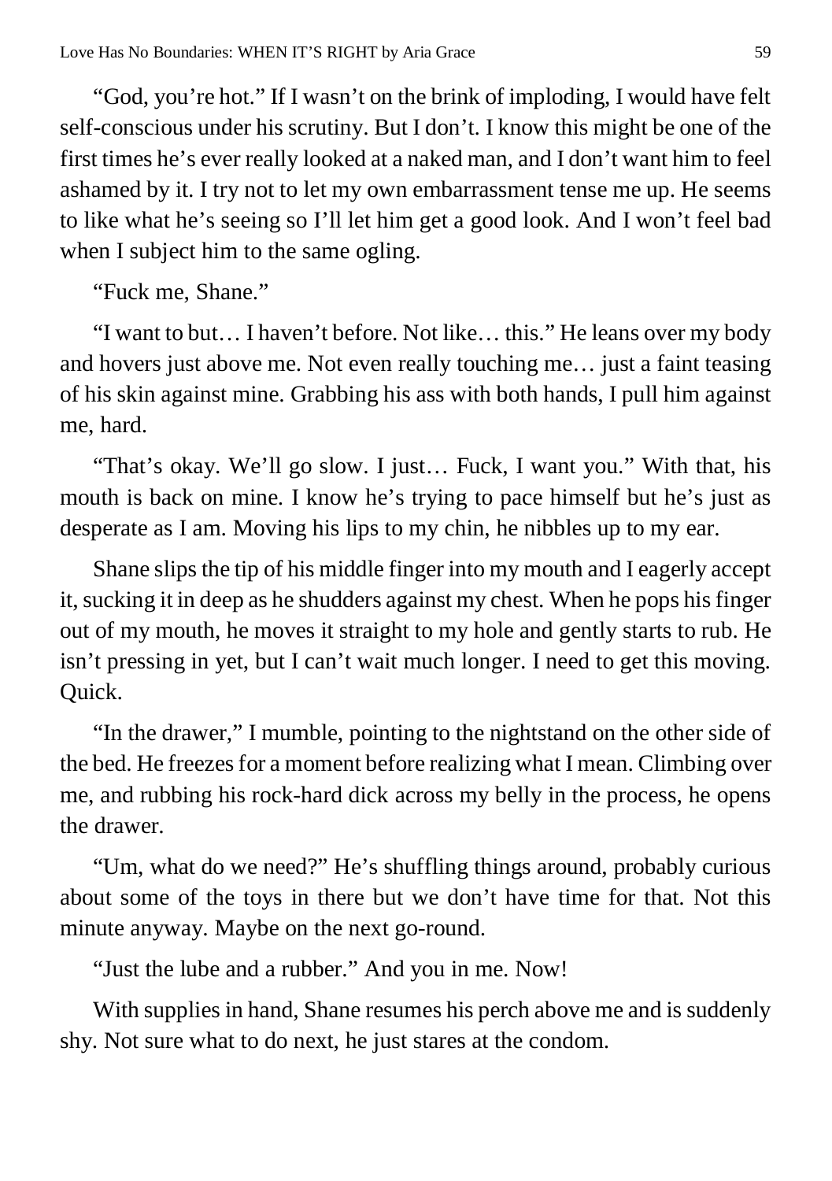"God, you're hot." If I wasn't on the brink of imploding, I would have felt self-conscious under his scrutiny. But I don't. I know this might be one of the first times he's ever really looked at a naked man, and I don't want him to feel ashamed by it. I try not to let my own embarrassment tense me up. He seems to like what he's seeing so I'll let him get a good look. And I won't feel bad when I subject him to the same ogling.

"Fuck me, Shane."

"I want to but… I haven't before. Not like… this." He leans over my body and hovers just above me. Not even really touching me… just a faint teasing of his skin against mine. Grabbing his ass with both hands, I pull him against me, hard.

"That's okay. We'll go slow. I just… Fuck, I want you." With that, his mouth is back on mine. I know he's trying to pace himself but he's just as desperate as I am. Moving his lips to my chin, he nibbles up to my ear.

Shane slips the tip of his middle finger into my mouth and I eagerly accept it, sucking it in deep as he shudders against my chest. When he pops his finger out of my mouth, he moves it straight to my hole and gently starts to rub. He isn't pressing in yet, but I can't wait much longer. I need to get this moving. Quick.

"In the drawer," I mumble, pointing to the nightstand on the other side of the bed. He freezes for a moment before realizing what I mean. Climbing over me, and rubbing his rock-hard dick across my belly in the process, he opens the drawer.

"Um, what do we need?" He's shuffling things around, probably curious about some of the toys in there but we don't have time for that. Not this minute anyway. Maybe on the next go-round.

"Just the lube and a rubber." And you in me. Now!

With supplies in hand, Shane resumes his perch above me and is suddenly shy. Not sure what to do next, he just stares at the condom.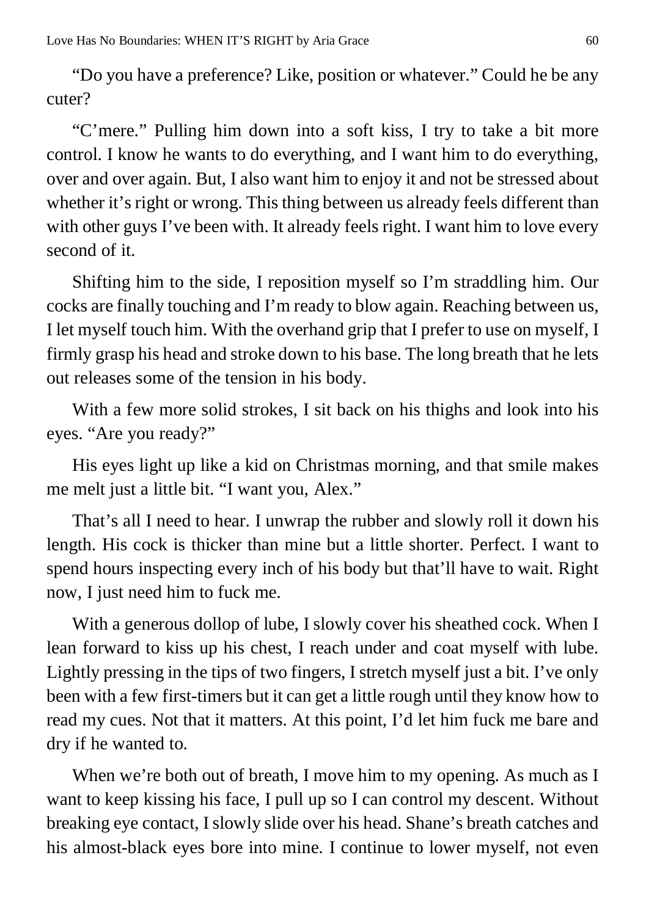"Do you have a preference? Like, position or whatever." Could he be any cuter?

"C'mere." Pulling him down into a soft kiss, I try to take a bit more control. I know he wants to do everything, and I want him to do everything, over and over again. But, I also want him to enjoy it and not be stressed about whether it's right or wrong. This thing between us already feels different than with other guys I've been with. It already feels right. I want him to love every second of it.

Shifting him to the side, I reposition myself so I'm straddling him. Our cocks are finally touching and I'm ready to blow again. Reaching between us, I let myself touch him. With the overhand grip that I prefer to use on myself, I firmly grasp his head and stroke down to his base. The long breath that he lets out releases some of the tension in his body.

With a few more solid strokes, I sit back on his thighs and look into his eyes. "Are you ready?"

His eyes light up like a kid on Christmas morning, and that smile makes me melt just a little bit. "I want you, Alex."

That's all I need to hear. I unwrap the rubber and slowly roll it down his length. His cock is thicker than mine but a little shorter. Perfect. I want to spend hours inspecting every inch of his body but that'll have to wait. Right now, I just need him to fuck me.

With a generous dollop of lube, I slowly cover his sheathed cock. When I lean forward to kiss up his chest, I reach under and coat myself with lube. Lightly pressing in the tips of two fingers, I stretch myself just a bit. I've only been with a few first-timers but it can get a little rough until they know how to read my cues. Not that it matters. At this point, I'd let him fuck me bare and dry if he wanted to.

When we're both out of breath, I move him to my opening. As much as I want to keep kissing his face, I pull up so I can control my descent. Without breaking eye contact, I slowly slide over his head. Shane's breath catches and his almost-black eyes bore into mine. I continue to lower myself, not even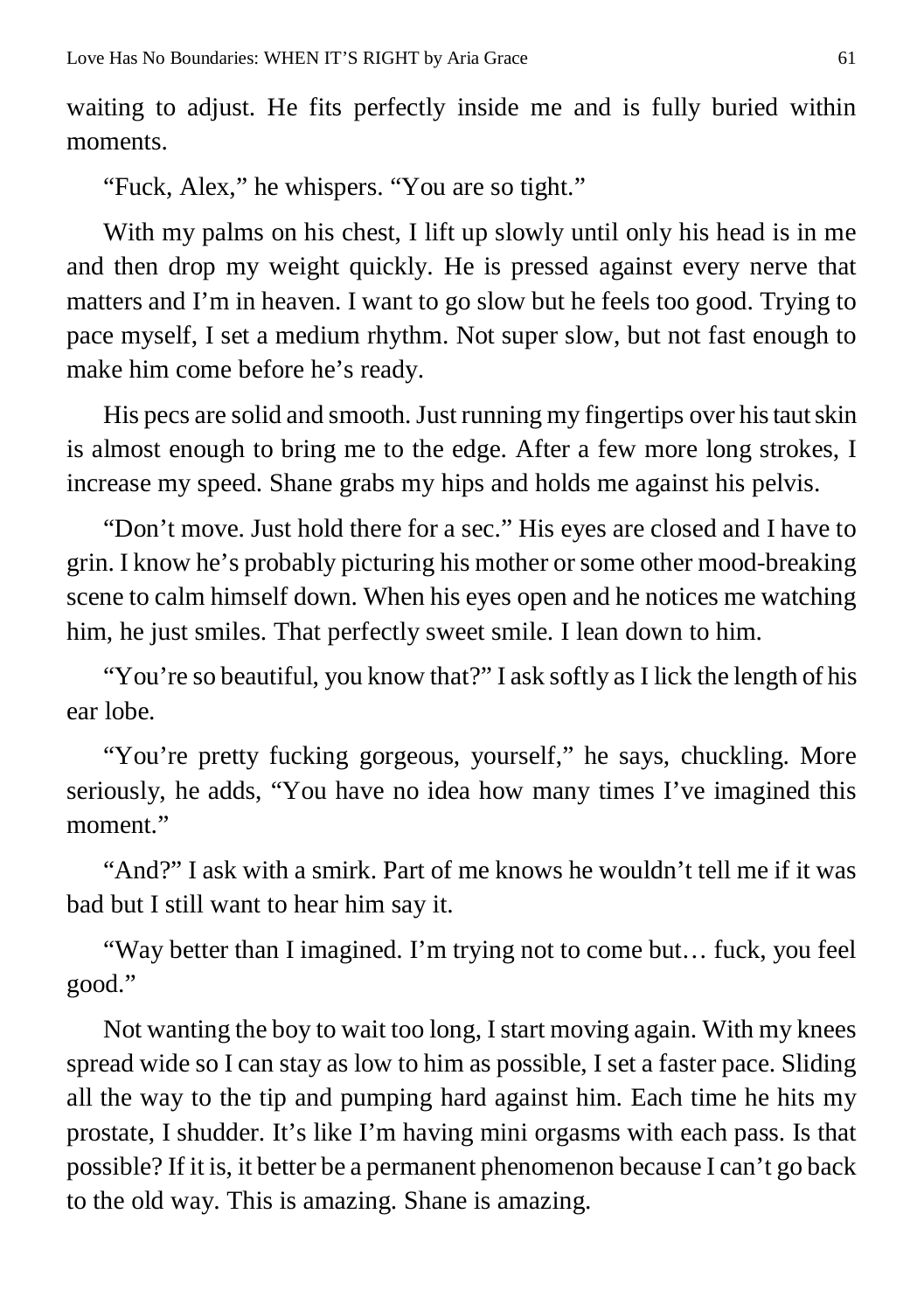waiting to adjust. He fits perfectly inside me and is fully buried within moments.

"Fuck, Alex," he whispers. "You are so tight."

With my palms on his chest, I lift up slowly until only his head is in me and then drop my weight quickly. He is pressed against every nerve that matters and I'm in heaven. I want to go slow but he feels too good. Trying to pace myself, I set a medium rhythm. Not super slow, but not fast enough to make him come before he's ready.

His pecs are solid and smooth. Just running my fingertips over his taut skin is almost enough to bring me to the edge. After a few more long strokes, I increase my speed. Shane grabs my hips and holds me against his pelvis.

"Don't move. Just hold there for a sec." His eyes are closed and I have to grin. I know he's probably picturing his mother or some other mood-breaking scene to calm himself down. When his eyes open and he notices me watching him, he just smiles. That perfectly sweet smile. I lean down to him.

"You're so beautiful, you know that?" I ask softly as I lick the length of his ear lobe.

"You're pretty fucking gorgeous, yourself," he says, chuckling. More seriously, he adds, "You have no idea how many times I've imagined this moment."

"And?" I ask with a smirk. Part of me knows he wouldn't tell me if it was bad but I still want to hear him say it.

"Way better than I imagined. I'm trying not to come but… fuck, you feel good."

Not wanting the boy to wait too long, I start moving again. With my knees spread wide so I can stay as low to him as possible, I set a faster pace. Sliding all the way to the tip and pumping hard against him. Each time he hits my prostate, I shudder. It's like I'm having mini orgasms with each pass. Is that possible? If it is, it better be a permanent phenomenon because I can't go back to the old way. This is amazing. Shane is amazing.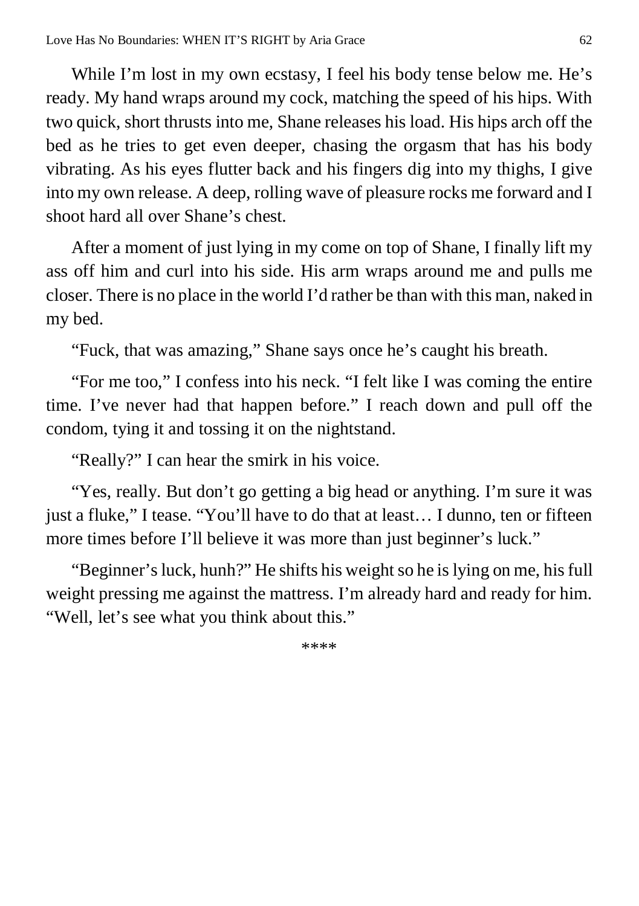While I'm lost in my own ecstasy, I feel his body tense below me. He's ready. My hand wraps around my cock, matching the speed of his hips. With two quick, short thrusts into me, Shane releases his load. His hips arch off the bed as he tries to get even deeper, chasing the orgasm that has his body vibrating. As his eyes flutter back and his fingers dig into my thighs, I give into my own release. A deep, rolling wave of pleasure rocks me forward and I shoot hard all over Shane's chest.

After a moment of just lying in my come on top of Shane, I finally lift my ass off him and curl into his side. His arm wraps around me and pulls me closer. There is no place in the world I'd rather be than with this man, naked in my bed.

"Fuck, that was amazing," Shane says once he's caught his breath.

"For me too," I confess into his neck. "I felt like I was coming the entire time. I've never had that happen before." I reach down and pull off the condom, tying it and tossing it on the nightstand.

"Really?" I can hear the smirk in his voice.

"Yes, really. But don't go getting a big head or anything. I'm sure it was just a fluke," I tease. "You'll have to do that at least… I dunno, ten or fifteen more times before I'll believe it was more than just beginner's luck."

"Beginner's luck, hunh?" He shifts his weight so he is lying on me, his full weight pressing me against the mattress. I'm already hard and ready for him. "Well, let's see what you think about this."

****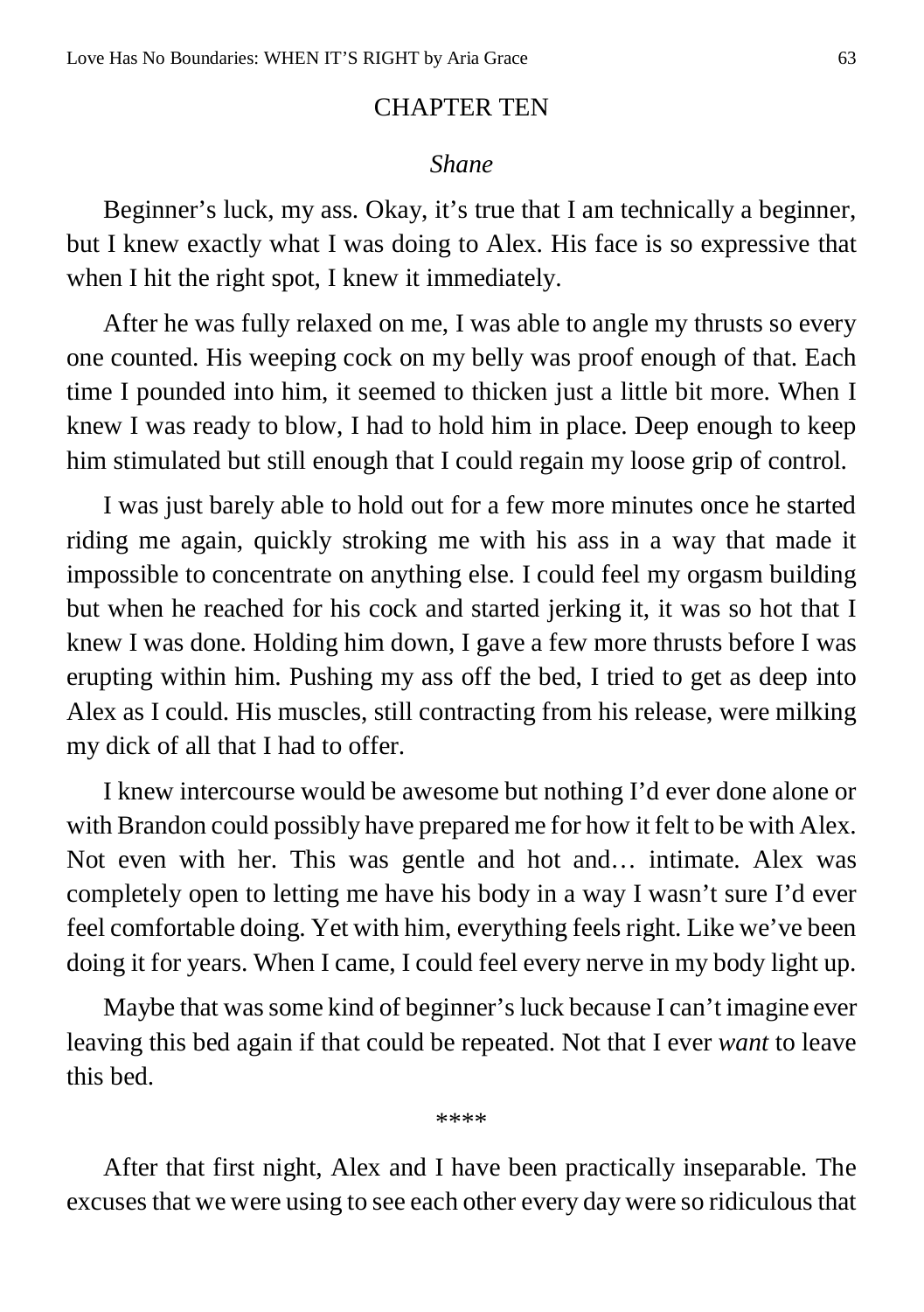## CHAPTER TEN

*Shane*

Beginner's luck, my ass. Okay, it's true that I am technically a beginner, but I knew exactly what I was doing to Alex. His face is so expressive that when I hit the right spot, I knew it immediately.

After he was fully relaxed on me, I was able to angle my thrusts so every one counted. His weeping cock on my belly was proof enough of that. Each time I pounded into him, it seemed to thicken just a little bit more. When I knew I was ready to blow, I had to hold him in place. Deep enough to keep him stimulated but still enough that I could regain my loose grip of control.

I was just barely able to hold out for a few more minutes once he started riding me again, quickly stroking me with his ass in a way that made it impossible to concentrate on anything else. I could feel my orgasm building but when he reached for his cock and started jerking it, it was so hot that I knew I was done. Holding him down, I gave a few more thrusts before I was erupting within him. Pushing my ass off the bed, I tried to get as deep into Alex as I could. His muscles, still contracting from his release, were milking my dick of all that I had to offer.

I knew intercourse would be awesome but nothing I'd ever done alone or with Brandon could possibly have prepared me for how it felt to be with Alex. Not even with her. This was gentle and hot and… intimate. Alex was completely open to letting me have his body in a way I wasn't sure I'd ever feel comfortable doing. Yet with him, everything feels right. Like we've been doing it for years. When I came, I could feel every nerve in my body light up.

Maybe that was some kind of beginner's luck because I can't imagine ever leaving this bed again if that could be repeated. Not that I ever *want* to leave this bed.

****

After that first night, Alex and I have been practically inseparable. The excuses that we were using to see each other every day were so ridiculous that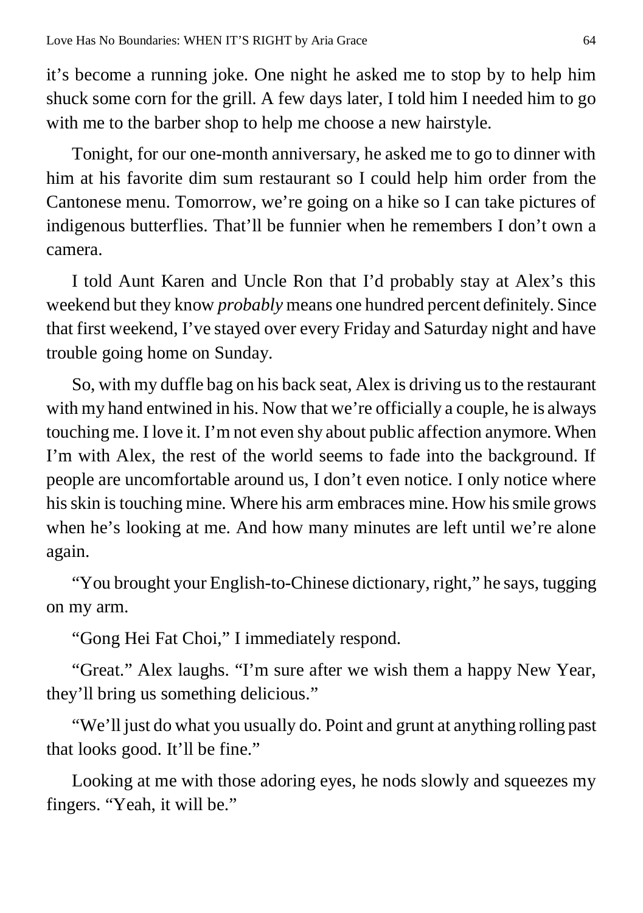it's become a running joke. One night he asked me to stop by to help him shuck some corn for the grill. A few days later, I told him I needed him to go with me to the barber shop to help me choose a new hairstyle.

Tonight, for our one-month anniversary, he asked me to go to dinner with him at his favorite dim sum restaurant so I could help him order from the Cantonese menu. Tomorrow, we're going on a hike so I can take pictures of indigenous butterflies. That'll be funnier when he remembers I don't own a camera.

I told Aunt Karen and Uncle Ron that I'd probably stay at Alex's this weekend but they know *probably* means one hundred percent definitely. Since that first weekend, I've stayed over every Friday and Saturday night and have trouble going home on Sunday.

So, with my duffle bag on his back seat, Alex is driving us to the restaurant with my hand entwined in his. Now that we're officially a couple, he is always touching me. I love it. I'm not even shy about public affection anymore. When I'm with Alex, the rest of the world seems to fade into the background. If people are uncomfortable around us, I don't even notice. I only notice where his skin is touching mine. Where his arm embraces mine. How his smile grows when he's looking at me. And how many minutes are left until we're alone again.

"You brought your English-to-Chinese dictionary, right," he says, tugging on my arm.

"Gong Hei Fat Choi," I immediately respond.

"Great." Alex laughs. "I'm sure after we wish them a happy New Year, they'll bring us something delicious."

"We'll just do what you usually do. Point and grunt at anything rolling past that looks good. It'll be fine."

Looking at me with those adoring eyes, he nods slowly and squeezes my fingers. "Yeah, it will be."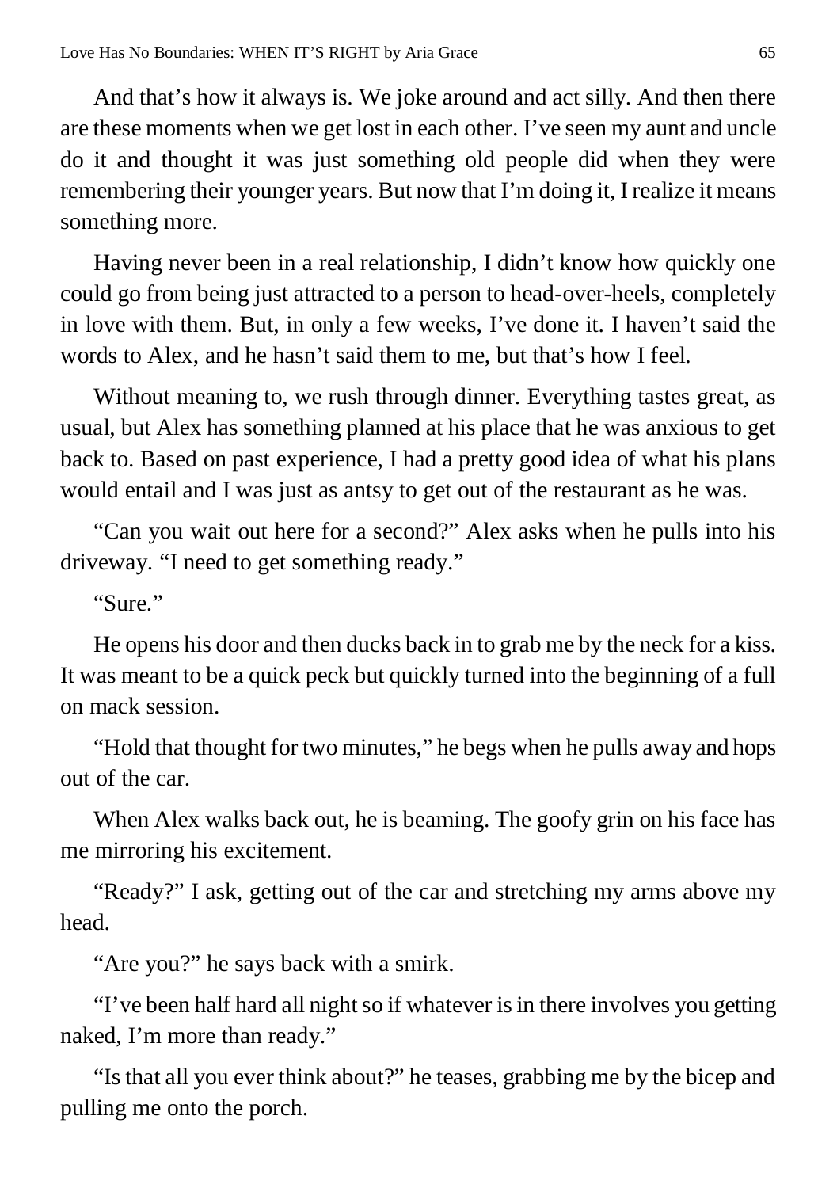And that's how it always is. We joke around and act silly. And then there are these moments when we get lost in each other. I've seen my aunt and uncle do it and thought it was just something old people did when they were remembering their younger years. But now that I'm doing it, I realize it means something more.

Having never been in a real relationship, I didn't know how quickly one could go from being just attracted to a person to head-over-heels, completely in love with them. But, in only a few weeks, I've done it. I haven't said the words to Alex, and he hasn't said them to me, but that's how I feel.

Without meaning to, we rush through dinner. Everything tastes great, as usual, but Alex has something planned at his place that he was anxious to get back to. Based on past experience, I had a pretty good idea of what his plans would entail and I was just as antsy to get out of the restaurant as he was.

"Can you wait out here for a second?" Alex asks when he pulls into his driveway. "I need to get something ready."

"Sure."

He opens his door and then ducks back in to grab me by the neck for a kiss. It was meant to be a quick peck but quickly turned into the beginning of a full on mack session.

"Hold that thought for two minutes," he begs when he pulls away and hops out of the car.

When Alex walks back out, he is beaming. The goofy grin on his face has me mirroring his excitement.

"Ready?" I ask, getting out of the car and stretching my arms above my head.

"Are you?" he says back with a smirk.

"I've been half hard all night so if whatever is in there involves you getting naked, I'm more than ready."

"Is that all you ever think about?" he teases, grabbing me by the bicep and pulling me onto the porch.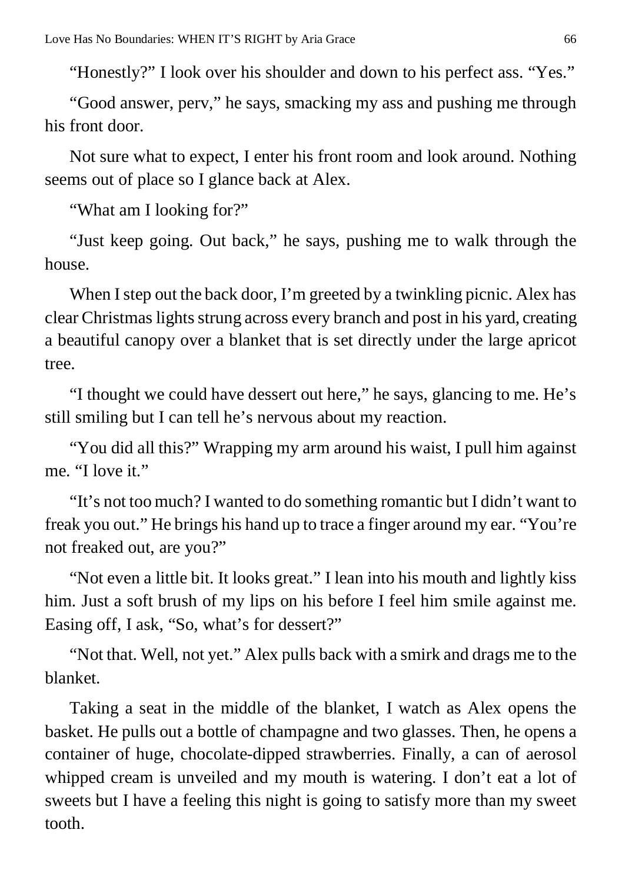"Honestly?" I look over his shoulder and down to his perfect ass. "Yes."

"Good answer, perv," he says, smacking my ass and pushing me through his front door.

Not sure what to expect, I enter his front room and look around. Nothing seems out of place so I glance back at Alex.

"What am I looking for?"

"Just keep going. Out back," he says, pushing me to walk through the house.

When I step out the back door, I'm greeted by a twinkling picnic. Alex has clear Christmas lights strung across every branch and post in his yard, creating a beautiful canopy over a blanket that is set directly under the large apricot tree.

"I thought we could have dessert out here," he says, glancing to me. He's still smiling but I can tell he's nervous about my reaction.

"You did all this?" Wrapping my arm around his waist, I pull him against me. "I love it."

"It's not too much? I wanted to do something romantic but I didn't want to freak you out." He brings his hand up to trace a finger around my ear. "You're not freaked out, are you?"

"Not even a little bit. It looks great." I lean into his mouth and lightly kiss him. Just a soft brush of my lips on his before I feel him smile against me. Easing off, I ask, "So, what's for dessert?"

"Not that. Well, not yet." Alex pulls back with a smirk and drags me to the blanket.

Taking a seat in the middle of the blanket, I watch as Alex opens the basket. He pulls out a bottle of champagne and two glasses. Then, he opens a container of huge, chocolate-dipped strawberries. Finally, a can of aerosol whipped cream is unveiled and my mouth is watering. I don't eat a lot of sweets but I have a feeling this night is going to satisfy more than my sweet tooth.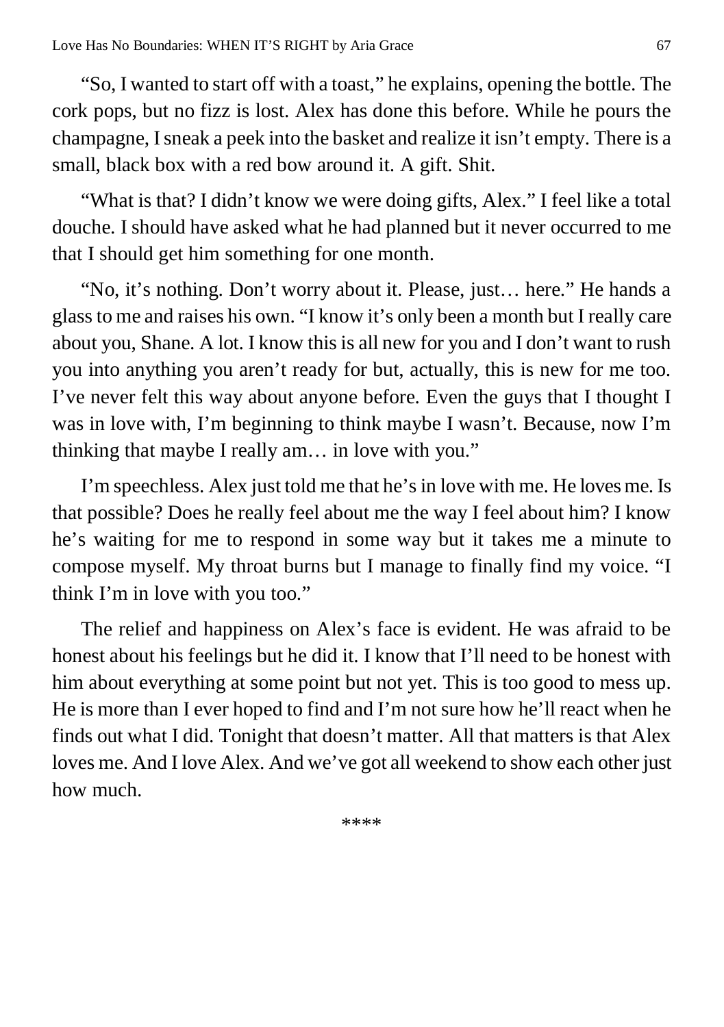"So, I wanted to start off with a toast," he explains, opening the bottle. The cork pops, but no fizz is lost. Alex has done this before. While he pours the champagne, I sneak a peek into the basket and realize it isn't empty. There is a small, black box with a red bow around it. A gift. Shit.

"What is that? I didn't know we were doing gifts, Alex." I feel like a total douche. I should have asked what he had planned but it never occurred to me that I should get him something for one month.

"No, it's nothing. Don't worry about it. Please, just… here." He hands a glass to me and raises his own. "I know it's only been a month but I really care about you, Shane. A lot. I know this is all new for you and I don't want to rush you into anything you aren't ready for but, actually, this is new for me too. I've never felt this way about anyone before. Even the guys that I thought I was in love with, I'm beginning to think maybe I wasn't. Because, now I'm thinking that maybe I really am… in love with you."

I'm speechless. Alex just told me that he's in love with me. He loves me. Is that possible? Does he really feel about me the way I feel about him? I know he's waiting for me to respond in some way but it takes me a minute to compose myself. My throat burns but I manage to finally find my voice. "I think I'm in love with you too."

The relief and happiness on Alex's face is evident. He was afraid to be honest about his feelings but he did it. I know that I'll need to be honest with him about everything at some point but not yet. This is too good to mess up. He is more than I ever hoped to find and I'm not sure how he'll react when he finds out what I did. Tonight that doesn't matter. All that matters is that Alex loves me. And I love Alex. And we've got all weekend to show each other just how much.

****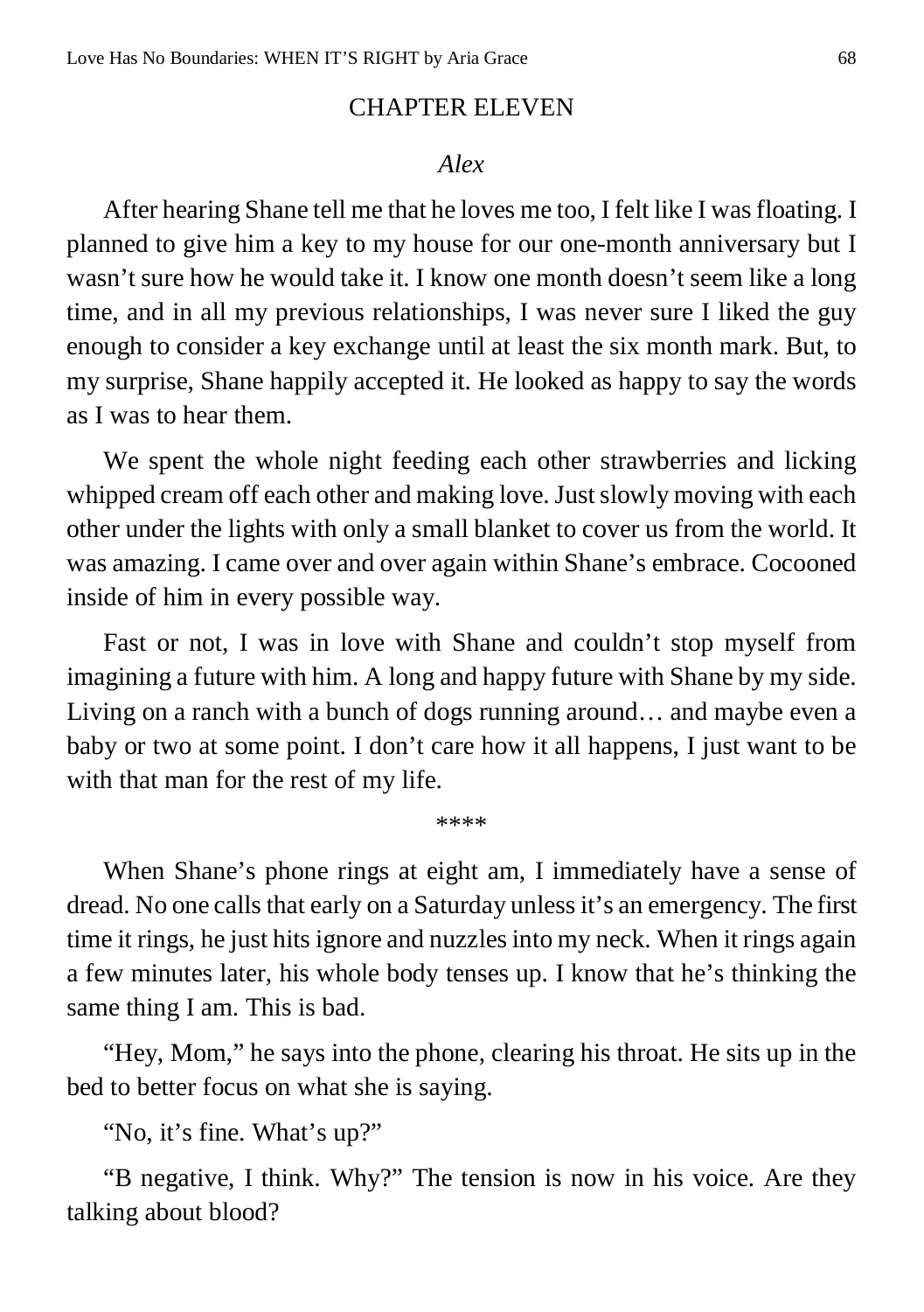## CHAPTER ELEVEN

*Alex*

After hearing Shane tell me that he loves me too, I felt like I was floating. I planned to give him a key to my house for our one-month anniversary but I wasn't sure how he would take it. I know one month doesn't seem like a long time, and in all my previous relationships, I was never sure I liked the guy enough to consider a key exchange until at least the six month mark. But, to my surprise, Shane happily accepted it. He looked as happy to say the words as I was to hear them.

We spent the whole night feeding each other strawberries and licking whipped cream off each other and making love. Just slowly moving with each other under the lights with only a small blanket to cover us from the world. It was amazing. I came over and over again within Shane's embrace. Cocooned inside of him in every possible way.

Fast or not, I was in love with Shane and couldn't stop myself from imagining a future with him. A long and happy future with Shane by my side. Living on a ranch with a bunch of dogs running around… and maybe even a baby or two at some point. I don't care how it all happens, I just want to be with that man for the rest of my life.

****

When Shane's phone rings at eight am, I immediately have a sense of dread. No one calls that early on a Saturday unless it's an emergency. The first time it rings, he just hits ignore and nuzzles into my neck. When it rings again a few minutes later, his whole body tenses up. I know that he's thinking the same thing I am. This is bad.

"Hey, Mom," he says into the phone, clearing his throat. He sits up in the bed to better focus on what she is saying.

"No, it's fine. What's up?"

"B negative, I think. Why?" The tension is now in his voice. Are they talking about blood?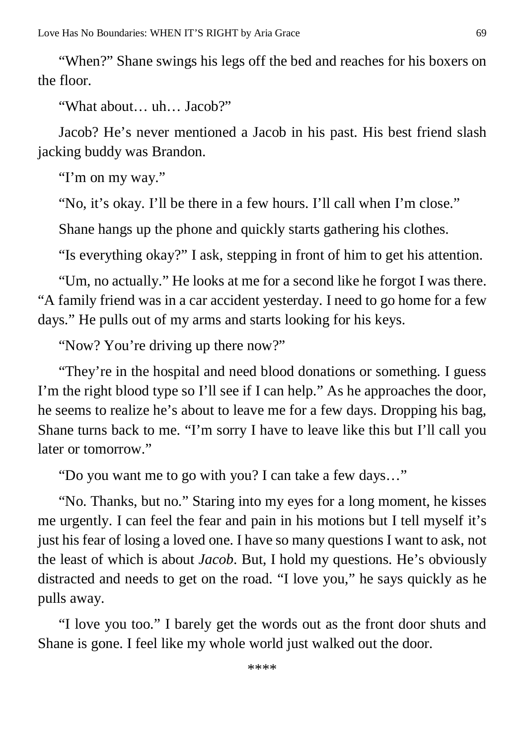"When?" Shane swings his legs off the bed and reaches for his boxers on the floor.

"What about… uh… Jacob?"

Jacob? He's never mentioned a Jacob in his past. His best friend slash jacking buddy was Brandon.

"I'm on my way."

"No, it's okay. I'll be there in a few hours. I'll call when I'm close."

Shane hangs up the phone and quickly starts gathering his clothes.

"Is everything okay?" I ask, stepping in front of him to get his attention.

"Um, no actually." He looks at me for a second like he forgot I was there. "A family friend was in a car accident yesterday. I need to go home for a few days." He pulls out of my arms and starts looking for his keys.

"Now? You're driving up there now?"

"They're in the hospital and need blood donations or something. I guess I'm the right blood type so I'll see if I can help." As he approaches the door, he seems to realize he's about to leave me for a few days. Dropping his bag, Shane turns back to me. "I'm sorry I have to leave like this but I'll call you later or tomorrow."

"Do you want me to go with you? I can take a few days…"

"No. Thanks, but no." Staring into my eyes for a long moment, he kisses me urgently. I can feel the fear and pain in his motions but I tell myself it's just his fear of losing a loved one. I have so many questions I want to ask, not the least of which is about *Jacob*. But, I hold my questions. He's obviously distracted and needs to get on the road. "I love you," he says quickly as he pulls away.

"I love you too." I barely get the words out as the front door shuts and Shane is gone. I feel like my whole world just walked out the door.

****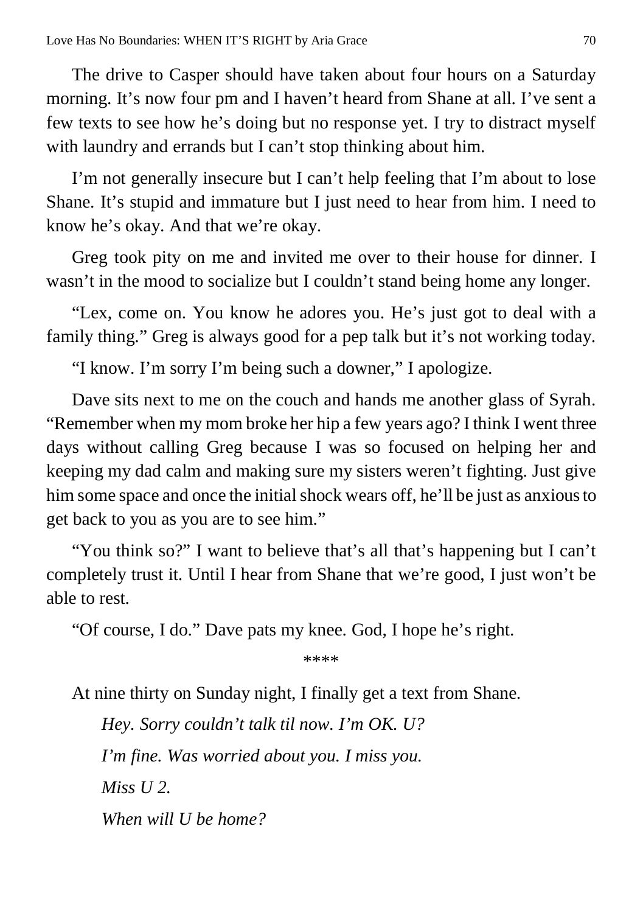The drive to Casper should have taken about four hours on a Saturday morning. It's now four pm and I haven't heard from Shane at all. I've sent a few texts to see how he's doing but no response yet. I try to distract myself with laundry and errands but I can't stop thinking about him.

I'm not generally insecure but I can't help feeling that I'm about to lose Shane. It's stupid and immature but I just need to hear from him. I need to know he's okay. And that we're okay.

Greg took pity on me and invited me over to their house for dinner. I wasn't in the mood to socialize but I couldn't stand being home any longer.

"Lex, come on. You know he adores you. He's just got to deal with a family thing." Greg is always good for a pep talk but it's not working today.

"I know. I'm sorry I'm being such a downer," I apologize.

Dave sits next to me on the couch and hands me another glass of Syrah. "Remember when my mom broke her hip a few years ago? I think I went three days without calling Greg because I was so focused on helping her and keeping my dad calm and making sure my sisters weren't fighting. Just give him some space and once the initial shock wears off, he'll be just as anxious to get back to you as you are to see him."

"You think so?" I want to believe that's all that's happening but I can't completely trust it. Until I hear from Shane that we're good, I just won't be able to rest.

"Of course, I do." Dave pats my knee. God, I hope he's right.

\*\*\*\*

At nine thirty on Sunday night, I finally get a text from Shane.

> *Hey. Sorry couldn't talk til now. I'm OK. U?*
>
> *I'm fine. Was worried about you. I miss you.*
>
> *Miss U 2.*
>
> *When will U be home?*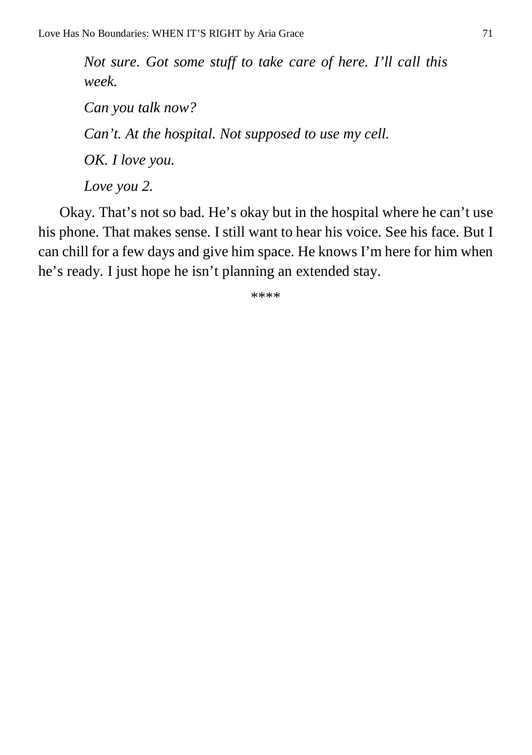*Not sure. Got some stuff to take care of here. I'll call this week.*

*Can you talk now?*

*Can't. At the hospital. Not supposed to use my cell.*

*OK. I love you.*

*Love you 2.*

Okay. That's not so bad. He's okay but in the hospital where he can't use his phone. That makes sense. I still want to hear his voice. See his face. But I can chill for a few days and give him space. He knows I'm here for him when he's ready. I just hope he isn't planning an extended stay.

****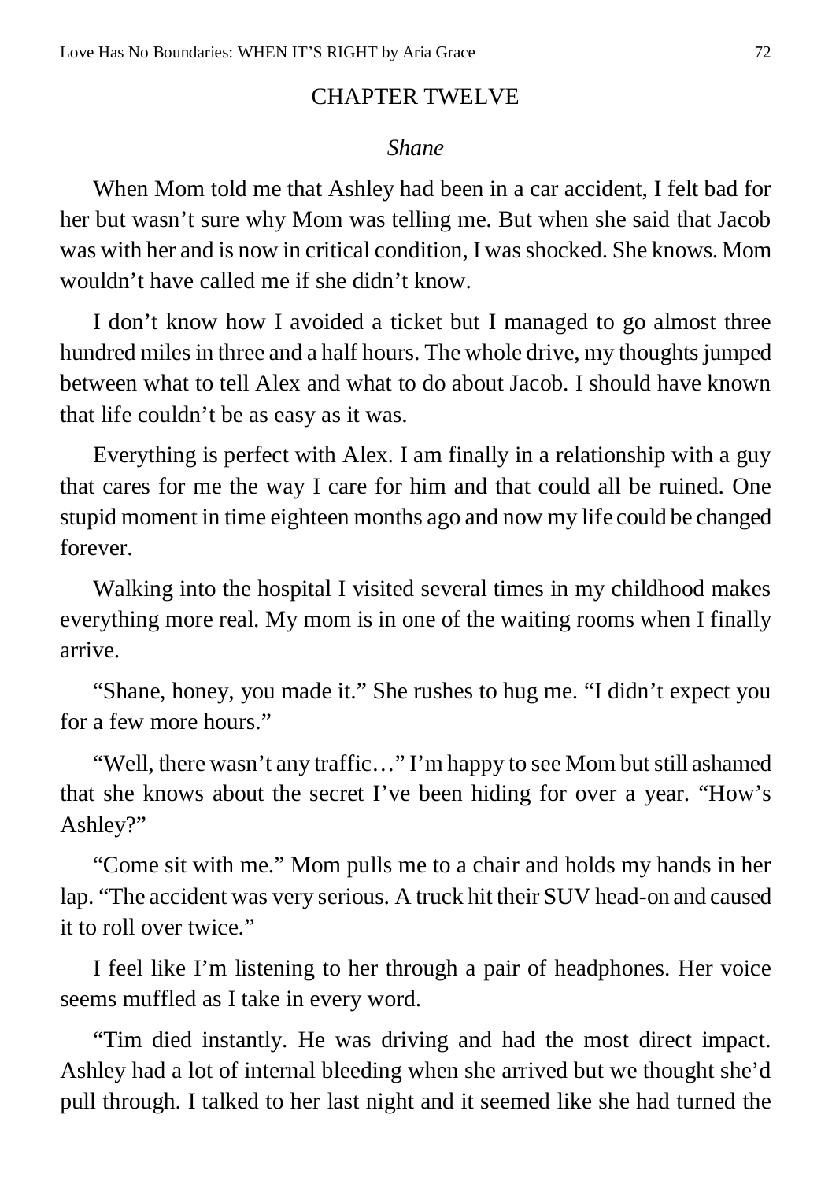## CHAPTER TWELVE

*Shane*

When Mom told me that Ashley had been in a car accident, I felt bad for her but wasn't sure why Mom was telling me. But when she said that Jacob was with her and is now in critical condition, I was shocked. She knows. Mom wouldn't have called me if she didn't know.

I don't know how I avoided a ticket but I managed to go almost three hundred miles in three and a half hours. The whole drive, my thoughts jumped between what to tell Alex and what to do about Jacob. I should have known that life couldn't be as easy as it was.

Everything is perfect with Alex. I am finally in a relationship with a guy that cares for me the way I care for him and that could all be ruined. One stupid moment in time eighteen months ago and now my life could be changed forever.

Walking into the hospital I visited several times in my childhood makes everything more real. My mom is in one of the waiting rooms when I finally arrive.

"Shane, honey, you made it." She rushes to hug me. "I didn't expect you for a few more hours."

"Well, there wasn't any traffic…" I'm happy to see Mom but still ashamed that she knows about the secret I've been hiding for over a year. "How's Ashley?"

"Come sit with me." Mom pulls me to a chair and holds my hands in her lap. "The accident was very serious. A truck hit their SUV head-on and caused it to roll over twice."

I feel like I'm listening to her through a pair of headphones. Her voice seems muffled as I take in every word.

"Tim died instantly. He was driving and had the most direct impact. Ashley had a lot of internal bleeding when she arrived but we thought she'd pull through. I talked to her last night and it seemed like she had turned the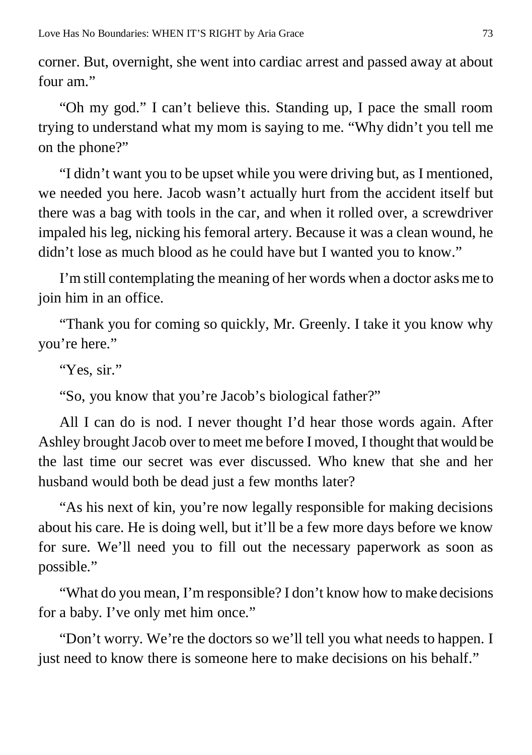corner. But, overnight, she went into cardiac arrest and passed away at about four am."

"Oh my god." I can't believe this. Standing up, I pace the small room trying to understand what my mom is saying to me. "Why didn't you tell me on the phone?"

"I didn't want you to be upset while you were driving but, as I mentioned, we needed you here. Jacob wasn't actually hurt from the accident itself but there was a bag with tools in the car, and when it rolled over, a screwdriver impaled his leg, nicking his femoral artery. Because it was a clean wound, he didn't lose as much blood as he could have but I wanted you to know."

I'm still contemplating the meaning of her words when a doctor asks me to join him in an office.

"Thank you for coming so quickly, Mr. Greenly. I take it you know why you're here."

"Yes, sir."

"So, you know that you're Jacob's biological father?"

All I can do is nod. I never thought I'd hear those words again. After Ashley brought Jacob over to meet me before I moved, I thought that would be the last time our secret was ever discussed. Who knew that she and her husband would both be dead just a few months later?

"As his next of kin, you're now legally responsible for making decisions about his care. He is doing well, but it'll be a few more days before we know for sure. We'll need you to fill out the necessary paperwork as soon as possible."

"What do you mean, I'm responsible? I don't know how to make decisions for a baby. I've only met him once."

"Don't worry. We're the doctors so we'll tell you what needs to happen. I just need to know there is someone here to make decisions on his behalf."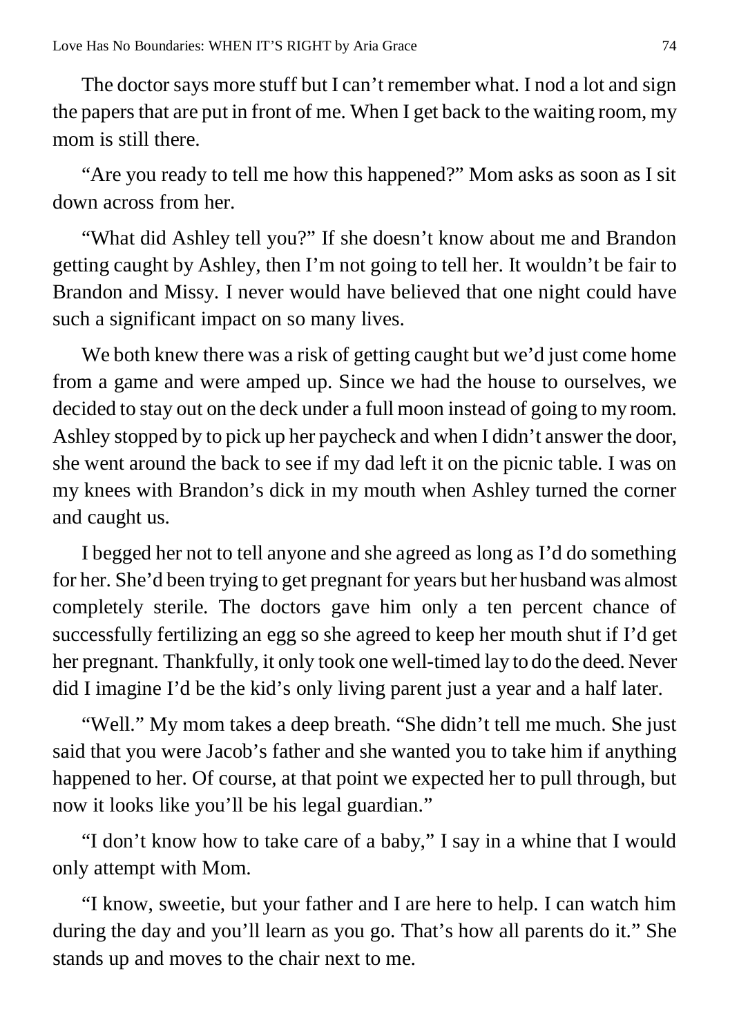The doctor says more stuff but I can't remember what. I nod a lot and sign the papers that are put in front of me. When I get back to the waiting room, my mom is still there.

"Are you ready to tell me how this happened?" Mom asks as soon as I sit down across from her.

"What did Ashley tell you?" If she doesn't know about me and Brandon getting caught by Ashley, then I'm not going to tell her. It wouldn't be fair to Brandon and Missy. I never would have believed that one night could have such a significant impact on so many lives.

We both knew there was a risk of getting caught but we'd just come home from a game and were amped up. Since we had the house to ourselves, we decided to stay out on the deck under a full moon instead of going to my room. Ashley stopped by to pick up her paycheck and when I didn't answer the door, she went around the back to see if my dad left it on the picnic table. I was on my knees with Brandon's dick in my mouth when Ashley turned the corner and caught us.

I begged her not to tell anyone and she agreed as long as I'd do something for her. She'd been trying to get pregnant for years but her husband was almost completely sterile. The doctors gave him only a ten percent chance of successfully fertilizing an egg so she agreed to keep her mouth shut if I'd get her pregnant. Thankfully, it only took one well-timed lay to do the deed. Never did I imagine I'd be the kid's only living parent just a year and a half later.

"Well." My mom takes a deep breath. "She didn't tell me much. She just said that you were Jacob's father and she wanted you to take him if anything happened to her. Of course, at that point we expected her to pull through, but now it looks like you'll be his legal guardian."

"I don't know how to take care of a baby," I say in a whine that I would only attempt with Mom.

"I know, sweetie, but your father and I are here to help. I can watch him during the day and you'll learn as you go. That's how all parents do it." She stands up and moves to the chair next to me.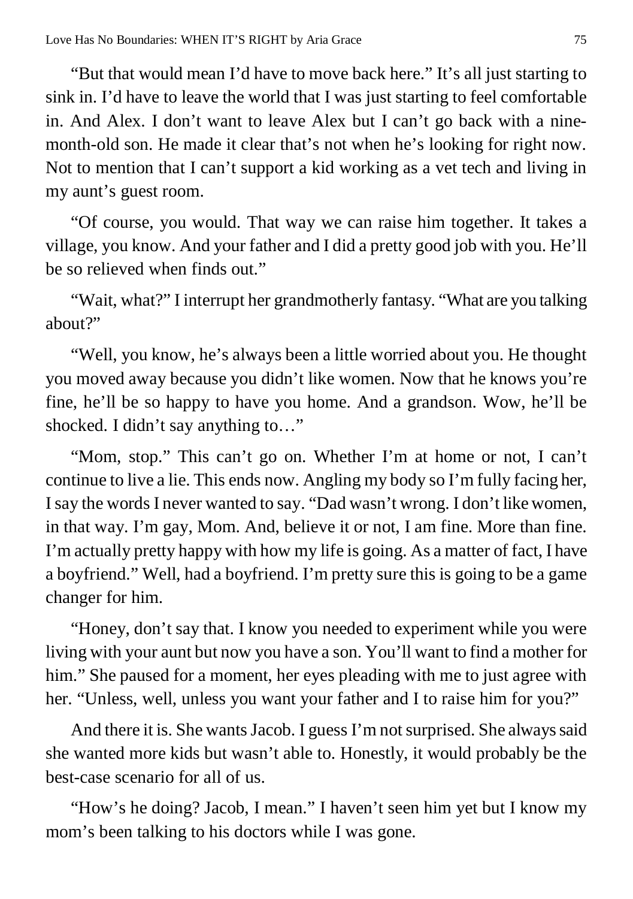"But that would mean I'd have to move back here." It's all just starting to sink in. I'd have to leave the world that I was just starting to feel comfortable in. And Alex. I don't want to leave Alex but I can't go back with a nine-month-old son. He made it clear that's not when he's looking for right now. Not to mention that I can't support a kid working as a vet tech and living in my aunt's guest room.

"Of course, you would. That way we can raise him together. It takes a village, you know. And your father and I did a pretty good job with you. He'll be so relieved when finds out."

"Wait, what?" I interrupt her grandmotherly fantasy. "What are you talking about?"

"Well, you know, he's always been a little worried about you. He thought you moved away because you didn't like women. Now that he knows you're fine, he'll be so happy to have you home. And a grandson. Wow, he'll be shocked. I didn't say anything to…"

"Mom, stop." This can't go on. Whether I'm at home or not, I can't continue to live a lie. This ends now. Angling my body so I'm fully facing her, I say the words I never wanted to say. "Dad wasn't wrong. I don't like women, in that way. I'm gay, Mom. And, believe it or not, I am fine. More than fine. I'm actually pretty happy with how my life is going. As a matter of fact, I have a boyfriend." Well, had a boyfriend. I'm pretty sure this is going to be a game changer for him.

"Honey, don't say that. I know you needed to experiment while you were living with your aunt but now you have a son. You'll want to find a mother for him." She paused for a moment, her eyes pleading with me to just agree with her. "Unless, well, unless you want your father and I to raise him for you?"

And there it is. She wants Jacob. I guess I'm not surprised. She always said she wanted more kids but wasn't able to. Honestly, it would probably be the best-case scenario for all of us.

"How's he doing? Jacob, I mean." I haven't seen him yet but I know my mom's been talking to his doctors while I was gone.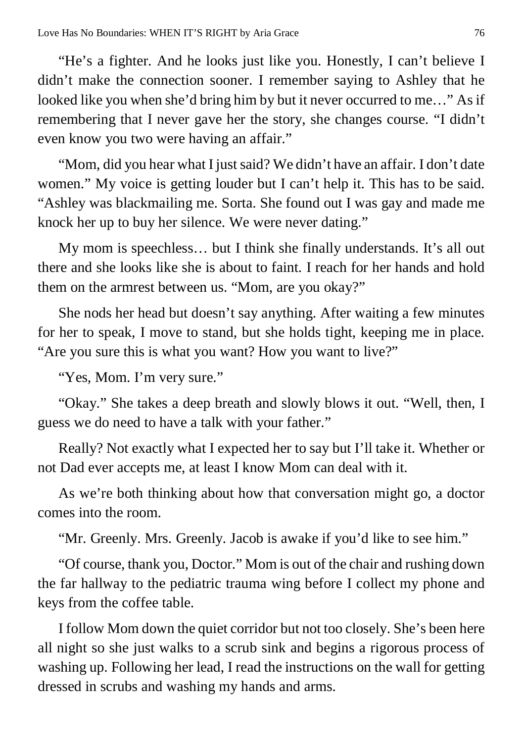"He's a fighter. And he looks just like you. Honestly, I can't believe I didn't make the connection sooner. I remember saying to Ashley that he looked like you when she'd bring him by but it never occurred to me…" As if remembering that I never gave her the story, she changes course. "I didn't even know you two were having an affair."

"Mom, did you hear what I just said? We didn't have an affair. I don't date women." My voice is getting louder but I can't help it. This has to be said. "Ashley was blackmailing me. Sorta. She found out I was gay and made me knock her up to buy her silence. We were never dating."

My mom is speechless… but I think she finally understands. It's all out there and she looks like she is about to faint. I reach for her hands and hold them on the armrest between us. "Mom, are you okay?"

She nods her head but doesn't say anything. After waiting a few minutes for her to speak, I move to stand, but she holds tight, keeping me in place. "Are you sure this is what you want? How you want to live?"

"Yes, Mom. I'm very sure."

"Okay." She takes a deep breath and slowly blows it out. "Well, then, I guess we do need to have a talk with your father."

Really? Not exactly what I expected her to say but I'll take it. Whether or not Dad ever accepts me, at least I know Mom can deal with it.

As we're both thinking about how that conversation might go, a doctor comes into the room.

"Mr. Greenly. Mrs. Greenly. Jacob is awake if you'd like to see him."

"Of course, thank you, Doctor." Mom is out of the chair and rushing down the far hallway to the pediatric trauma wing before I collect my phone and keys from the coffee table.

I follow Mom down the quiet corridor but not too closely. She's been here all night so she just walks to a scrub sink and begins a rigorous process of washing up. Following her lead, I read the instructions on the wall for getting dressed in scrubs and washing my hands and arms.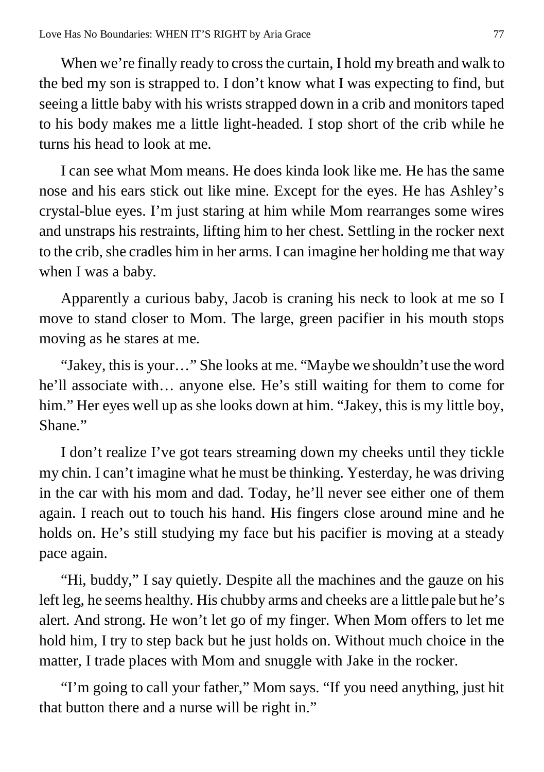When we're finally ready to cross the curtain, I hold my breath and walk to the bed my son is strapped to. I don't know what I was expecting to find, but seeing a little baby with his wrists strapped down in a crib and monitors taped to his body makes me a little light-headed. I stop short of the crib while he turns his head to look at me.

I can see what Mom means. He does kinda look like me. He has the same nose and his ears stick out like mine. Except for the eyes. He has Ashley's crystal-blue eyes. I'm just staring at him while Mom rearranges some wires and unstraps his restraints, lifting him to her chest. Settling in the rocker next to the crib, she cradles him in her arms. I can imagine her holding me that way when I was a baby.

Apparently a curious baby, Jacob is craning his neck to look at me so I move to stand closer to Mom. The large, green pacifier in his mouth stops moving as he stares at me.

"Jakey, this is your…" She looks at me. "Maybe we shouldn't use the word he'll associate with… anyone else. He's still waiting for them to come for him." Her eyes well up as she looks down at him. "Jakey, this is my little boy, Shane."

I don't realize I've got tears streaming down my cheeks until they tickle my chin. I can't imagine what he must be thinking. Yesterday, he was driving in the car with his mom and dad. Today, he'll never see either one of them again. I reach out to touch his hand. His fingers close around mine and he holds on. He's still studying my face but his pacifier is moving at a steady pace again.

"Hi, buddy," I say quietly. Despite all the machines and the gauze on his left leg, he seems healthy. His chubby arms and cheeks are a little pale but he's alert. And strong. He won't let go of my finger. When Mom offers to let me hold him, I try to step back but he just holds on. Without much choice in the matter, I trade places with Mom and snuggle with Jake in the rocker.

"I'm going to call your father," Mom says. "If you need anything, just hit that button there and a nurse will be right in."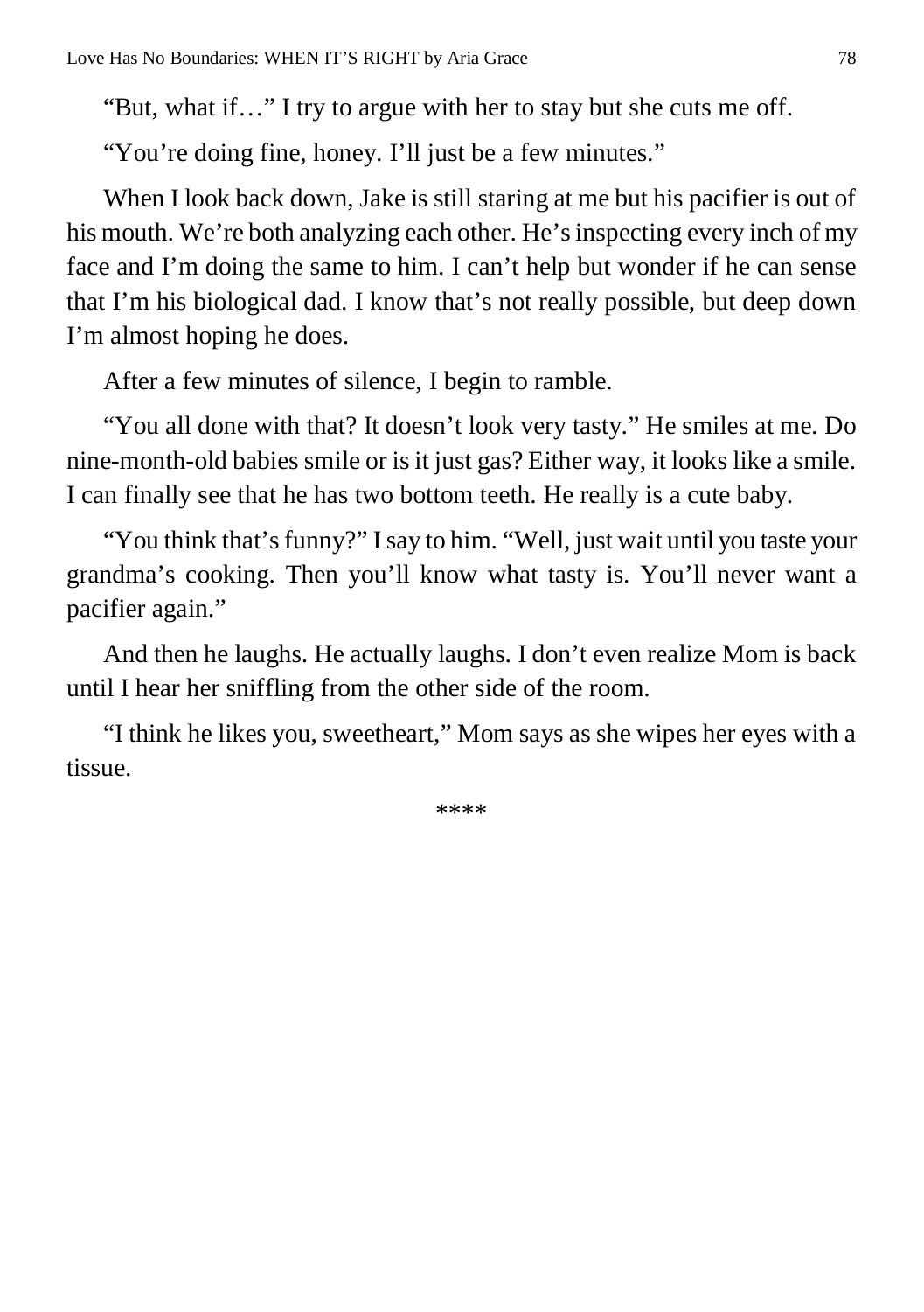"But, what if…" I try to argue with her to stay but she cuts me off.

"You're doing fine, honey. I'll just be a few minutes."

When I look back down, Jake is still staring at me but his pacifier is out of his mouth. We're both analyzing each other. He's inspecting every inch of my face and I'm doing the same to him. I can't help but wonder if he can sense that I'm his biological dad. I know that's not really possible, but deep down I'm almost hoping he does.

After a few minutes of silence, I begin to ramble.

"You all done with that? It doesn't look very tasty." He smiles at me. Do nine-month-old babies smile or is it just gas? Either way, it looks like a smile. I can finally see that he has two bottom teeth. He really is a cute baby.

"You think that's funny?" I say to him. "Well, just wait until you taste your grandma's cooking. Then you'll know what tasty is. You'll never want a pacifier again."

And then he laughs. He actually laughs. I don't even realize Mom is back until I hear her sniffling from the other side of the room.

"I think he likes you, sweetheart," Mom says as she wipes her eyes with a tissue.

****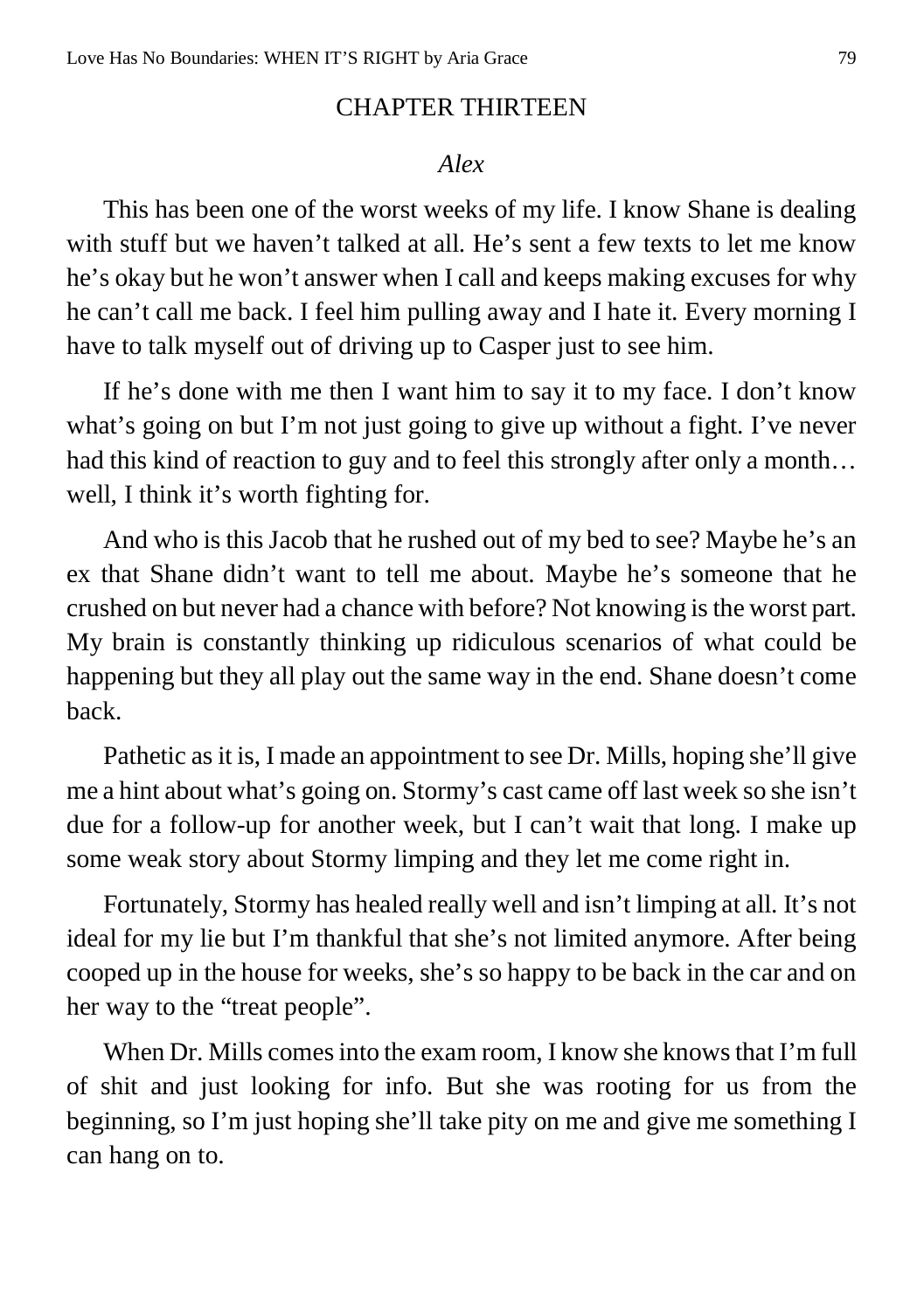## CHAPTER THIRTEEN

*Alex*

This has been one of the worst weeks of my life. I know Shane is dealing with stuff but we haven't talked at all. He's sent a few texts to let me know he's okay but he won't answer when I call and keeps making excuses for why he can't call me back. I feel him pulling away and I hate it. Every morning I have to talk myself out of driving up to Casper just to see him.

If he's done with me then I want him to say it to my face. I don't know what's going on but I'm not just going to give up without a fight. I've never had this kind of reaction to guy and to feel this strongly after only a month… well, I think it's worth fighting for.

And who is this Jacob that he rushed out of my bed to see? Maybe he's an ex that Shane didn't want to tell me about. Maybe he's someone that he crushed on but never had a chance with before? Not knowing is the worst part. My brain is constantly thinking up ridiculous scenarios of what could be happening but they all play out the same way in the end. Shane doesn't come back.

Pathetic as it is, I made an appointment to see Dr. Mills, hoping she'll give me a hint about what's going on. Stormy's cast came off last week so she isn't due for a follow-up for another week, but I can't wait that long. I make up some weak story about Stormy limping and they let me come right in.

Fortunately, Stormy has healed really well and isn't limping at all. It's not ideal for my lie but I'm thankful that she's not limited anymore. After being cooped up in the house for weeks, she's so happy to be back in the car and on her way to the "treat people".

When Dr. Mills comes into the exam room, I know she knows that I'm full of shit and just looking for info. But she was rooting for us from the beginning, so I'm just hoping she'll take pity on me and give me something I can hang on to.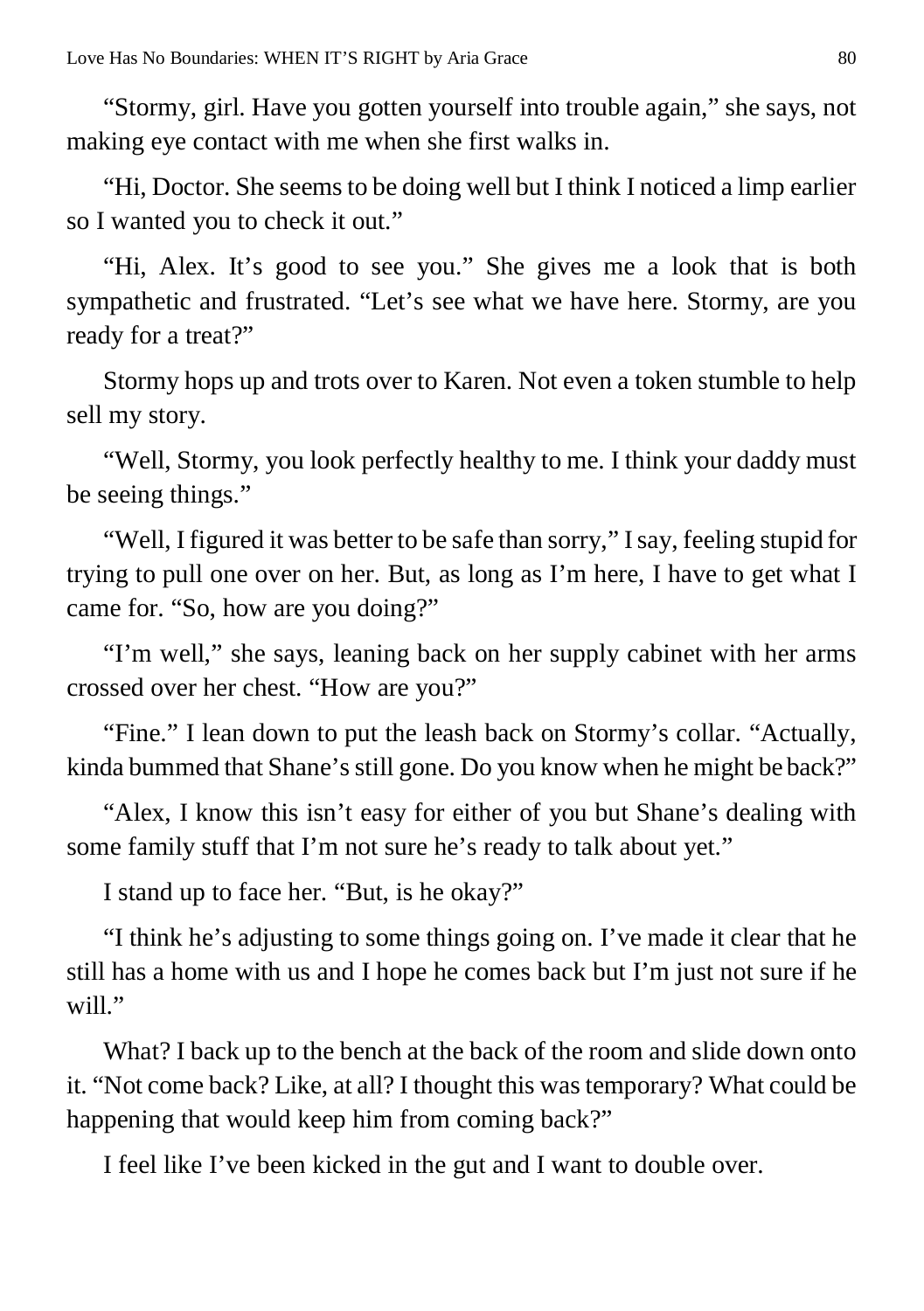"Stormy, girl. Have you gotten yourself into trouble again," she says, not making eye contact with me when she first walks in.

"Hi, Doctor. She seems to be doing well but I think I noticed a limp earlier so I wanted you to check it out."

"Hi, Alex. It's good to see you." She gives me a look that is both sympathetic and frustrated. "Let's see what we have here. Stormy, are you ready for a treat?"

Stormy hops up and trots over to Karen. Not even a token stumble to help sell my story.

"Well, Stormy, you look perfectly healthy to me. I think your daddy must be seeing things."

"Well, I figured it was better to be safe than sorry," I say, feeling stupid for trying to pull one over on her. But, as long as I'm here, I have to get what I came for. "So, how are you doing?"

"I'm well," she says, leaning back on her supply cabinet with her arms crossed over her chest. "How are you?"

"Fine." I lean down to put the leash back on Stormy's collar. "Actually, kinda bummed that Shane's still gone. Do you know when he might be back?"

"Alex, I know this isn't easy for either of you but Shane's dealing with some family stuff that I'm not sure he's ready to talk about yet."

I stand up to face her. "But, is he okay?"

"I think he's adjusting to some things going on. I've made it clear that he still has a home with us and I hope he comes back but I'm just not sure if he will."

What? I back up to the bench at the back of the room and slide down onto it. "Not come back? Like, at all? I thought this was temporary? What could be happening that would keep him from coming back?"

I feel like I've been kicked in the gut and I want to double over.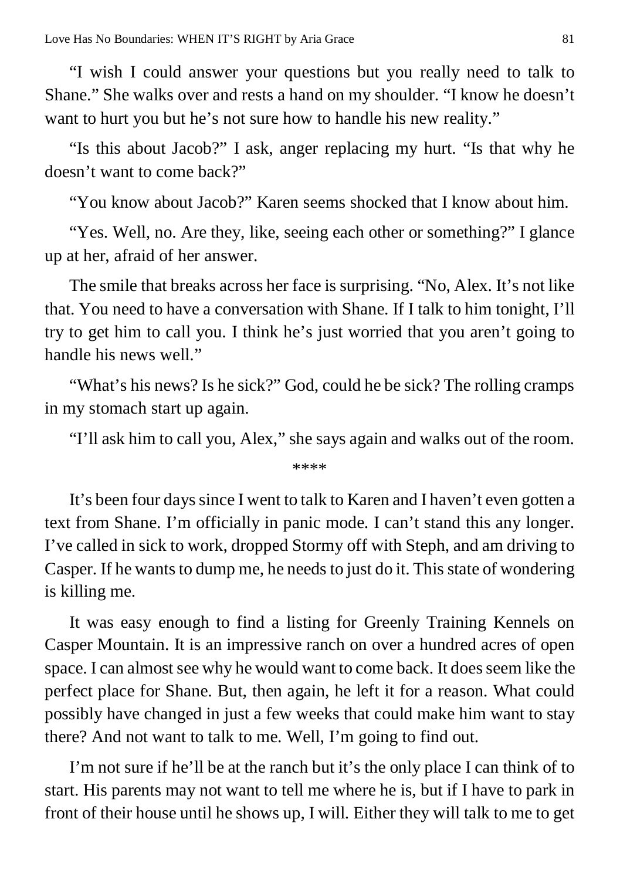"I wish I could answer your questions but you really need to talk to Shane." She walks over and rests a hand on my shoulder. "I know he doesn't want to hurt you but he's not sure how to handle his new reality."

"Is this about Jacob?" I ask, anger replacing my hurt. "Is that why he doesn't want to come back?"

"You know about Jacob?" Karen seems shocked that I know about him.

"Yes. Well, no. Are they, like, seeing each other or something?" I glance up at her, afraid of her answer.

The smile that breaks across her face is surprising. "No, Alex. It's not like that. You need to have a conversation with Shane. If I talk to him tonight, I'll try to get him to call you. I think he's just worried that you aren't going to handle his news well."

"What's his news? Is he sick?" God, could he be sick? The rolling cramps in my stomach start up again.

"I'll ask him to call you, Alex," she says again and walks out of the room.

\*\*\*\*

It's been four days since I went to talk to Karen and I haven't even gotten a text from Shane. I'm officially in panic mode. I can't stand this any longer. I've called in sick to work, dropped Stormy off with Steph, and am driving to Casper. If he wants to dump me, he needs to just do it. This state of wondering is killing me.

It was easy enough to find a listing for Greenly Training Kennels on Casper Mountain. It is an impressive ranch on over a hundred acres of open space. I can almost see why he would want to come back. It does seem like the perfect place for Shane. But, then again, he left it for a reason. What could possibly have changed in just a few weeks that could make him want to stay there? And not want to talk to me. Well, I'm going to find out.

I'm not sure if he'll be at the ranch but it's the only place I can think of to start. His parents may not want to tell me where he is, but if I have to park in front of their house until he shows up, I will. Either they will talk to me to get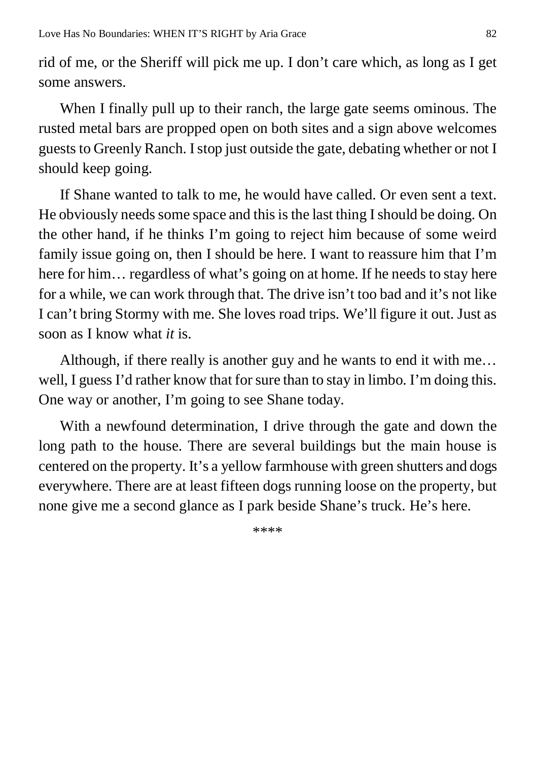rid of me, or the Sheriff will pick me up. I don't care which, as long as I get some answers.

When I finally pull up to their ranch, the large gate seems ominous. The rusted metal bars are propped open on both sites and a sign above welcomes guests to Greenly Ranch. I stop just outside the gate, debating whether or not I should keep going.

If Shane wanted to talk to me, he would have called. Or even sent a text. He obviously needs some space and this is the last thing I should be doing. On the other hand, if he thinks I'm going to reject him because of some weird family issue going on, then I should be here. I want to reassure him that I'm here for him… regardless of what's going on at home. If he needs to stay here for a while, we can work through that. The drive isn't too bad and it's not like I can't bring Stormy with me. She loves road trips. We'll figure it out. Just as soon as I know what *it* is.

Although, if there really is another guy and he wants to end it with me… well, I guess I'd rather know that for sure than to stay in limbo. I'm doing this. One way or another, I'm going to see Shane today.

With a newfound determination, I drive through the gate and down the long path to the house. There are several buildings but the main house is centered on the property. It's a yellow farmhouse with green shutters and dogs everywhere. There are at least fifteen dogs running loose on the property, but none give me a second glance as I park beside Shane's truck. He's here.

****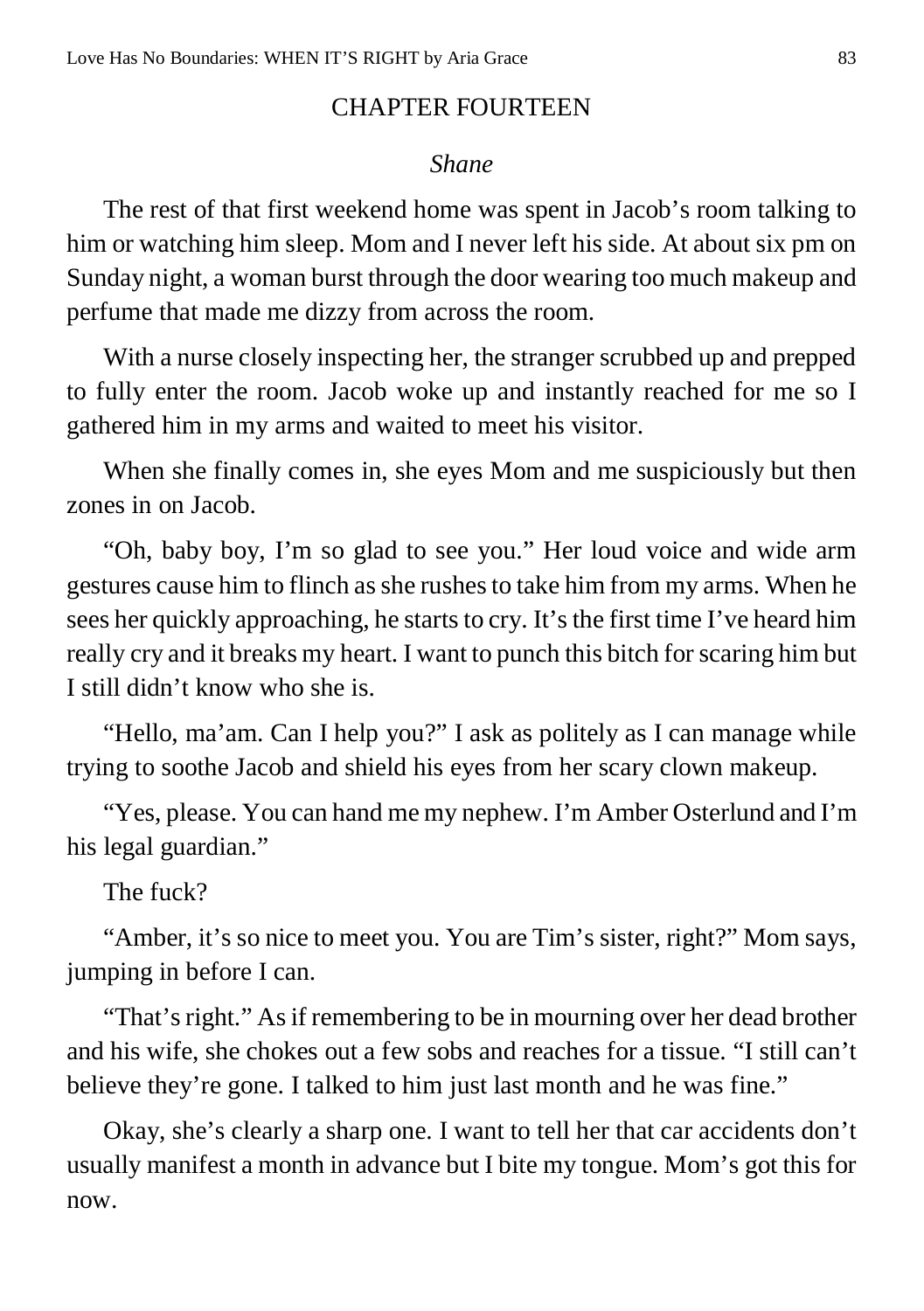## CHAPTER FOURTEEN

*Shane*

The rest of that first weekend home was spent in Jacob's room talking to him or watching him sleep. Mom and I never left his side. At about six pm on Sunday night, a woman burst through the door wearing too much makeup and perfume that made me dizzy from across the room.

With a nurse closely inspecting her, the stranger scrubbed up and prepped to fully enter the room. Jacob woke up and instantly reached for me so I gathered him in my arms and waited to meet his visitor.

When she finally comes in, she eyes Mom and me suspiciously but then zones in on Jacob.

"Oh, baby boy, I'm so glad to see you." Her loud voice and wide arm gestures cause him to flinch as she rushes to take him from my arms. When he sees her quickly approaching, he starts to cry. It's the first time I've heard him really cry and it breaks my heart. I want to punch this bitch for scaring him but I still didn't know who she is.

"Hello, ma'am. Can I help you?" I ask as politely as I can manage while trying to soothe Jacob and shield his eyes from her scary clown makeup.

"Yes, please. You can hand me my nephew. I'm Amber Osterlund and I'm his legal guardian."

The fuck?

"Amber, it's so nice to meet you. You are Tim's sister, right?" Mom says, jumping in before I can.

"That's right." As if remembering to be in mourning over her dead brother and his wife, she chokes out a few sobs and reaches for a tissue. "I still can't believe they're gone. I talked to him just last month and he was fine."

Okay, she's clearly a sharp one. I want to tell her that car accidents don't usually manifest a month in advance but I bite my tongue. Mom's got this for now.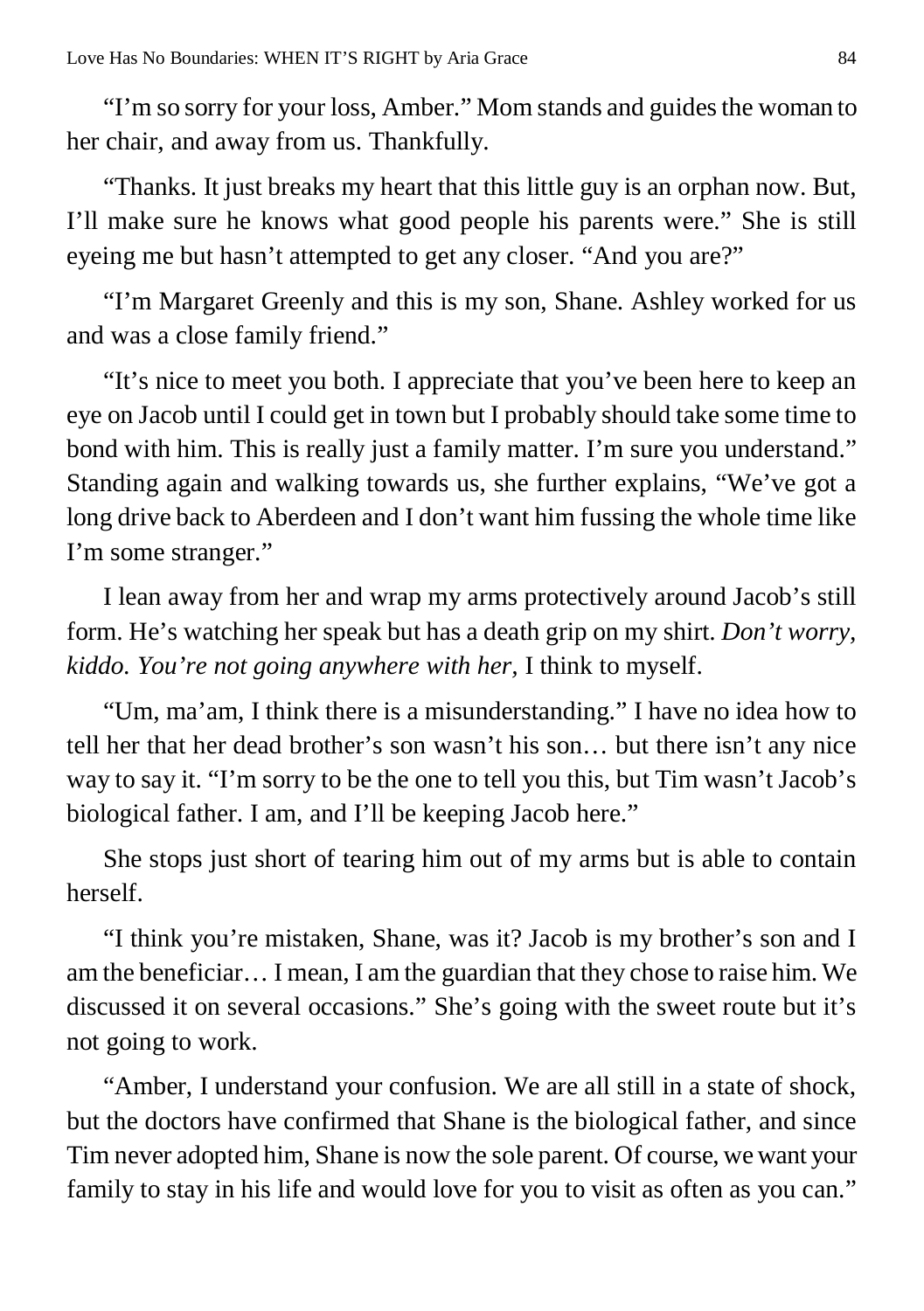"I'm so sorry for your loss, Amber." Mom stands and guides the woman to her chair, and away from us. Thankfully.

"Thanks. It just breaks my heart that this little guy is an orphan now. But, I'll make sure he knows what good people his parents were." She is still eyeing me but hasn't attempted to get any closer. "And you are?"

"I'm Margaret Greenly and this is my son, Shane. Ashley worked for us and was a close family friend."

"It's nice to meet you both. I appreciate that you've been here to keep an eye on Jacob until I could get in town but I probably should take some time to bond with him. This is really just a family matter. I'm sure you understand." Standing again and walking towards us, she further explains, "We've got a long drive back to Aberdeen and I don't want him fussing the whole time like I'm some stranger."

I lean away from her and wrap my arms protectively around Jacob's still form. He's watching her speak but has a death grip on my shirt. *Don't worry, kiddo. You're not going anywhere with her*, I think to myself.

"Um, ma'am, I think there is a misunderstanding." I have no idea how to tell her that her dead brother's son wasn't his son… but there isn't any nice way to say it. "I'm sorry to be the one to tell you this, but Tim wasn't Jacob's biological father. I am, and I'll be keeping Jacob here."

She stops just short of tearing him out of my arms but is able to contain herself.

"I think you're mistaken, Shane, was it? Jacob is my brother's son and I am the beneficiar… I mean, I am the guardian that they chose to raise him. We discussed it on several occasions." She's going with the sweet route but it's not going to work.

"Amber, I understand your confusion. We are all still in a state of shock, but the doctors have confirmed that Shane is the biological father, and since Tim never adopted him, Shane is now the sole parent. Of course, we want your family to stay in his life and would love for you to visit as often as you can."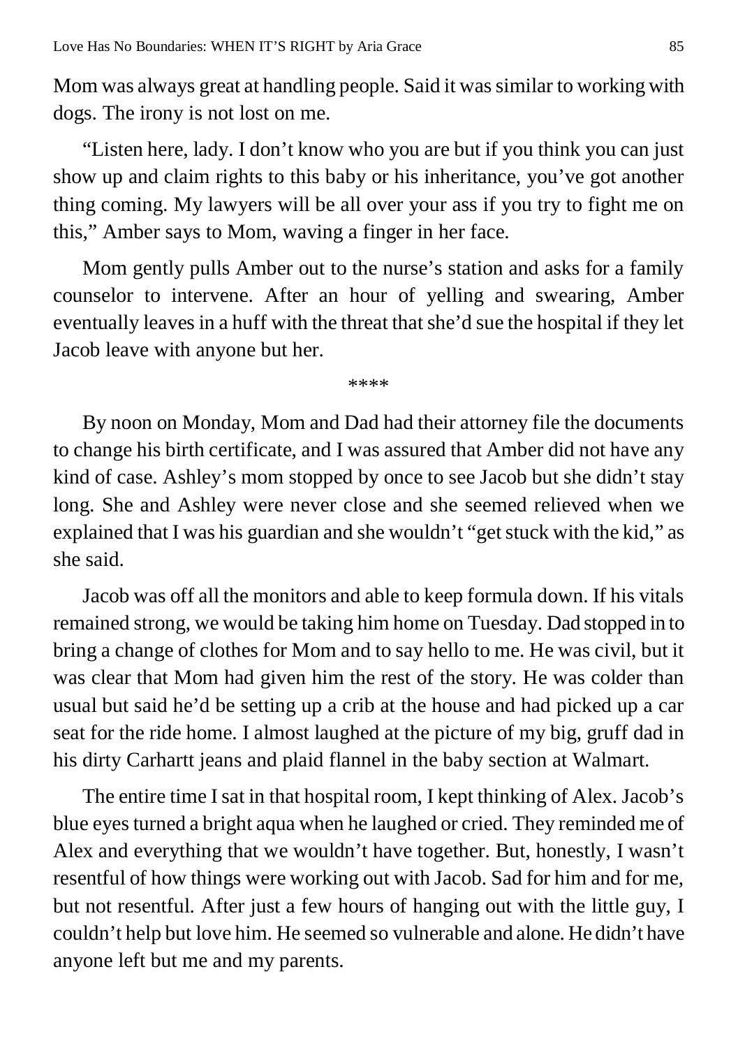Mom was always great at handling people. Said it was similar to working with dogs. The irony is not lost on me.

"Listen here, lady. I don't know who you are but if you think you can just show up and claim rights to this baby or his inheritance, you've got another thing coming. My lawyers will be all over your ass if you try to fight me on this," Amber says to Mom, waving a finger in her face.

Mom gently pulls Amber out to the nurse's station and asks for a family counselor to intervene. After an hour of yelling and swearing, Amber eventually leaves in a huff with the threat that she'd sue the hospital if they let Jacob leave with anyone but her.

****

By noon on Monday, Mom and Dad had their attorney file the documents to change his birth certificate, and I was assured that Amber did not have any kind of case. Ashley's mom stopped by once to see Jacob but she didn't stay long. She and Ashley were never close and she seemed relieved when we explained that I was his guardian and she wouldn't "get stuck with the kid," as she said.

Jacob was off all the monitors and able to keep formula down. If his vitals remained strong, we would be taking him home on Tuesday. Dad stopped in to bring a change of clothes for Mom and to say hello to me. He was civil, but it was clear that Mom had given him the rest of the story. He was colder than usual but said he'd be setting up a crib at the house and had picked up a car seat for the ride home. I almost laughed at the picture of my big, gruff dad in his dirty Carhartt jeans and plaid flannel in the baby section at Walmart.

The entire time I sat in that hospital room, I kept thinking of Alex. Jacob's blue eyes turned a bright aqua when he laughed or cried. They reminded me of Alex and everything that we wouldn't have together. But, honestly, I wasn't resentful of how things were working out with Jacob. Sad for him and for me, but not resentful. After just a few hours of hanging out with the little guy, I couldn't help but love him. He seemed so vulnerable and alone. He didn't have anyone left but me and my parents.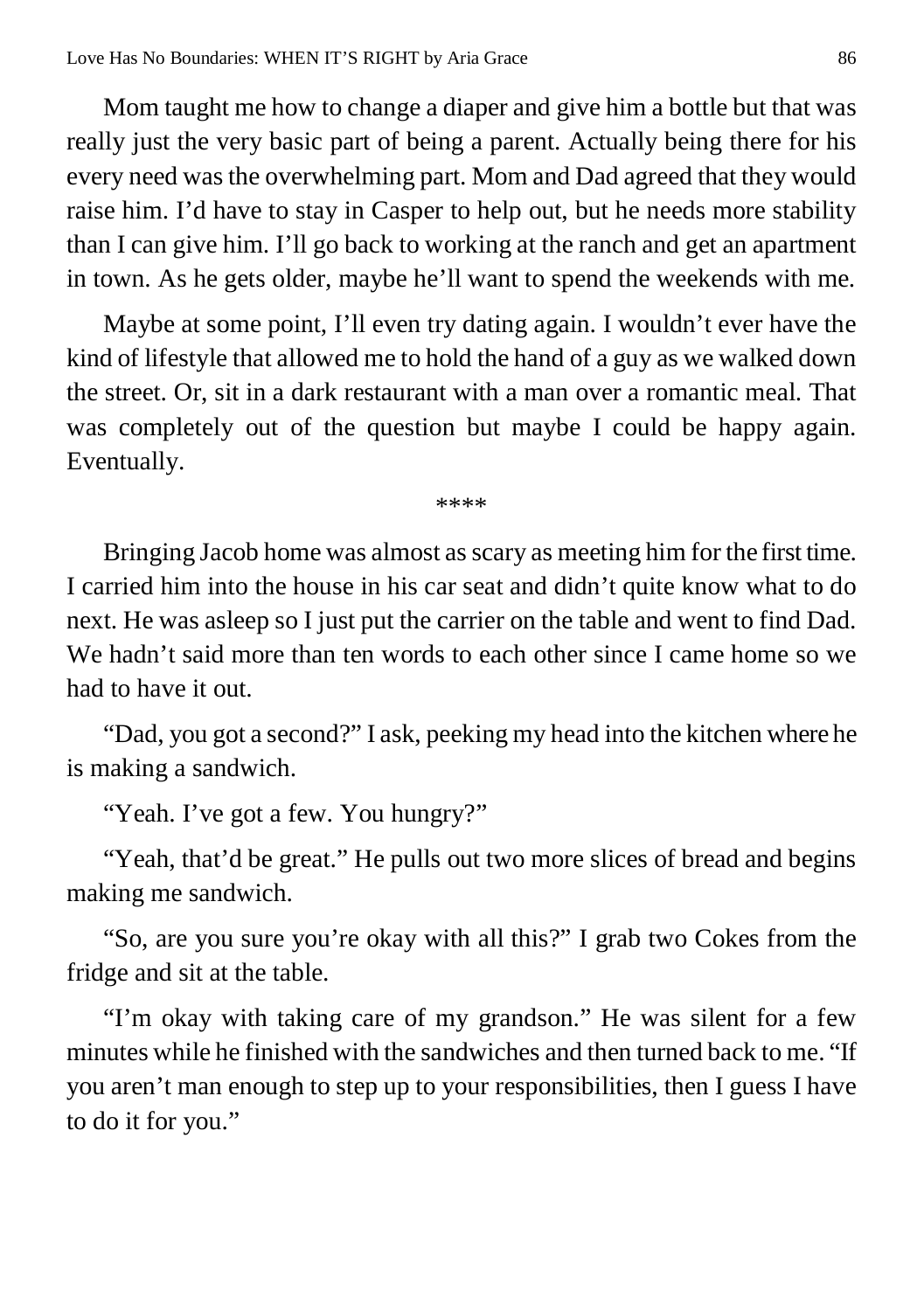Mom taught me how to change a diaper and give him a bottle but that was really just the very basic part of being a parent. Actually being there for his every need was the overwhelming part. Mom and Dad agreed that they would raise him. I'd have to stay in Casper to help out, but he needs more stability than I can give him. I'll go back to working at the ranch and get an apartment in town. As he gets older, maybe he'll want to spend the weekends with me.

Maybe at some point, I'll even try dating again. I wouldn't ever have the kind of lifestyle that allowed me to hold the hand of a guy as we walked down the street. Or, sit in a dark restaurant with a man over a romantic meal. That was completely out of the question but maybe I could be happy again. Eventually.

****

Bringing Jacob home was almost as scary as meeting him for the first time. I carried him into the house in his car seat and didn't quite know what to do next. He was asleep so I just put the carrier on the table and went to find Dad. We hadn't said more than ten words to each other since I came home so we had to have it out.

"Dad, you got a second?" I ask, peeking my head into the kitchen where he is making a sandwich.

"Yeah. I've got a few. You hungry?"

"Yeah, that'd be great." He pulls out two more slices of bread and begins making me sandwich.

"So, are you sure you're okay with all this?" I grab two Cokes from the fridge and sit at the table.

"I'm okay with taking care of my grandson." He was silent for a few minutes while he finished with the sandwiches and then turned back to me. "If you aren't man enough to step up to your responsibilities, then I guess I have to do it for you."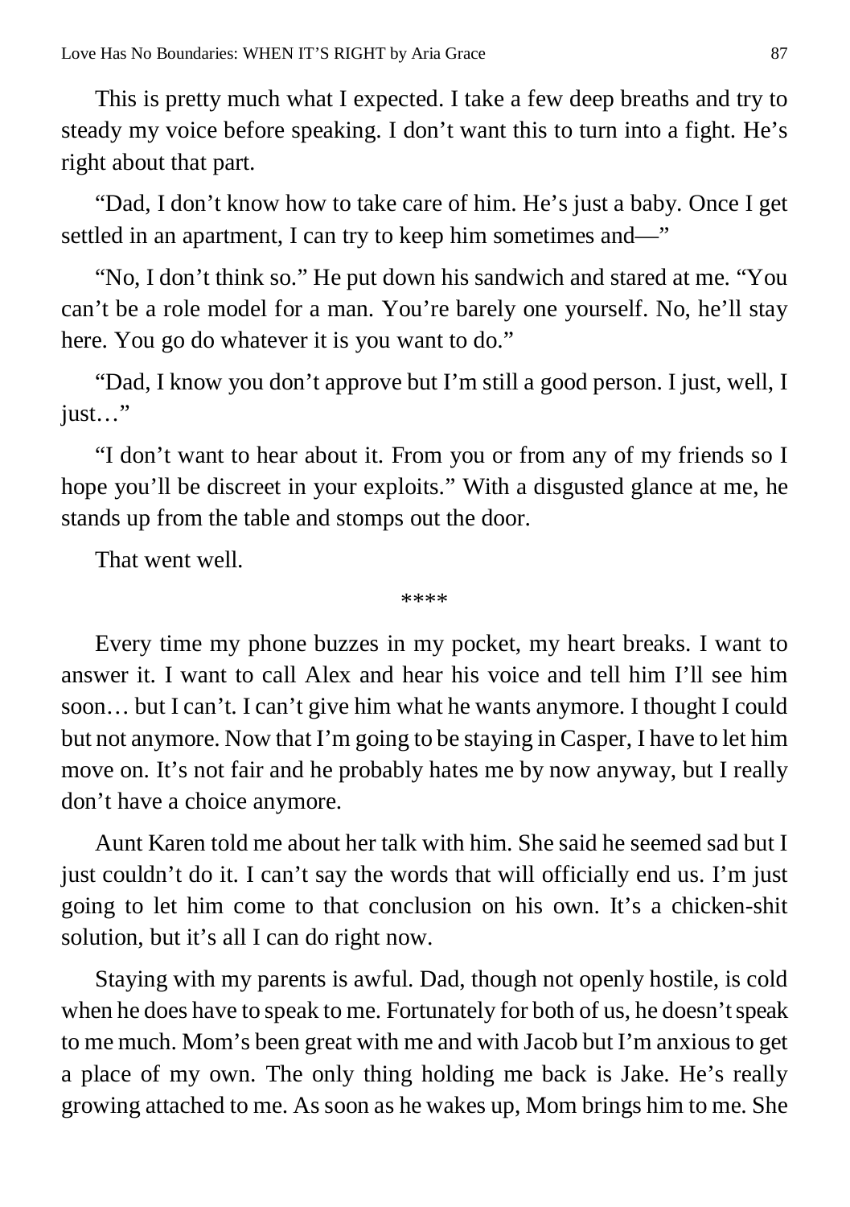This is pretty much what I expected. I take a few deep breaths and try to steady my voice before speaking. I don't want this to turn into a fight. He's right about that part.

"Dad, I don't know how to take care of him. He's just a baby. Once I get settled in an apartment, I can try to keep him sometimes and—"

"No, I don't think so." He put down his sandwich and stared at me. "You can't be a role model for a man. You're barely one yourself. No, he'll stay here. You go do whatever it is you want to do."

"Dad, I know you don't approve but I'm still a good person. I just, well, I just…"

"I don't want to hear about it. From you or from any of my friends so I hope you'll be discreet in your exploits." With a disgusted glance at me, he stands up from the table and stomps out the door.

That went well.

****

Every time my phone buzzes in my pocket, my heart breaks. I want to answer it. I want to call Alex and hear his voice and tell him I'll see him soon… but I can't. I can't give him what he wants anymore. I thought I could but not anymore. Now that I'm going to be staying in Casper, I have to let him move on. It's not fair and he probably hates me by now anyway, but I really don't have a choice anymore.

Aunt Karen told me about her talk with him. She said he seemed sad but I just couldn't do it. I can't say the words that will officially end us. I'm just going to let him come to that conclusion on his own. It's a chicken-shit solution, but it's all I can do right now.

Staying with my parents is awful. Dad, though not openly hostile, is cold when he does have to speak to me. Fortunately for both of us, he doesn't speak to me much. Mom's been great with me and with Jacob but I'm anxious to get a place of my own. The only thing holding me back is Jake. He's really growing attached to me. As soon as he wakes up, Mom brings him to me. She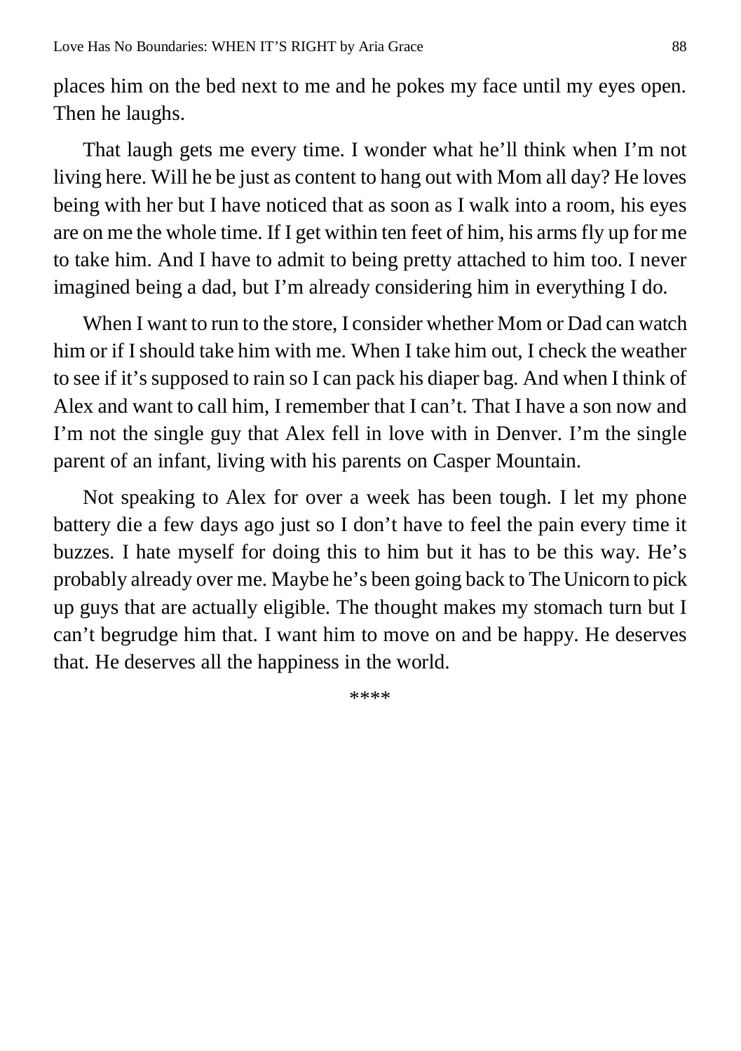places him on the bed next to me and he pokes my face until my eyes open. Then he laughs.

That laugh gets me every time. I wonder what he'll think when I'm not living here. Will he be just as content to hang out with Mom all day? He loves being with her but I have noticed that as soon as I walk into a room, his eyes are on me the whole time. If I get within ten feet of him, his arms fly up for me to take him. And I have to admit to being pretty attached to him too. I never imagined being a dad, but I'm already considering him in everything I do.

When I want to run to the store, I consider whether Mom or Dad can watch him or if I should take him with me. When I take him out, I check the weather to see if it's supposed to rain so I can pack his diaper bag. And when I think of Alex and want to call him, I remember that I can't. That I have a son now and I'm not the single guy that Alex fell in love with in Denver. I'm the single parent of an infant, living with his parents on Casper Mountain.

Not speaking to Alex for over a week has been tough. I let my phone battery die a few days ago just so I don't have to feel the pain every time it buzzes. I hate myself for doing this to him but it has to be this way. He's probably already over me. Maybe he's been going back to The Unicorn to pick up guys that are actually eligible. The thought makes my stomach turn but I can't begrudge him that. I want him to move on and be happy. He deserves that. He deserves all the happiness in the world.

****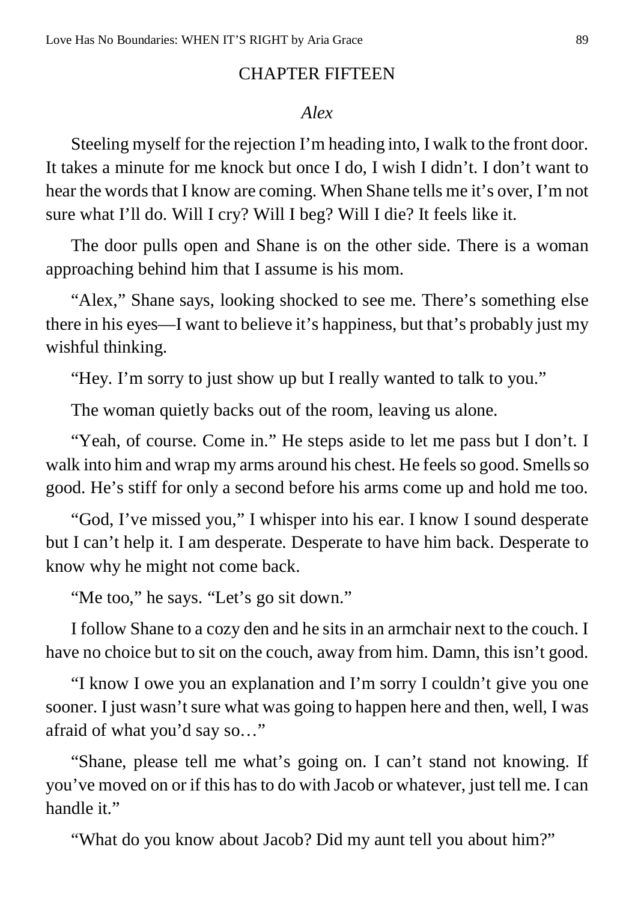## CHAPTER FIFTEEN

*Alex*

Steeling myself for the rejection I'm heading into, I walk to the front door. It takes a minute for me knock but once I do, I wish I didn't. I don't want to hear the words that I know are coming. When Shane tells me it's over, I'm not sure what I'll do. Will I cry? Will I beg? Will I die? It feels like it.

The door pulls open and Shane is on the other side. There is a woman approaching behind him that I assume is his mom.

"Alex," Shane says, looking shocked to see me. There's something else there in his eyes—I want to believe it's happiness, but that's probably just my wishful thinking.

"Hey. I'm sorry to just show up but I really wanted to talk to you."

The woman quietly backs out of the room, leaving us alone.

"Yeah, of course. Come in." He steps aside to let me pass but I don't. I walk into him and wrap my arms around his chest. He feels so good. Smells so good. He's stiff for only a second before his arms come up and hold me too.

"God, I've missed you," I whisper into his ear. I know I sound desperate but I can't help it. I am desperate. Desperate to have him back. Desperate to know why he might not come back.

"Me too," he says. "Let's go sit down."

I follow Shane to a cozy den and he sits in an armchair next to the couch. I have no choice but to sit on the couch, away from him. Damn, this isn't good.

"I know I owe you an explanation and I'm sorry I couldn't give you one sooner. I just wasn't sure what was going to happen here and then, well, I was afraid of what you'd say so…"

"Shane, please tell me what's going on. I can't stand not knowing. If you've moved on or if this has to do with Jacob or whatever, just tell me. I can handle it."

"What do you know about Jacob? Did my aunt tell you about him?"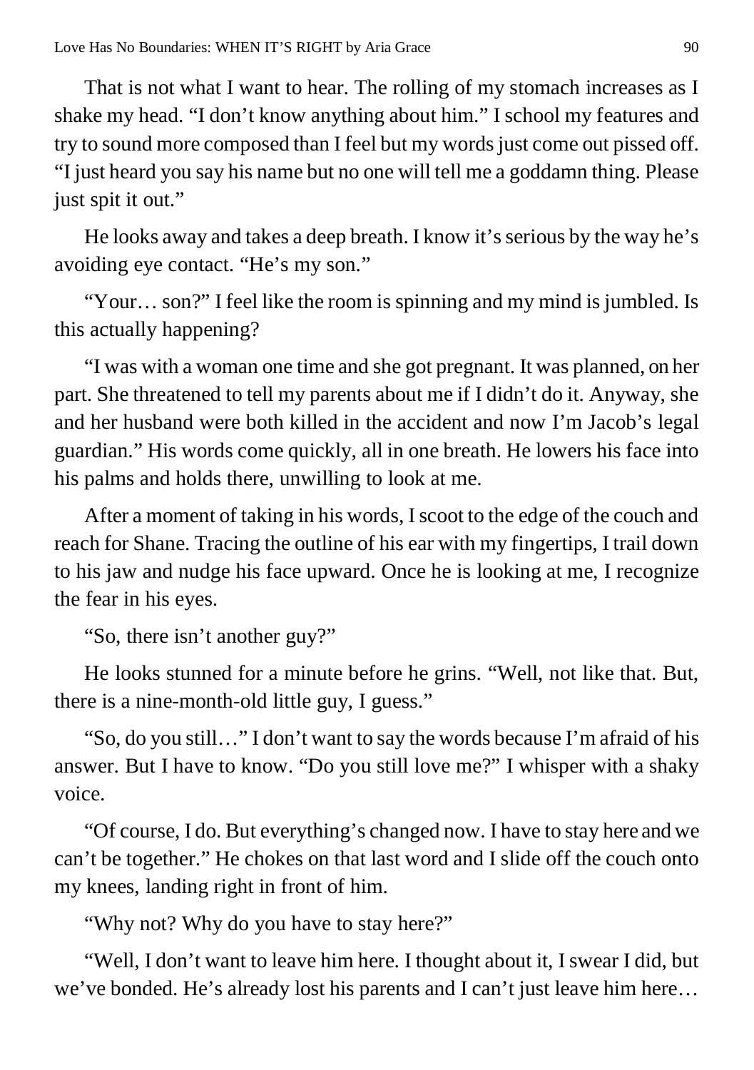That is not what I want to hear. The rolling of my stomach increases as I shake my head. "I don't know anything about him." I school my features and try to sound more composed than I feel but my words just come out pissed off. "I just heard you say his name but no one will tell me a goddamn thing. Please just spit it out."

He looks away and takes a deep breath. I know it's serious by the way he's avoiding eye contact. "He's my son."

"Your… son?" I feel like the room is spinning and my mind is jumbled. Is this actually happening?

"I was with a woman one time and she got pregnant. It was planned, on her part. She threatened to tell my parents about me if I didn't do it. Anyway, she and her husband were both killed in the accident and now I'm Jacob's legal guardian." His words come quickly, all in one breath. He lowers his face into his palms and holds there, unwilling to look at me.

After a moment of taking in his words, I scoot to the edge of the couch and reach for Shane. Tracing the outline of his ear with my fingertips, I trail down to his jaw and nudge his face upward. Once he is looking at me, I recognize the fear in his eyes.

"So, there isn't another guy?"

He looks stunned for a minute before he grins. "Well, not like that. But, there is a nine-month-old little guy, I guess."

"So, do you still…" I don't want to say the words because I'm afraid of his answer. But I have to know. "Do you still love me?" I whisper with a shaky voice.

"Of course, I do. But everything's changed now. I have to stay here and we can't be together." He chokes on that last word and I slide off the couch onto my knees, landing right in front of him.

"Why not? Why do you have to stay here?"

"Well, I don't want to leave him here. I thought about it, I swear I did, but we've bonded. He's already lost his parents and I can't just leave him here…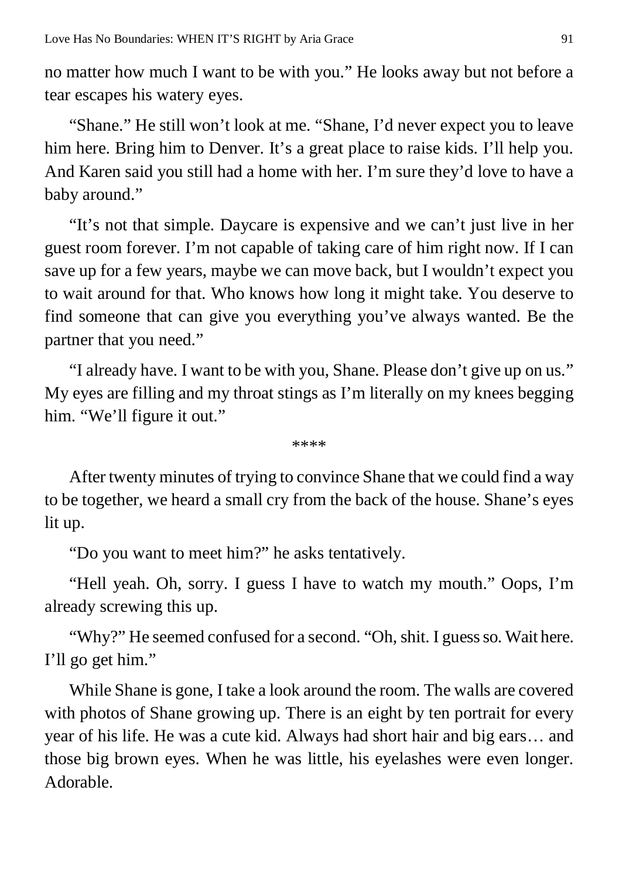no matter how much I want to be with you." He looks away but not before a tear escapes his watery eyes.

"Shane." He still won't look at me. "Shane, I'd never expect you to leave him here. Bring him to Denver. It's a great place to raise kids. I'll help you. And Karen said you still had a home with her. I'm sure they'd love to have a baby around."

"It's not that simple. Daycare is expensive and we can't just live in her guest room forever. I'm not capable of taking care of him right now. If I can save up for a few years, maybe we can move back, but I wouldn't expect you to wait around for that. Who knows how long it might take. You deserve to find someone that can give you everything you've always wanted. Be the partner that you need."

"I already have. I want to be with you, Shane. Please don't give up on us." My eyes are filling and my throat stings as I'm literally on my knees begging him. "We'll figure it out."

\*\*\*\*

After twenty minutes of trying to convince Shane that we could find a way to be together, we heard a small cry from the back of the house. Shane's eyes lit up.

"Do you want to meet him?" he asks tentatively.

"Hell yeah. Oh, sorry. I guess I have to watch my mouth." Oops, I'm already screwing this up.

"Why?" He seemed confused for a second. "Oh, shit. I guess so. Wait here. I'll go get him."

While Shane is gone, I take a look around the room. The walls are covered with photos of Shane growing up. There is an eight by ten portrait for every year of his life. He was a cute kid. Always had short hair and big ears… and those big brown eyes. When he was little, his eyelashes were even longer. Adorable.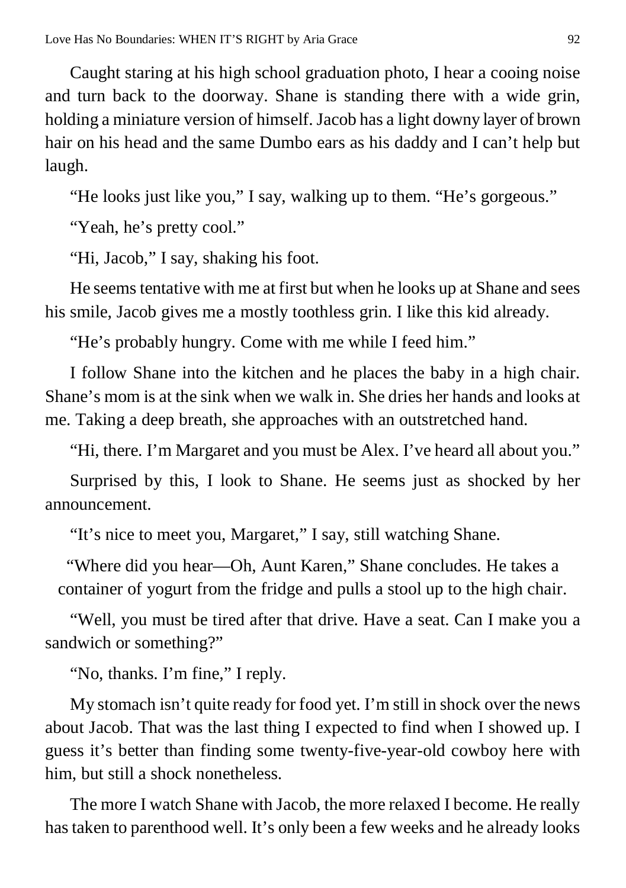Caught staring at his high school graduation photo, I hear a cooing noise and turn back to the doorway. Shane is standing there with a wide grin, holding a miniature version of himself. Jacob has a light downy layer of brown hair on his head and the same Dumbo ears as his daddy and I can't help but laugh.

"He looks just like you," I say, walking up to them. "He's gorgeous."

"Yeah, he's pretty cool."

"Hi, Jacob," I say, shaking his foot.

He seems tentative with me at first but when he looks up at Shane and sees his smile, Jacob gives me a mostly toothless grin. I like this kid already.

"He's probably hungry. Come with me while I feed him."

I follow Shane into the kitchen and he places the baby in a high chair. Shane's mom is at the sink when we walk in. She dries her hands and looks at me. Taking a deep breath, she approaches with an outstretched hand.

"Hi, there. I'm Margaret and you must be Alex. I've heard all about you."

Surprised by this, I look to Shane. He seems just as shocked by her announcement.

"It's nice to meet you, Margaret," I say, still watching Shane.

"Where did you hear—Oh, Aunt Karen," Shane concludes. He takes a container of yogurt from the fridge and pulls a stool up to the high chair.

"Well, you must be tired after that drive. Have a seat. Can I make you a sandwich or something?"

"No, thanks. I'm fine," I reply.

My stomach isn't quite ready for food yet. I'm still in shock over the news about Jacob. That was the last thing I expected to find when I showed up. I guess it's better than finding some twenty-five-year-old cowboy here with him, but still a shock nonetheless.

The more I watch Shane with Jacob, the more relaxed I become. He really has taken to parenthood well. It's only been a few weeks and he already looks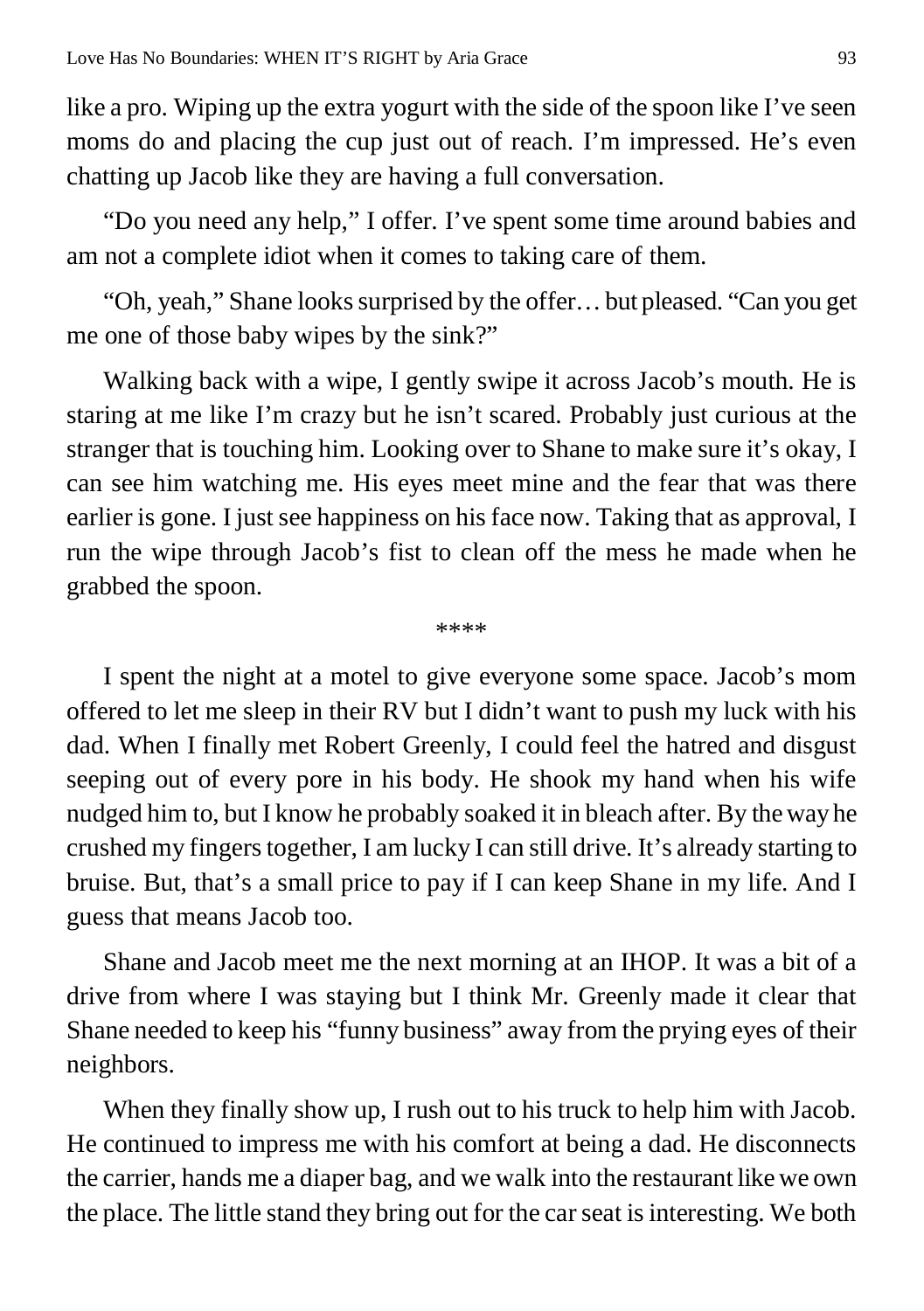like a pro. Wiping up the extra yogurt with the side of the spoon like I've seen moms do and placing the cup just out of reach. I'm impressed. He's even chatting up Jacob like they are having a full conversation.

"Do you need any help," I offer. I've spent some time around babies and am not a complete idiot when it comes to taking care of them.

"Oh, yeah," Shane looks surprised by the offer… but pleased. "Can you get me one of those baby wipes by the sink?"

Walking back with a wipe, I gently swipe it across Jacob's mouth. He is staring at me like I'm crazy but he isn't scared. Probably just curious at the stranger that is touching him. Looking over to Shane to make sure it's okay, I can see him watching me. His eyes meet mine and the fear that was there earlier is gone. I just see happiness on his face now. Taking that as approval, I run the wipe through Jacob's fist to clean off the mess he made when he grabbed the spoon.

\*\*\*\*

I spent the night at a motel to give everyone some space. Jacob's mom offered to let me sleep in their RV but I didn't want to push my luck with his dad. When I finally met Robert Greenly, I could feel the hatred and disgust seeping out of every pore in his body. He shook my hand when his wife nudged him to, but I know he probably soaked it in bleach after. By the way he crushed my fingers together, I am lucky I can still drive. It's already starting to bruise. But, that's a small price to pay if I can keep Shane in my life. And I guess that means Jacob too.

Shane and Jacob meet me the next morning at an IHOP. It was a bit of a drive from where I was staying but I think Mr. Greenly made it clear that Shane needed to keep his "funny business" away from the prying eyes of their neighbors.

When they finally show up, I rush out to his truck to help him with Jacob. He continued to impress me with his comfort at being a dad. He disconnects the carrier, hands me a diaper bag, and we walk into the restaurant like we own the place. The little stand they bring out for the car seat is interesting. We both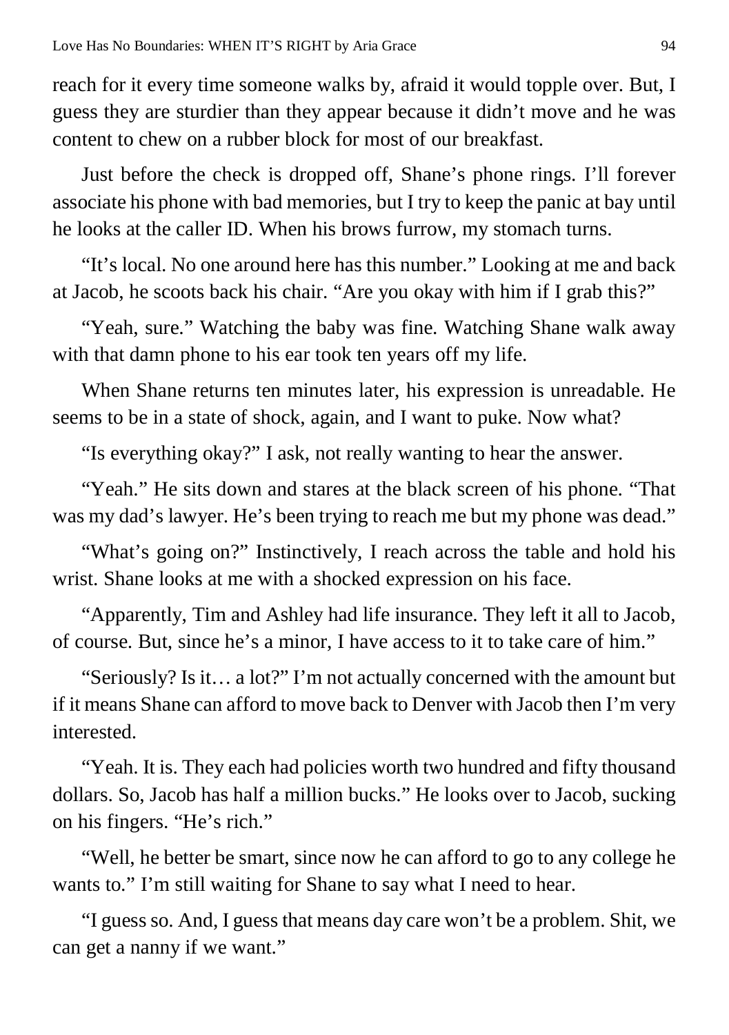reach for it every time someone walks by, afraid it would topple over. But, I guess they are sturdier than they appear because it didn't move and he was content to chew on a rubber block for most of our breakfast.

Just before the check is dropped off, Shane's phone rings. I'll forever associate his phone with bad memories, but I try to keep the panic at bay until he looks at the caller ID. When his brows furrow, my stomach turns.

"It's local. No one around here has this number." Looking at me and back at Jacob, he scoots back his chair. "Are you okay with him if I grab this?"

"Yeah, sure." Watching the baby was fine. Watching Shane walk away with that damn phone to his ear took ten years off my life.

When Shane returns ten minutes later, his expression is unreadable. He seems to be in a state of shock, again, and I want to puke. Now what?

"Is everything okay?" I ask, not really wanting to hear the answer.

"Yeah." He sits down and stares at the black screen of his phone. "That was my dad's lawyer. He's been trying to reach me but my phone was dead."

"What's going on?" Instinctively, I reach across the table and hold his wrist. Shane looks at me with a shocked expression on his face.

"Apparently, Tim and Ashley had life insurance. They left it all to Jacob, of course. But, since he's a minor, I have access to it to take care of him."

"Seriously? Is it… a lot?" I'm not actually concerned with the amount but if it means Shane can afford to move back to Denver with Jacob then I'm very interested.

"Yeah. It is. They each had policies worth two hundred and fifty thousand dollars. So, Jacob has half a million bucks." He looks over to Jacob, sucking on his fingers. "He's rich."

"Well, he better be smart, since now he can afford to go to any college he wants to." I'm still waiting for Shane to say what I need to hear.

"I guess so. And, I guess that means day care won't be a problem. Shit, we can get a nanny if we want."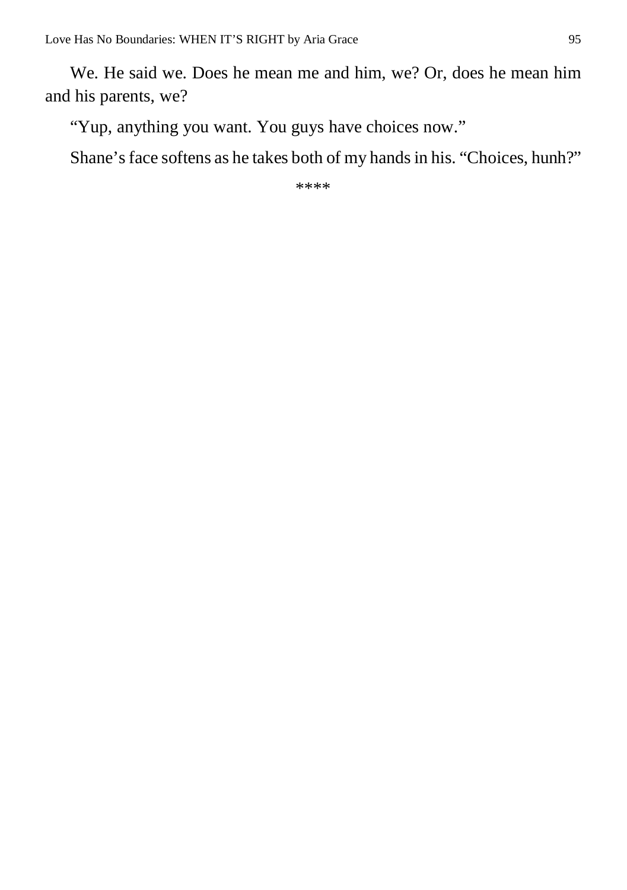We. He said we. Does he mean me and him, we? Or, does he mean him and his parents, we?

"Yup, anything you want. You guys have choices now."

Shane's face softens as he takes both of my hands in his. "Choices, hunh?"

****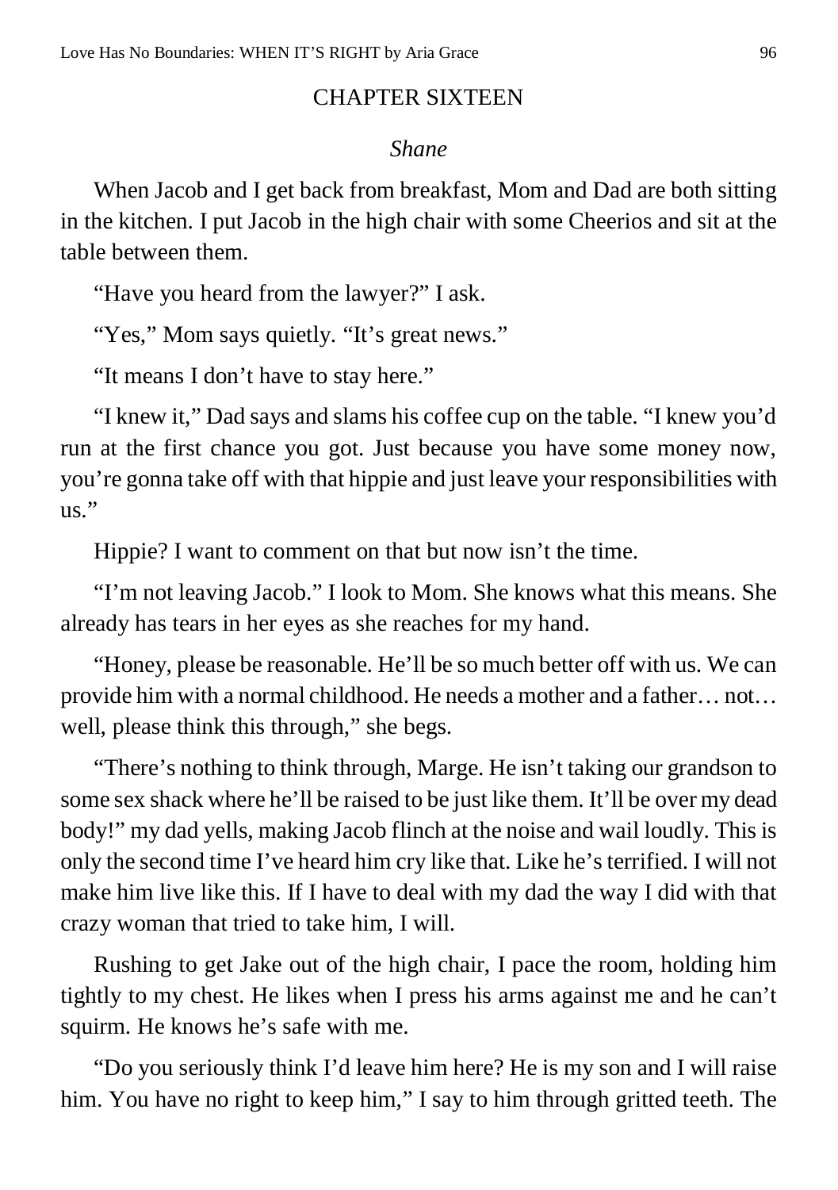## CHAPTER SIXTEEN

*Shane*

When Jacob and I get back from breakfast, Mom and Dad are both sitting in the kitchen. I put Jacob in the high chair with some Cheerios and sit at the table between them.

"Have you heard from the lawyer?" I ask.

"Yes," Mom says quietly. "It's great news."

"It means I don't have to stay here."

"I knew it," Dad says and slams his coffee cup on the table. "I knew you'd run at the first chance you got. Just because you have some money now, you're gonna take off with that hippie and just leave your responsibilities with us."

Hippie? I want to comment on that but now isn't the time.

"I'm not leaving Jacob." I look to Mom. She knows what this means. She already has tears in her eyes as she reaches for my hand.

"Honey, please be reasonable. He'll be so much better off with us. We can provide him with a normal childhood. He needs a mother and a father… not… well, please think this through," she begs.

"There's nothing to think through, Marge. He isn't taking our grandson to some sex shack where he'll be raised to be just like them. It'll be over my dead body!" my dad yells, making Jacob flinch at the noise and wail loudly. This is only the second time I've heard him cry like that. Like he's terrified. I will not make him live like this. If I have to deal with my dad the way I did with that crazy woman that tried to take him, I will.

Rushing to get Jake out of the high chair, I pace the room, holding him tightly to my chest. He likes when I press his arms against me and he can't squirm. He knows he's safe with me.

"Do you seriously think I'd leave him here? He is my son and I will raise him. You have no right to keep him," I say to him through gritted teeth. The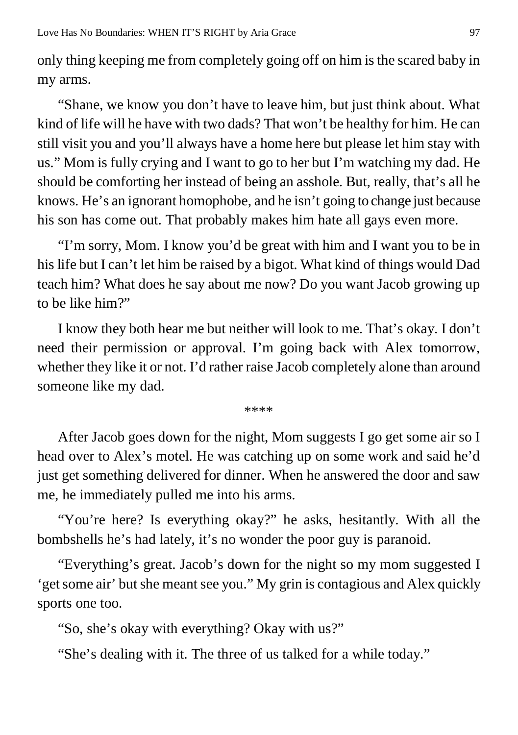only thing keeping me from completely going off on him is the scared baby in my arms.

"Shane, we know you don't have to leave him, but just think about. What kind of life will he have with two dads? That won't be healthy for him. He can still visit you and you'll always have a home here but please let him stay with us." Mom is fully crying and I want to go to her but I'm watching my dad. He should be comforting her instead of being an asshole. But, really, that's all he knows. He's an ignorant homophobe, and he isn't going to change just because his son has come out. That probably makes him hate all gays even more.

"I'm sorry, Mom. I know you'd be great with him and I want you to be in his life but I can't let him be raised by a bigot. What kind of things would Dad teach him? What does he say about me now? Do you want Jacob growing up to be like him?"

I know they both hear me but neither will look to me. That's okay. I don't need their permission or approval. I'm going back with Alex tomorrow, whether they like it or not. I'd rather raise Jacob completely alone than around someone like my dad.

****

After Jacob goes down for the night, Mom suggests I go get some air so I head over to Alex's motel. He was catching up on some work and said he'd just get something delivered for dinner. When he answered the door and saw me, he immediately pulled me into his arms.

"You're here? Is everything okay?" he asks, hesitantly. With all the bombshells he's had lately, it's no wonder the poor guy is paranoid.

"Everything's great. Jacob's down for the night so my mom suggested I 'get some air' but she meant see you." My grin is contagious and Alex quickly sports one too.

"So, she's okay with everything? Okay with us?"

"She's dealing with it. The three of us talked for a while today."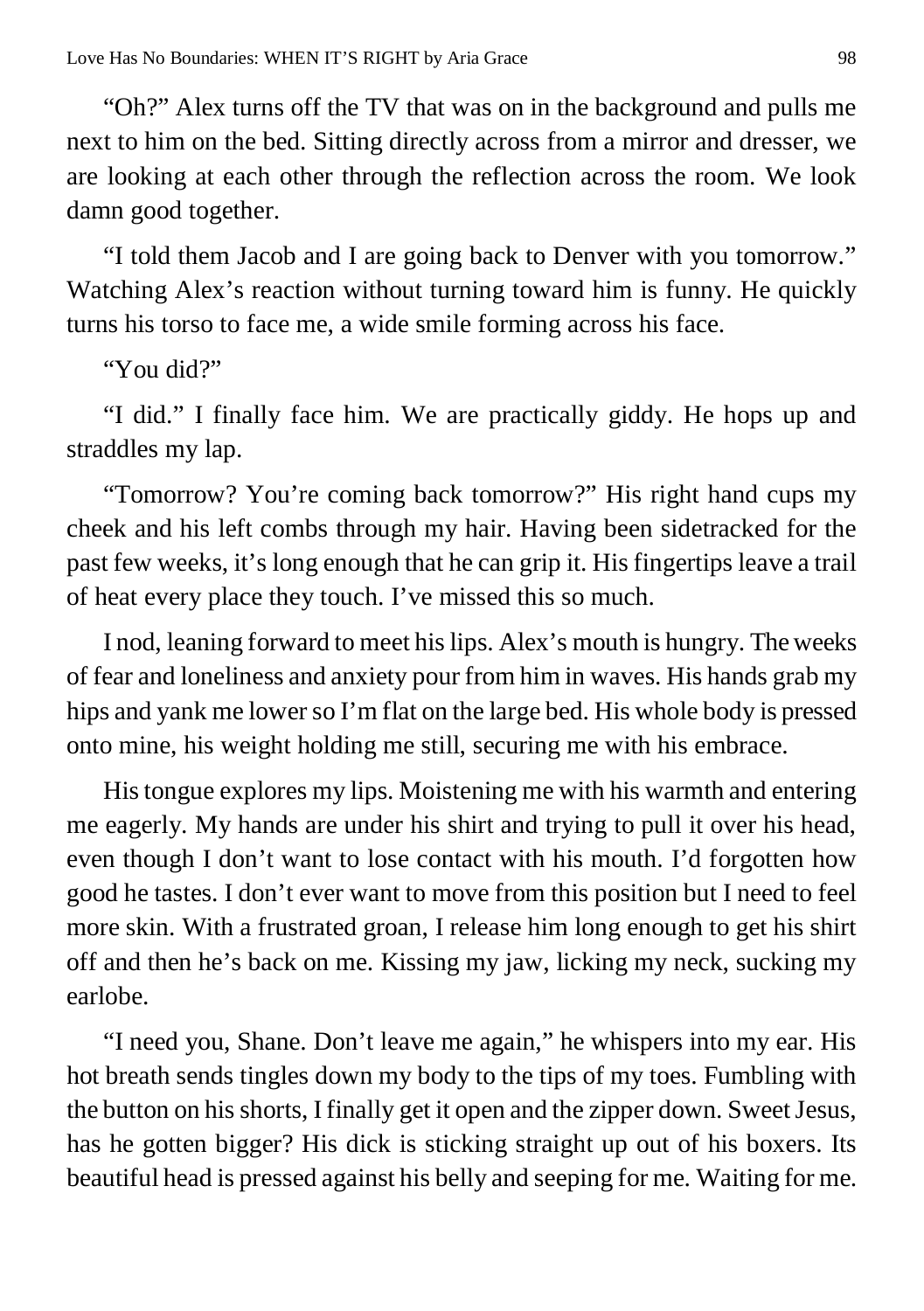"Oh?" Alex turns off the TV that was on in the background and pulls me next to him on the bed. Sitting directly across from a mirror and dresser, we are looking at each other through the reflection across the room. We look damn good together.

"I told them Jacob and I are going back to Denver with you tomorrow." Watching Alex's reaction without turning toward him is funny. He quickly turns his torso to face me, a wide smile forming across his face.

"You did?"

"I did." I finally face him. We are practically giddy. He hops up and straddles my lap.

"Tomorrow? You're coming back tomorrow?" His right hand cups my cheek and his left combs through my hair. Having been sidetracked for the past few weeks, it's long enough that he can grip it. His fingertips leave a trail of heat every place they touch. I've missed this so much.

I nod, leaning forward to meet his lips. Alex's mouth is hungry. The weeks of fear and loneliness and anxiety pour from him in waves. His hands grab my hips and yank me lower so I'm flat on the large bed. His whole body is pressed onto mine, his weight holding me still, securing me with his embrace.

His tongue explores my lips. Moistening me with his warmth and entering me eagerly. My hands are under his shirt and trying to pull it over his head, even though I don't want to lose contact with his mouth. I'd forgotten how good he tastes. I don't ever want to move from this position but I need to feel more skin. With a frustrated groan, I release him long enough to get his shirt off and then he's back on me. Kissing my jaw, licking my neck, sucking my earlobe.

"I need you, Shane. Don't leave me again," he whispers into my ear. His hot breath sends tingles down my body to the tips of my toes. Fumbling with the button on his shorts, I finally get it open and the zipper down. Sweet Jesus, has he gotten bigger? His dick is sticking straight up out of his boxers. Its beautiful head is pressed against his belly and seeping for me. Waiting for me.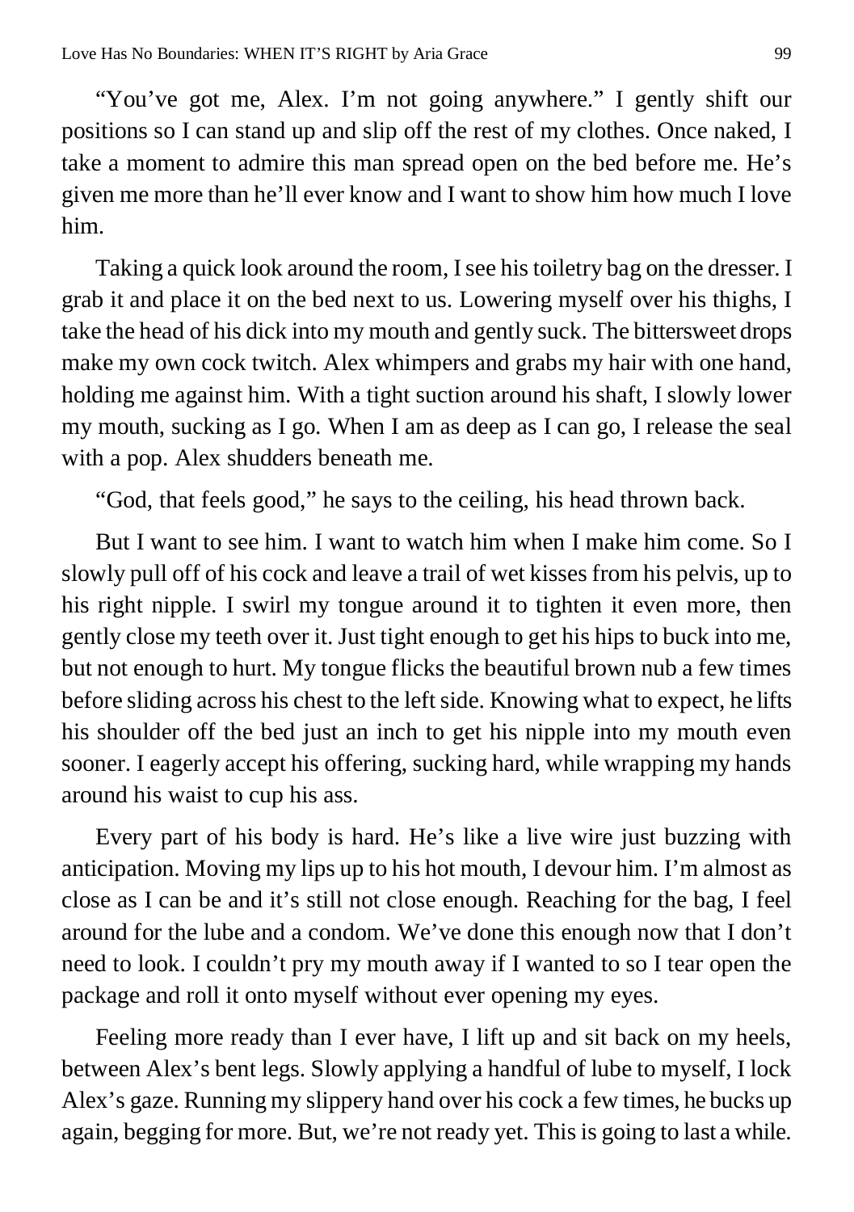"You've got me, Alex. I'm not going anywhere." I gently shift our positions so I can stand up and slip off the rest of my clothes. Once naked, I take a moment to admire this man spread open on the bed before me. He's given me more than he'll ever know and I want to show him how much I love him.

Taking a quick look around the room, I see his toiletry bag on the dresser. I grab it and place it on the bed next to us. Lowering myself over his thighs, I take the head of his dick into my mouth and gently suck. The bittersweet drops make my own cock twitch. Alex whimpers and grabs my hair with one hand, holding me against him. With a tight suction around his shaft, I slowly lower my mouth, sucking as I go. When I am as deep as I can go, I release the seal with a pop. Alex shudders beneath me.

"God, that feels good," he says to the ceiling, his head thrown back.

But I want to see him. I want to watch him when I make him come. So I slowly pull off of his cock and leave a trail of wet kisses from his pelvis, up to his right nipple. I swirl my tongue around it to tighten it even more, then gently close my teeth over it. Just tight enough to get his hips to buck into me, but not enough to hurt. My tongue flicks the beautiful brown nub a few times before sliding across his chest to the left side. Knowing what to expect, he lifts his shoulder off the bed just an inch to get his nipple into my mouth even sooner. I eagerly accept his offering, sucking hard, while wrapping my hands around his waist to cup his ass.

Every part of his body is hard. He's like a live wire just buzzing with anticipation. Moving my lips up to his hot mouth, I devour him. I'm almost as close as I can be and it's still not close enough. Reaching for the bag, I feel around for the lube and a condom. We've done this enough now that I don't need to look. I couldn't pry my mouth away if I wanted to so I tear open the package and roll it onto myself without ever opening my eyes.

Feeling more ready than I ever have, I lift up and sit back on my heels, between Alex's bent legs. Slowly applying a handful of lube to myself, I lock Alex's gaze. Running my slippery hand over his cock a few times, he bucks up again, begging for more. But, we're not ready yet. This is going to last a while.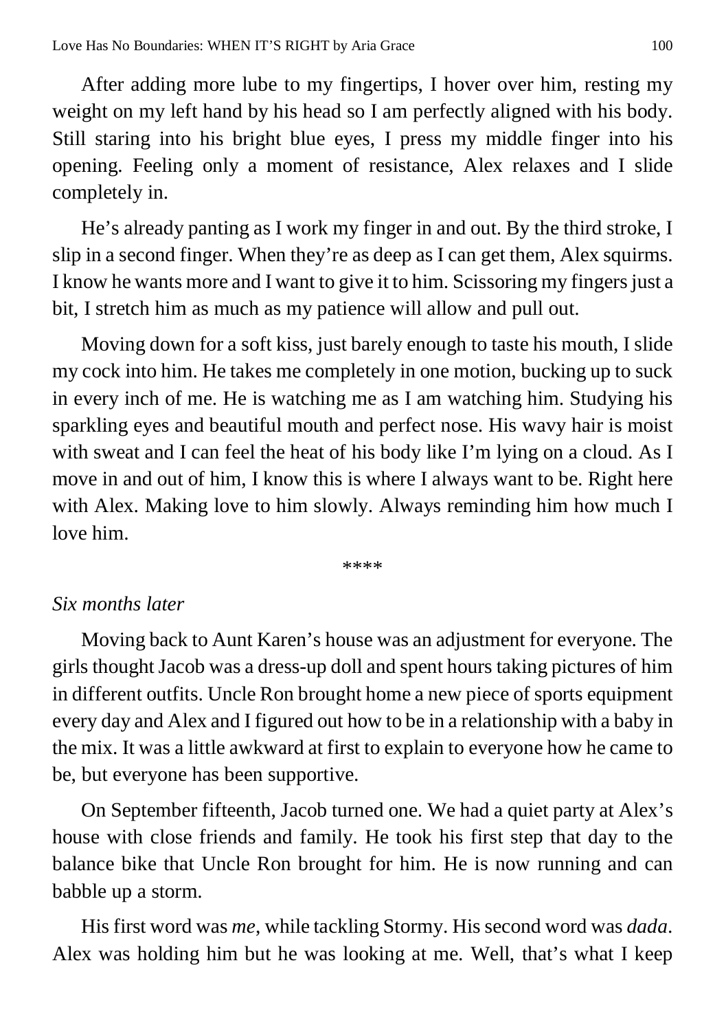After adding more lube to my fingertips, I hover over him, resting my weight on my left hand by his head so I am perfectly aligned with his body. Still staring into his bright blue eyes, I press my middle finger into his opening. Feeling only a moment of resistance, Alex relaxes and I slide completely in.

He's already panting as I work my finger in and out. By the third stroke, I slip in a second finger. When they're as deep as I can get them, Alex squirms. I know he wants more and I want to give it to him. Scissoring my fingers just a bit, I stretch him as much as my patience will allow and pull out.

Moving down for a soft kiss, just barely enough to taste his mouth, I slide my cock into him. He takes me completely in one motion, bucking up to suck in every inch of me. He is watching me as I am watching him. Studying his sparkling eyes and beautiful mouth and perfect nose. His wavy hair is moist with sweat and I can feel the heat of his body like I'm lying on a cloud. As I move in and out of him, I know this is where I always want to be. Right here with Alex. Making love to him slowly. Always reminding him how much I love him.

\*\*\*\*

*Six months later*

Moving back to Aunt Karen's house was an adjustment for everyone. The girls thought Jacob was a dress-up doll and spent hours taking pictures of him in different outfits. Uncle Ron brought home a new piece of sports equipment every day and Alex and I figured out how to be in a relationship with a baby in the mix. It was a little awkward at first to explain to everyone how he came to be, but everyone has been supportive.

On September fifteenth, Jacob turned one. We had a quiet party at Alex's house with close friends and family. He took his first step that day to the balance bike that Uncle Ron brought for him. He is now running and can babble up a storm.

His first word was *me*, while tackling Stormy. His second word was *dada*. Alex was holding him but he was looking at me. Well, that's what I keep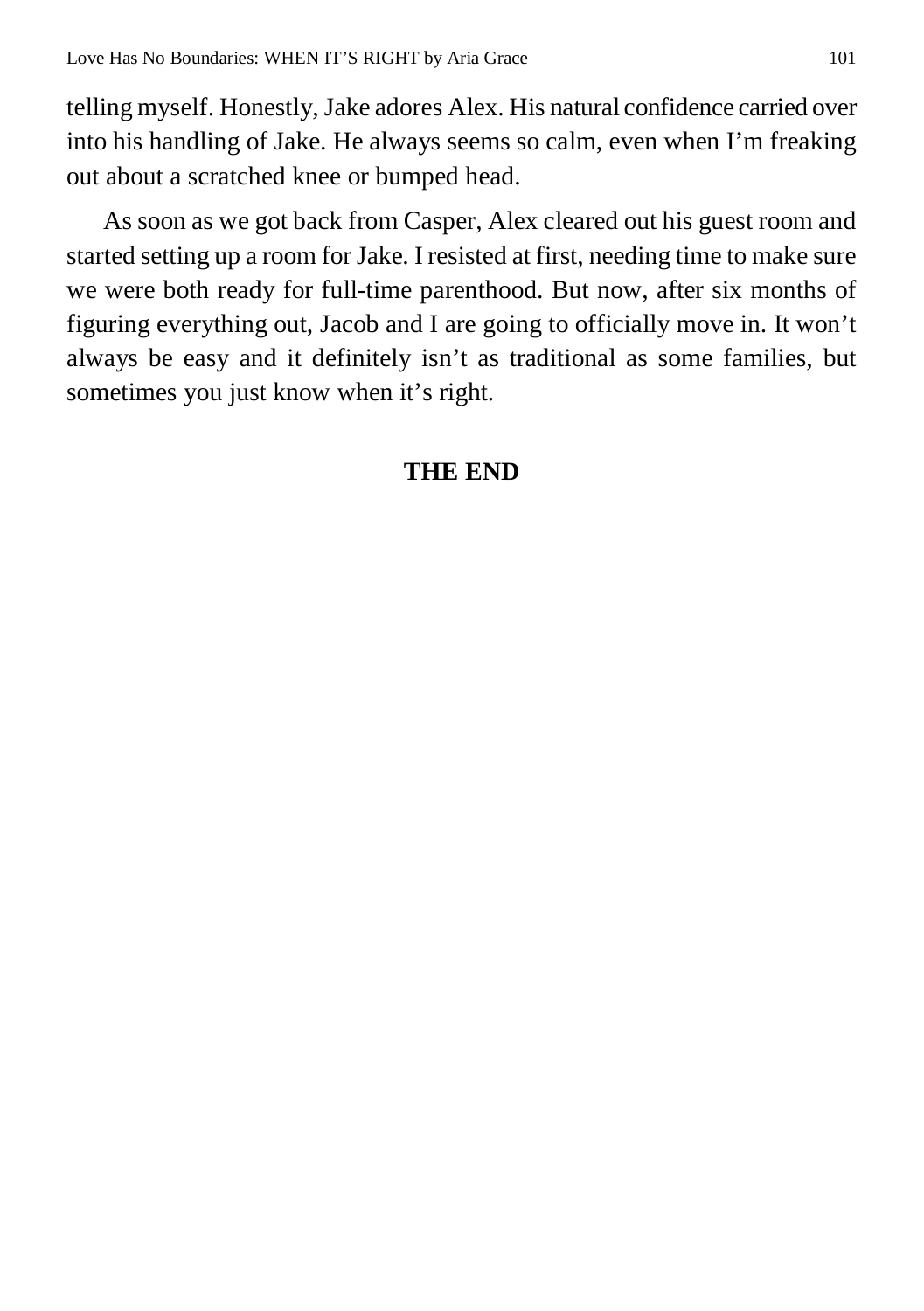telling myself. Honestly, Jake adores Alex. His natural confidence carried over into his handling of Jake. He always seems so calm, even when I'm freaking out about a scratched knee or bumped head.

As soon as we got back from Casper, Alex cleared out his guest room and started setting up a room for Jake. I resisted at first, needing time to make sure we were both ready for full-time parenthood. But now, after six months of figuring everything out, Jacob and I are going to officially move in. It won't always be easy and it definitely isn't as traditional as some families, but sometimes you just know when it's right.

**THE END**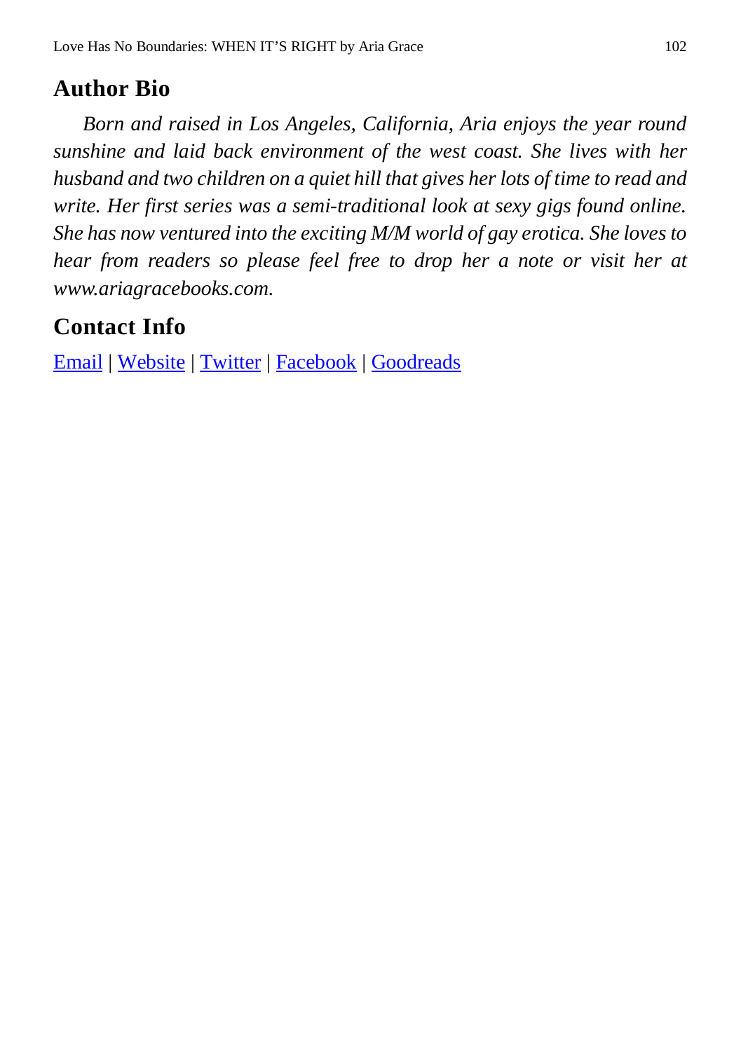## Author Bio

*Born and raised in Los Angeles, California, Aria enjoys the year round sunshine and laid back environment of the west coast. She lives with her husband and two children on a quiet hill that gives her lots of time to read and write. Her first series was a semi-traditional look at sexy gigs found online. She has now ventured into the exciting M/M world of gay erotica. She loves to hear from readers so please feel free to drop her a note or visit her at www.ariagracebooks.com.*

## Contact Info

Email | Website | Twitter | Facebook | Goodreads